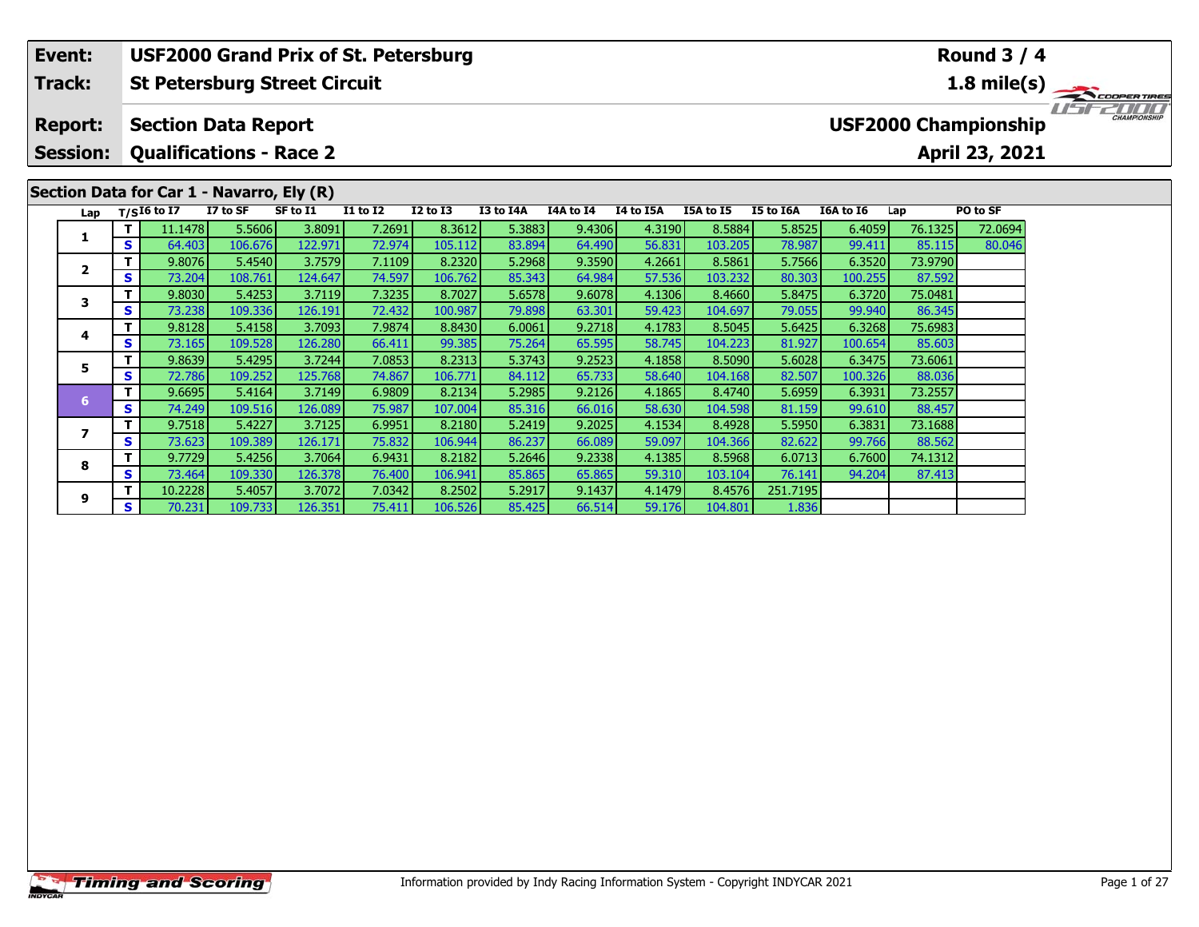| Event: | USF2000 Grand Prix of St. Petersburg | Round 3 / 4 |
|---|---|---|
| Track: | St Petersburg Street Circuit | 1.8 mile(s) |
| Report: | Section Data Report | USF2000 Championship |
| Session: | Qualifications - Race 2 | April 23, 2021 |

## Section Data for Car 1 - Navarro, Ely (R)

| Lap | T/S | I6 to I7 | I7 to SF | SF to I1 | I1 to I2 | I2 to I3 | I3 to I4A | I4A to I4 | I4 to I5A | I5A to I5 | I5 to I6A | I6A to I6 | Lap | PO to SF |
|---|---|---|---|---|---|---|---|---|---|---|---|---|---|---|
| 1 | T | 11.1478 | 5.5606 | 3.8091 | 7.2691 | 8.3612 | 5.3883 | 9.4306 | 4.3190 | 8.5884 | 5.8525 | 6.4059 | 76.1325 | 72.0694 |
| | S | 64.403 | 106.676 | 122.971 | 72.974 | 105.112 | 83.894 | 64.490 | 56.831 | 103.205 | 78.987 | 99.411 | 85.115 | 80.046 |
| 2 | T | 9.8076 | 5.4540 | 3.7579 | 7.1109 | 8.2320 | 5.2968 | 9.3590 | 4.2661 | 8.5861 | 5.7566 | 6.3520 | 73.9790 | |
| | S | 73.204 | 108.761 | 124.647 | 74.597 | 106.762 | 85.343 | 64.984 | 57.536 | 103.232 | 80.303 | 100.255 | 87.592 | |
| 3 | T | 9.8030 | 5.4253 | 3.7119 | 7.3235 | 8.7027 | 5.6578 | 9.6078 | 4.1306 | 8.4660 | 5.8475 | 6.3720 | 75.0481 | |
| | S | 73.238 | 109.336 | 126.191 | 72.432 | 100.987 | 79.898 | 63.301 | 59.423 | 104.697 | 79.055 | 99.940 | 86.345 | |
| 4 | T | 9.8128 | 5.4158 | 3.7093 | 7.9874 | 8.8430 | 6.0061 | 9.2718 | 4.1783 | 8.5045 | 5.6425 | 6.3268 | 75.6983 | |
| | S | 73.165 | 109.528 | 126.280 | 66.411 | 99.385 | 75.264 | 65.595 | 58.745 | 104.223 | 81.927 | 100.654 | 85.603 | |
| 5 | T | 9.8639 | 5.4295 | 3.7244 | 7.0853 | 8.2313 | 5.3743 | 9.2523 | 4.1858 | 8.5090 | 5.6028 | 6.3475 | 73.6061 | |
| | S | 72.786 | 109.252 | 125.768 | 74.867 | 106.771 | 84.112 | 65.733 | 58.640 | 104.168 | 82.507 | 100.326 | 88.036 | |
| 6 | T | 9.6695 | 5.4164 | 3.7149 | 6.9809 | 8.2134 | 5.2985 | 9.2126 | 4.1865 | 8.4740 | 5.6959 | 6.3931 | 73.2557 | |
| | S | 74.249 | 109.516 | 126.089 | 75.987 | 107.004 | 85.316 | 66.016 | 58.630 | 104.598 | 81.159 | 99.610 | 88.457 | |
| 7 | T | 9.7518 | 5.4227 | 3.7125 | 6.9951 | 8.2180 | 5.2419 | 9.2025 | 4.1534 | 8.4928 | 5.5950 | 6.3831 | 73.1688 | |
| | S | 73.623 | 109.389 | 126.171 | 75.832 | 106.944 | 86.237 | 66.089 | 59.097 | 104.366 | 82.622 | 99.766 | 88.562 | |
| 8 | T | 9.7729 | 5.4256 | 3.7064 | 6.9431 | 8.2182 | 5.2646 | 9.2338 | 4.1385 | 8.5968 | 6.0713 | 6.7600 | 74.1312 | |
| | S | 73.464 | 109.330 | 126.378 | 76.400 | 106.941 | 85.865 | 65.865 | 59.310 | 103.104 | 76.141 | 94.204 | 87.413 | |
| 9 | T | 10.2228 | 5.4057 | 3.7072 | 7.0342 | 8.2502 | 5.2917 | 9.1437 | 4.1479 | 8.4576 | 251.7195 | | | |
| | S | 70.231 | 109.733 | 126.351 | 75.411 | 106.526 | 85.425 | 66.514 | 59.176 | 104.801 | 1.836 | | | |

Information provided by Indy Racing Information System - Copyright INDYCAR 2021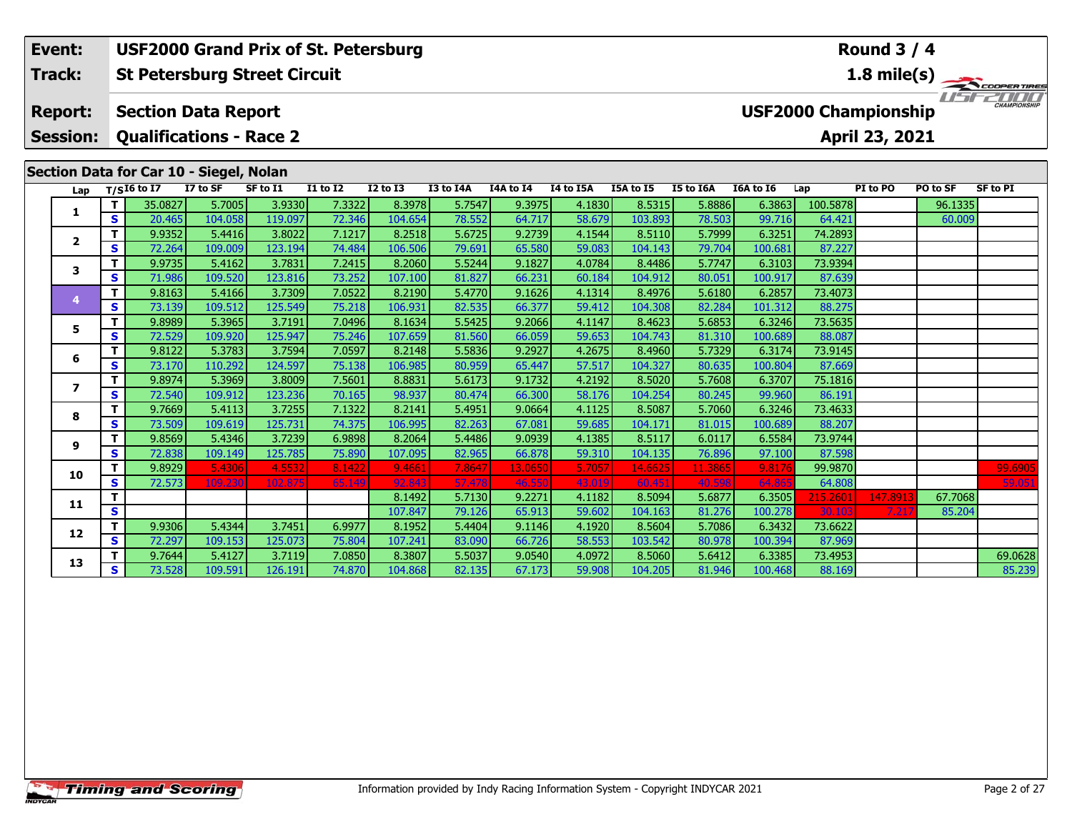**Event:** USF2000 Grand Prix of St. Petersburg
**Track:** St Petersburg Street Circuit
**Report:** Section Data Report
**Session:** Qualifications - Race 2

**Round 3 / 4**
**1.8 mile(s)**
**USF2000 Championship**
**April 23, 2021**

## Section Data for Car 10 - Siegel, Nolan

| Lap | T/S | I6 to I7 | I7 to SF | SF to I1 | I1 to I2 | I2 to I3 | I3 to I4A | I4A to I4 | I4 to I5A | I5A to I5 | I5 to I6A | I6A to I6 | Lap | PI to PO | PO to SF | SF to PI |
|---|---|---|---|---|---|---|---|---|---|---|---|---|---|---|---|---|
| 1 | T | 35.0827 | 5.7005 | 3.9330 | 7.3322 | 8.3978 | 5.7547 | 9.3975 | 4.1830 | 8.5315 | 5.8886 | 6.3863 | 100.5878 | | 96.1335 | |
| | S | 20.465 | 104.058 | 119.097 | 72.346 | 104.654 | 78.552 | 64.717 | 58.679 | 103.893 | 78.503 | 99.716 | 64.421 | | 60.009 | |
| 2 | T | 9.9352 | 5.4416 | 3.8022 | 7.1217 | 8.2518 | 5.6725 | 9.2739 | 4.1544 | 8.5110 | 5.7999 | 6.3251 | 74.2893 | | | |
| | S | 72.264 | 109.009 | 123.194 | 74.484 | 106.506 | 79.691 | 65.580 | 59.083 | 104.143 | 79.704 | 100.681 | 87.227 | | | |
| 3 | T | 9.9735 | 5.4162 | 3.7831 | 7.2415 | 8.2060 | 5.5244 | 9.1827 | 4.0784 | 8.4486 | 5.7747 | 6.3103 | 73.9394 | | | |
| | S | 71.986 | 109.520 | 123.816 | 73.252 | 107.100 | 81.827 | 66.231 | 60.184 | 104.912 | 80.051 | 100.917 | 87.639 | | | |
| 4 | T | 9.8163 | 5.4166 | 3.7309 | 7.0522 | 8.2190 | 5.4770 | 9.1626 | 4.1314 | 8.4976 | 5.6180 | 6.2857 | 73.4073 | | | |
| | S | 73.139 | 109.512 | 125.549 | 75.218 | 106.931 | 82.535 | 66.377 | 59.412 | 104.308 | 82.284 | 101.312 | 88.275 | | | |
| 5 | T | 9.8989 | 5.3965 | 3.7191 | 7.0496 | 8.1634 | 5.5425 | 9.2066 | 4.1147 | 8.4623 | 5.6853 | 6.3246 | 73.5635 | | | |
| | S | 72.529 | 109.920 | 125.947 | 75.246 | 107.659 | 81.560 | 66.059 | 59.653 | 104.743 | 81.310 | 100.689 | 88.087 | | | |
| 6 | T | 9.8122 | 5.3783 | 3.7594 | 7.0597 | 8.2148 | 5.5836 | 9.2927 | 4.2675 | 8.4960 | 5.7329 | 6.3174 | 73.9145 | | | |
| | S | 73.170 | 110.292 | 124.597 | 75.138 | 106.985 | 80.959 | 65.447 | 57.517 | 104.327 | 80.635 | 100.804 | 87.669 | | | |
| 7 | T | 9.8974 | 5.3969 | 3.8009 | 7.5601 | 8.8831 | 5.6173 | 9.1732 | 4.2192 | 8.5020 | 5.7608 | 6.3707 | 75.1816 | | | |
| | S | 72.540 | 109.912 | 123.236 | 70.165 | 98.937 | 80.474 | 66.300 | 58.176 | 104.254 | 80.245 | 99.960 | 86.191 | | | |
| 8 | T | 9.7669 | 5.4113 | 3.7255 | 7.1322 | 8.2141 | 5.4951 | 9.0664 | 4.1125 | 8.5087 | 5.7060 | 6.3246 | 73.4633 | | | |
| | S | 73.509 | 109.619 | 125.731 | 74.375 | 106.995 | 82.263 | 67.081 | 59.685 | 104.171 | 81.015 | 100.689 | 88.207 | | | |
| 9 | T | 9.8569 | 5.4346 | 3.7239 | 6.9898 | 8.2064 | 5.4486 | 9.0939 | 4.1385 | 8.5117 | 6.0117 | 6.5584 | 73.9744 | | | |
| | S | 72.838 | 109.149 | 125.785 | 75.890 | 107.095 | 82.965 | 66.878 | 59.310 | 104.135 | 76.896 | 97.100 | 87.598 | | | |
| 10 | T | 9.8929 | 5.4306 | 4.5532 | 8.1422 | 9.4661 | 7.8647 | 13.0650 | 5.7057 | 14.6625 | 11.3865 | 9.8176 | 99.9870 | | | 99.6905 |
| | S | 72.573 | 109.230 | 102.875 | 65.149 | 92.843 | 57.478 | 46.550 | 43.019 | 60.451 | 40.598 | 64.865 | 64.808 | | | 59.051 |
| 11 | T | | | | | 8.1492 | 5.7130 | 9.2271 | 4.1182 | 8.5094 | 5.6877 | 6.3505 | 215.2601 | 147.8913 | 67.7068 | |
| | S | | | | | 107.847 | 79.126 | 65.913 | 59.602 | 104.163 | 81.276 | 100.278 | 30.103 | 7.217 | 85.204 | |
| 12 | T | 9.9306 | 5.4344 | 3.7451 | 6.9977 | 8.1952 | 5.4404 | 9.1146 | 4.1920 | 8.5604 | 5.7086 | 6.3432 | 73.6622 | | | |
| | S | 72.297 | 109.153 | 125.073 | 75.804 | 107.241 | 83.090 | 66.726 | 58.553 | 103.542 | 80.978 | 100.394 | 87.969 | | | |
| 13 | T | 9.7644 | 5.4127 | 3.7119 | 7.0850 | 8.3807 | 5.5037 | 9.0540 | 4.0972 | 8.5060 | 5.6412 | 6.3385 | 73.4953 | | | 69.0628 |
| | S | 73.528 | 109.591 | 126.191 | 74.870 | 104.868 | 82.135 | 67.173 | 59.908 | 104.205 | 81.946 | 100.468 | 88.169 | | | 85.239 |

Information provided by Indy Racing Information System - Copyright INDYCAR 2021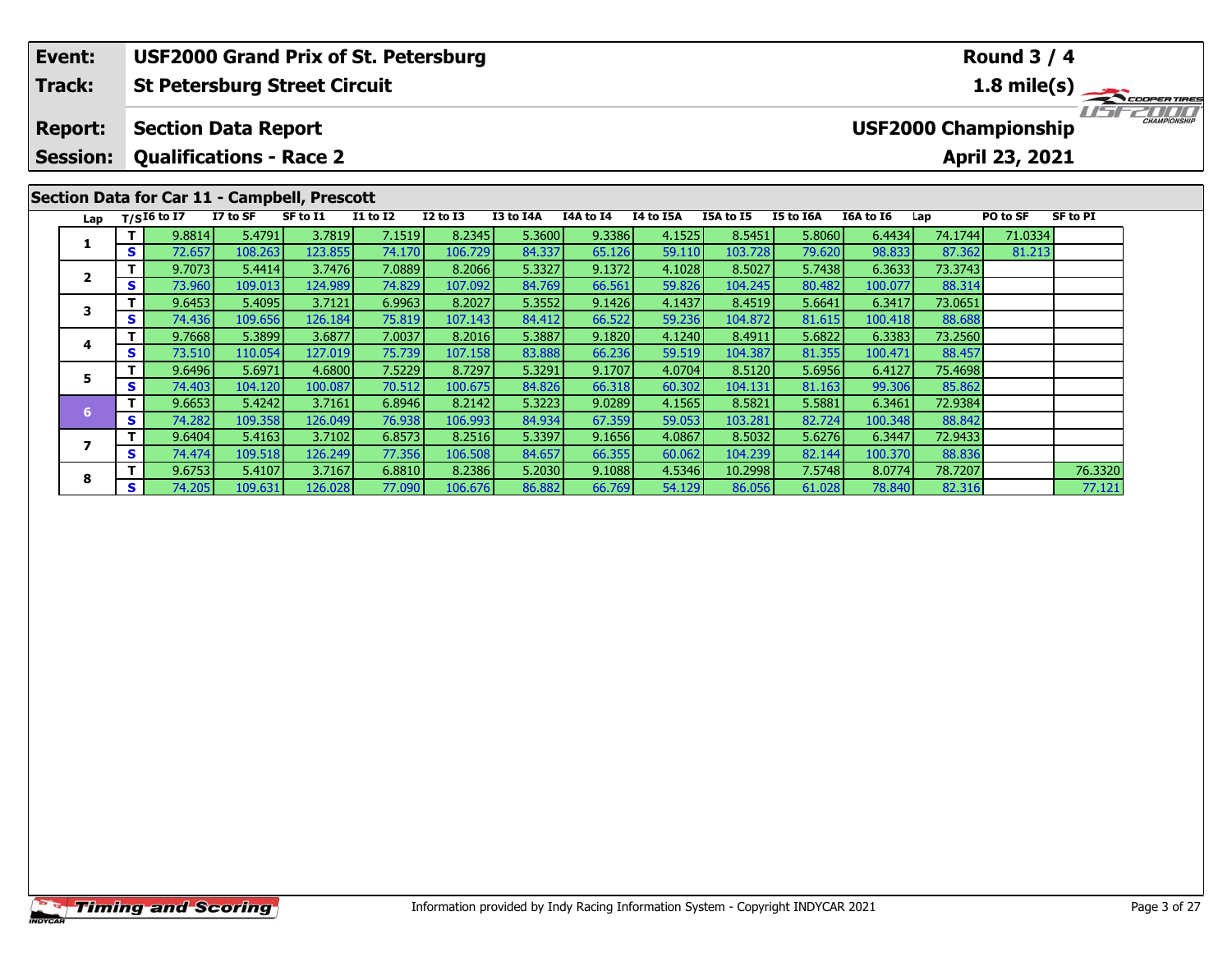| **Event:** | **USF2000 Grand Prix of St. Petersburg** | **Round 3 / 4** |
|---|---|---|
| **Track:** | **St Petersburg Street Circuit** | **1.8 mile(s)** |
| **Report:** | **Section Data Report** | **USF2000 Championship** |
| **Session:** | **Qualifications - Race 2** | **April 23, 2021** |

## Section Data for Car 11 - Campbell, Prescott

| Lap | T/S | I6 to I7 | I7 to SF | SF to I1 | I1 to I2 | I2 to I3 | I3 to I4A | I4A to I4 | I4 to I5A | I5A to I5 | I5 to I6A | I6A to I6 | Lap | PO to SF | SF to PI |
|---|---|---|---|---|---|---|---|---|---|---|---|---|---|---|---|
| 1 | T | 9.8814 | 5.4791 | 3.7819 | 7.1519 | 8.2345 | 5.3600 | 9.3386 | 4.1525 | 8.5451 | 5.8060 | 6.4434 | 74.1744 | 71.0334 | |
| | S | 72.657 | 108.263 | 123.855 | 74.170 | 106.729 | 84.337 | 65.126 | 59.110 | 103.728 | 79.620 | 98.833 | 87.362 | 81.213 | |
| 2 | T | 9.7073 | 5.4414 | 3.7476 | 7.0889 | 8.2066 | 5.3327 | 9.1372 | 4.1028 | 8.5027 | 5.7438 | 6.3633 | 73.3743 | | |
| | S | 73.960 | 109.013 | 124.989 | 74.829 | 107.092 | 84.769 | 66.561 | 59.826 | 104.245 | 80.482 | 100.077 | 88.314 | | |
| 3 | T | 9.6453 | 5.4095 | 3.7121 | 6.9963 | 8.2027 | 5.3552 | 9.1426 | 4.1437 | 8.4519 | 5.6641 | 6.3417 | 73.0651 | | |
| | S | 74.436 | 109.656 | 126.184 | 75.819 | 107.143 | 84.412 | 66.522 | 59.236 | 104.872 | 81.615 | 100.418 | 88.688 | | |
| 4 | T | 9.7668 | 5.3899 | 3.6877 | 7.0037 | 8.2016 | 5.3887 | 9.1820 | 4.1240 | 8.4911 | 5.6822 | 6.3383 | 73.2560 | | |
| | S | 73.510 | 110.054 | 127.019 | 75.739 | 107.158 | 83.888 | 66.236 | 59.519 | 104.387 | 81.355 | 100.471 | 88.457 | | |
| 5 | T | 9.6496 | 5.6971 | 4.6800 | 7.5229 | 8.7297 | 5.3291 | 9.1707 | 4.0704 | 8.5120 | 5.6956 | 6.4127 | 75.4698 | | |
| | S | 74.403 | 104.120 | 100.087 | 70.512 | 100.675 | 84.826 | 66.318 | 60.302 | 104.131 | 81.163 | 99.306 | 85.862 | | |
| 6 | T | 9.6653 | 5.4242 | 3.7161 | 6.8946 | 8.2142 | 5.3223 | 9.0289 | 4.1565 | 8.5821 | 5.5881 | 6.3461 | 72.9384 | | |
| | S | 74.282 | 109.358 | 126.049 | 76.938 | 106.993 | 84.934 | 67.359 | 59.053 | 103.281 | 82.724 | 100.348 | 88.842 | | |
| 7 | T | 9.6404 | 5.4163 | 3.7102 | 6.8573 | 8.2516 | 5.3397 | 9.1656 | 4.0867 | 8.5032 | 5.6276 | 6.3447 | 72.9433 | | |
| | S | 74.474 | 109.518 | 126.249 | 77.356 | 106.508 | 84.657 | 66.355 | 60.062 | 104.239 | 82.144 | 100.370 | 88.836 | | |
| 8 | T | 9.6753 | 5.4107 | 3.7167 | 6.8810 | 8.2386 | 5.2030 | 9.1088 | 4.5346 | 10.2998 | 7.5748 | 8.0774 | 78.7207 | | 76.3320 |
| | S | 74.205 | 109.631 | 126.028 | 77.090 | 106.676 | 86.882 | 66.769 | 54.129 | 86.056 | 61.028 | 78.840 | 82.316 | | 77.121 |

Information provided by Indy Racing Information System - Copyright INDYCAR 2021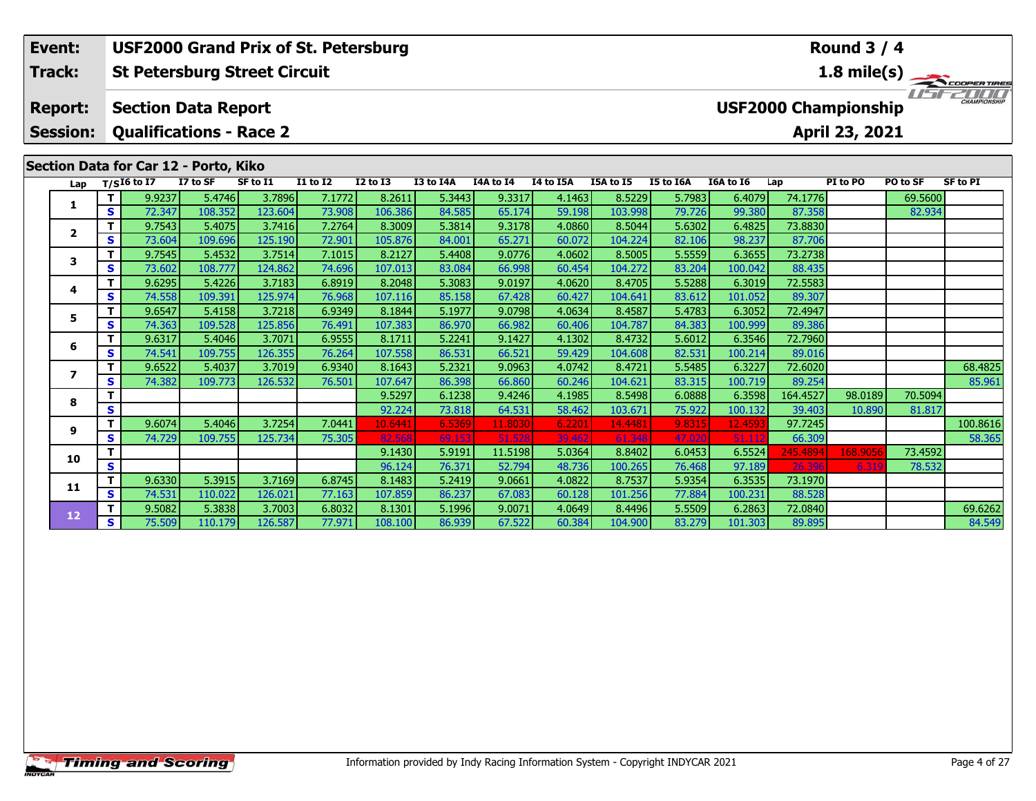| Event: | USF2000 Grand Prix of St. Petersburg | Round 3 / 4 |
|---|---|---|
| Track: | St Petersburg Street Circuit | 1.8 mile(s) |
| Report: | Section Data Report | USF2000 Championship |
| Session: | Qualifications - Race 2 | April 23, 2021 |

## Section Data for Car 12 - Porto, Kiko

| Lap | T/S | I6 to I7 | I7 to SF | SF to I1 | I1 to I2 | I2 to I3 | I3 to I4A | I4A to I4 | I4 to I5A | I5A to I5 | I5 to I6A | I6A to I6 | Lap | PI to PO | PO to SF | SF to PI |
|---|---|---|---|---|---|---|---|---|---|---|---|---|---|---|---|---|
| 1 | T | 9.9237 | 5.4746 | 3.7896 | 7.1772 | 8.2611 | 5.3443 | 9.3317 | 4.1463 | 8.5229 | 5.7983 | 6.4079 | 74.1776 | | 69.5600 | |
| | S | 72.347 | 108.352 | 123.604 | 73.908 | 106.386 | 84.585 | 65.174 | 59.198 | 103.998 | 79.726 | 99.380 | 87.358 | | 82.934 | |
| 2 | T | 9.7543 | 5.4075 | 3.7416 | 7.2764 | 8.3009 | 5.3814 | 9.3178 | 4.0860 | 8.5044 | 5.6302 | 6.4825 | 73.8830 | | | |
| | S | 73.604 | 109.696 | 125.190 | 72.901 | 105.876 | 84.001 | 65.271 | 60.072 | 104.224 | 82.106 | 98.237 | 87.706 | | | |
| 3 | T | 9.7545 | 5.4532 | 3.7514 | 7.1015 | 8.2127 | 5.4408 | 9.0776 | 4.0602 | 8.5005 | 5.5559 | 6.3655 | 73.2738 | | | |
| | S | 73.602 | 108.777 | 124.862 | 74.696 | 107.013 | 83.084 | 66.998 | 60.454 | 104.272 | 83.204 | 100.042 | 88.435 | | | |
| 4 | T | 9.6295 | 5.4226 | 3.7183 | 6.8919 | 8.2048 | 5.3083 | 9.0197 | 4.0620 | 8.4705 | 5.5288 | 6.3019 | 72.5583 | | | |
| | S | 74.558 | 109.391 | 125.974 | 76.968 | 107.116 | 85.158 | 67.428 | 60.427 | 104.641 | 83.612 | 101.052 | 89.307 | | | |
| 5 | T | 9.6547 | 5.4158 | 3.7218 | 6.9349 | 8.1844 | 5.1977 | 9.0798 | 4.0634 | 8.4587 | 5.4783 | 6.3052 | 72.4947 | | | |
| | S | 74.363 | 109.528 | 125.856 | 76.491 | 107.383 | 86.970 | 66.982 | 60.406 | 104.787 | 84.383 | 100.999 | 89.386 | | | |
| 6 | T | 9.6317 | 5.4046 | 3.7071 | 6.9555 | 8.1711 | 5.2241 | 9.1427 | 4.1302 | 8.4732 | 5.6012 | 6.3546 | 72.7960 | | | |
| | S | 74.541 | 109.755 | 126.355 | 76.264 | 107.558 | 86.531 | 66.521 | 59.429 | 104.608 | 82.531 | 100.214 | 89.016 | | | |
| 7 | T | 9.6522 | 5.4037 | 3.7019 | 6.9340 | 8.1643 | 5.2321 | 9.0963 | 4.0742 | 8.4721 | 5.5485 | 6.3227 | 72.6020 | | | 68.4825 |
| | S | 74.382 | 109.773 | 126.532 | 76.501 | 107.647 | 86.398 | 66.860 | 60.246 | 104.621 | 83.315 | 100.719 | 89.254 | | | 85.961 |
| 8 | T | | | | | 9.5297 | 6.1238 | 9.4246 | 4.1985 | 8.5498 | 6.0888 | 6.3598 | 164.4527 | 98.0189 | 70.5094 | |
| | S | | | | | 92.224 | 73.818 | 64.531 | 58.462 | 103.671 | 75.922 | 100.132 | 39.403 | 10.890 | 81.817 | |
| 9 | T | 9.6074 | 5.4046 | 3.7254 | 7.0441 | 10.6441 | 6.5369 | 11.8030 | 6.2201 | 14.4481 | 9.8315 | 12.4593 | 97.7245 | | | 100.8616 |
| | S | 74.729 | 109.755 | 125.734 | 75.305 | 82.568 | 69.153 | 51.528 | 39.462 | 61.348 | 47.020 | 51.112 | 66.309 | | | 58.365 |
| 10 | T | | | | | 9.1430 | 5.9191 | 11.5198 | 5.0364 | 8.8402 | 6.0453 | 6.5524 | 245.4894 | 168.9056 | 73.4592 | |
| | S | | | | | 96.124 | 76.371 | 52.794 | 48.736 | 100.265 | 76.468 | 97.189 | 26.396 | 6.319 | 78.532 | |
| 11 | T | 9.6330 | 5.3915 | 3.7169 | 6.8745 | 8.1483 | 5.2419 | 9.0661 | 4.0822 | 8.7537 | 5.9354 | 6.3535 | 73.1970 | | | |
| | S | 74.531 | 110.022 | 126.021 | 77.163 | 107.859 | 86.237 | 67.083 | 60.128 | 101.256 | 77.884 | 100.231 | 88.528 | | | |
| 12 | T | 9.5082 | 5.3838 | 3.7003 | 6.8032 | 8.1301 | 5.1996 | 9.0071 | 4.0649 | 8.4496 | 5.5509 | 6.2863 | 72.0840 | | | 69.6262 |
| | S | 75.509 | 110.179 | 126.587 | 77.971 | 108.100 | 86.939 | 67.522 | 60.384 | 104.900 | 83.279 | 101.303 | 89.895 | | | 84.549 |

Information provided by Indy Racing Information System - Copyright INDYCAR 2021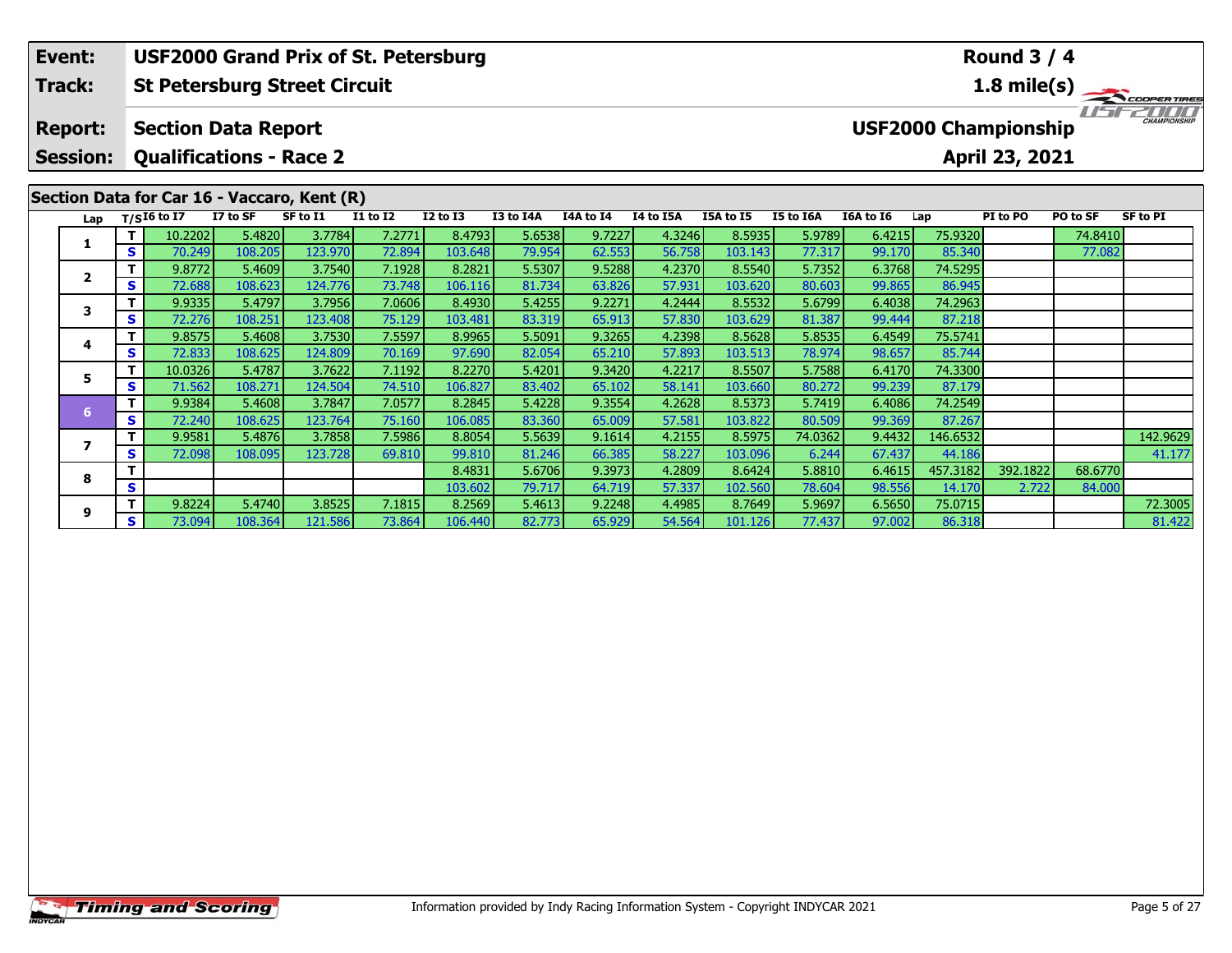| **Event:** | **USF2000 Grand Prix of St. Petersburg** | **Round 3 / 4** |
|---|---|---|
| **Track:** | **St Petersburg Street Circuit** | **1.8 mile(s)** |
| **Report:** | **Section Data Report** | **USF2000 Championship** |
| **Session:** | **Qualifications - Race 2** | **April 23, 2021** |

## Section Data for Car 16 - Vaccaro, Kent (R)

| Lap | T/S | I6 to I7 | I7 to SF | SF to I1 | I1 to I2 | I2 to I3 | I3 to I4A | I4A to I4 | I4 to I5A | I5A to I5 | I5 to I6A | I6A to I6 | Lap | PI to PO | PO to SF | SF to PI |
|---|---|---|---|---|---|---|---|---|---|---|---|---|---|---|---|---|
| 1 | T | 10.2202 | 5.4820 | 3.7784 | 7.2771 | 8.4793 | 5.6538 | 9.7227 | 4.3246 | 8.5935 | 5.9789 | 6.4215 | 75.9320 | | 74.8410 | |
| | S | 70.249 | 108.205 | 123.970 | 72.894 | 103.648 | 79.954 | 62.553 | 56.758 | 103.143 | 77.317 | 99.170 | 85.340 | | 77.082 | |
| 2 | T | 9.8772 | 5.4609 | 3.7540 | 7.1928 | 8.2821 | 5.5307 | 9.5288 | 4.2370 | 8.5540 | 5.7352 | 6.3768 | 74.5295 | | | |
| | S | 72.688 | 108.623 | 124.776 | 73.748 | 106.116 | 81.734 | 63.826 | 57.931 | 103.620 | 80.603 | 99.865 | 86.945 | | | |
| 3 | T | 9.9335 | 5.4797 | 3.7956 | 7.0606 | 8.4930 | 5.4255 | 9.2271 | 4.2444 | 8.5532 | 5.6799 | 6.4038 | 74.2963 | | | |
| | S | 72.276 | 108.251 | 123.408 | 75.129 | 103.481 | 83.319 | 65.913 | 57.830 | 103.629 | 81.387 | 99.444 | 87.218 | | | |
| 4 | T | 9.8575 | 5.4608 | 3.7530 | 7.5597 | 8.9965 | 5.5091 | 9.3265 | 4.2398 | 8.5628 | 5.8535 | 6.4549 | 75.5741 | | | |
| | S | 72.833 | 108.625 | 124.809 | 70.169 | 97.690 | 82.054 | 65.210 | 57.893 | 103.513 | 78.974 | 98.657 | 85.744 | | | |
| 5 | T | 10.0326 | 5.4787 | 3.7622 | 7.1192 | 8.2270 | 5.4201 | 9.3420 | 4.2217 | 8.5507 | 5.7588 | 6.4170 | 74.3300 | | | |
| | S | 71.562 | 108.271 | 124.504 | 74.510 | 106.827 | 83.402 | 65.102 | 58.141 | 103.660 | 80.272 | 99.239 | 87.179 | | | |
| 6 | T | 9.9384 | 5.4608 | 3.7847 | 7.0577 | 8.2845 | 5.4228 | 9.3554 | 4.2628 | 8.5373 | 5.7419 | 6.4086 | 74.2549 | | | |
| | S | 72.240 | 108.625 | 123.764 | 75.160 | 106.085 | 83.360 | 65.009 | 57.581 | 103.822 | 80.509 | 99.369 | 87.267 | | | |
| 7 | T | 9.9581 | 5.4876 | 3.7858 | 7.5986 | 8.8054 | 5.5639 | 9.1614 | 4.2155 | 8.5975 | 74.0362 | 9.4432 | 146.6532 | | | 142.9629 |
| | S | 72.098 | 108.095 | 123.728 | 69.810 | 99.810 | 81.246 | 66.385 | 58.227 | 103.096 | 6.244 | 67.437 | 44.186 | | | 41.177 |
| 8 | T | | | | | 8.4831 | 5.6706 | 9.3973 | 4.2809 | 8.6424 | 5.8810 | 6.4615 | 457.3182 | 392.1822 | 68.6770 | |
| | S | | | | | 103.602 | 79.717 | 64.719 | 57.337 | 102.560 | 78.604 | 98.556 | 14.170 | 2.722 | 84.000 | |
| 9 | T | 9.8224 | 5.4740 | 3.8525 | 7.1815 | 8.2569 | 5.4613 | 9.2248 | 4.4985 | 8.7649 | 5.9697 | 6.5650 | 75.0715 | | | 72.3005 |
| | S | 73.094 | 108.364 | 121.586 | 73.864 | 106.440 | 82.773 | 65.929 | 54.564 | 101.126 | 77.437 | 97.002 | 86.318 | | | 81.422 |

Information provided by Indy Racing Information System - Copyright INDYCAR 2021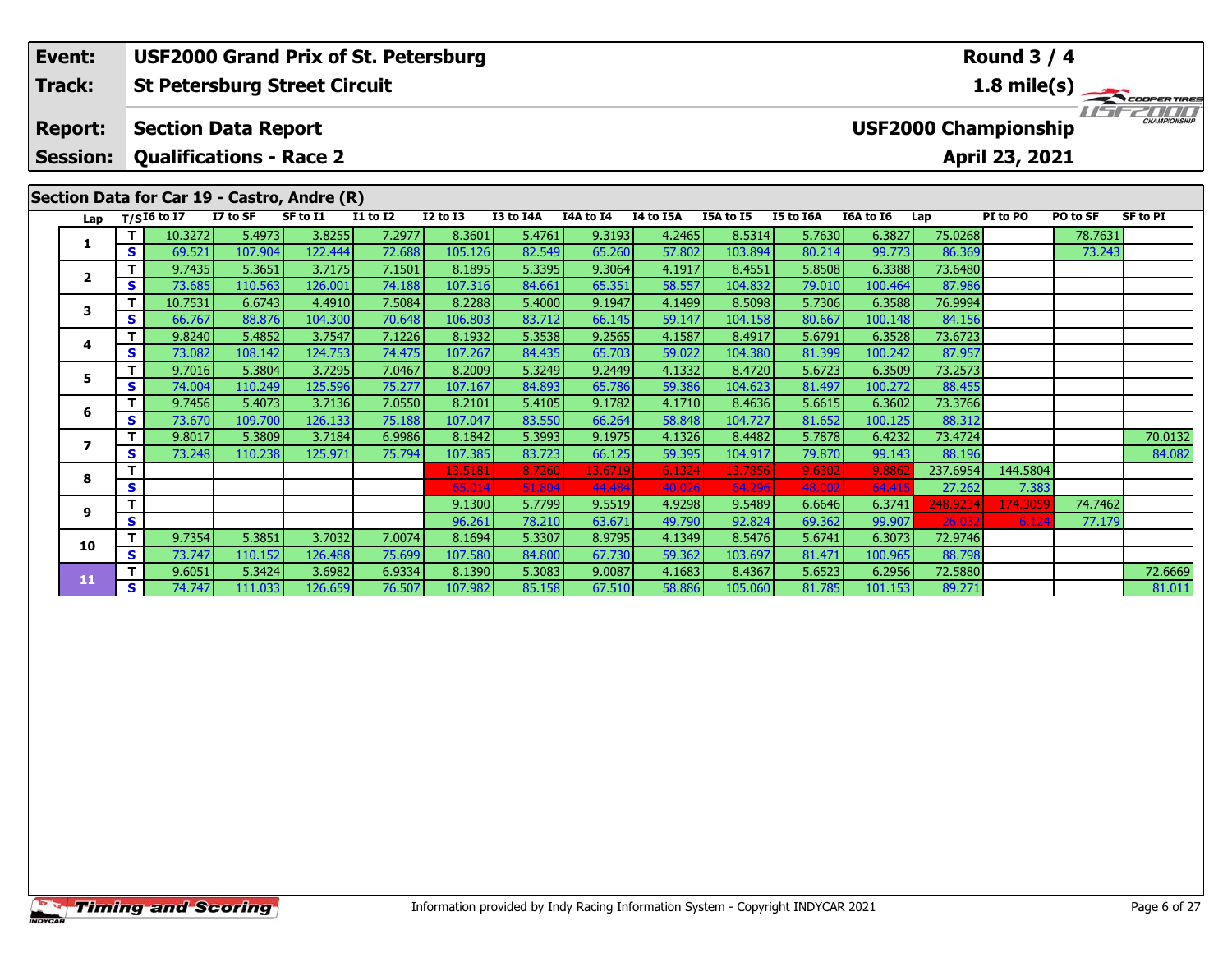| Event: | USF2000 Grand Prix of St. Petersburg | Round 3 / 4 |
|---|---|---|
| Track: | St Petersburg Street Circuit | 1.8 mile(s) |
| Report: | Section Data Report | USF2000 Championship |
| Session: | Qualifications - Race 2 | April 23, 2021 |

## Section Data for Car 19 - Castro, Andre (R)

| Lap | T/S | I6 to I7 | I7 to SF | SF to I1 | I1 to I2 | I2 to I3 | I3 to I4A | I4A to I4 | I4 to I5A | I5A to I5 | I5 to I6A | I6A to I6 | Lap | PI to PO | PO to SF | SF to PI |
|---|---|---|---|---|---|---|---|---|---|---|---|---|---|---|---|---|
| 1 | T | 10.3272 | 5.4973 | 3.8255 | 7.2977 | 8.3601 | 5.4761 | 9.3193 | 4.2465 | 8.5314 | 5.7630 | 6.3827 | 75.0268 | | 78.7631 | |
| | S | 69.521 | 107.904 | 122.444 | 72.688 | 105.126 | 82.549 | 65.260 | 57.802 | 103.894 | 80.214 | 99.773 | 86.369 | | 73.243 | |
| 2 | T | 9.7435 | 5.3651 | 3.7175 | 7.1501 | 8.1895 | 5.3395 | 9.3064 | 4.1917 | 8.4551 | 5.8508 | 6.3388 | 73.6480 | | | |
| | S | 73.685 | 110.563 | 126.001 | 74.188 | 107.316 | 84.661 | 65.351 | 58.557 | 104.832 | 79.010 | 100.464 | 87.986 | | | |
| 3 | T | 10.7531 | 6.6743 | 4.4910 | 7.5084 | 8.2288 | 5.4000 | 9.1947 | 4.1499 | 8.5098 | 5.7306 | 6.3588 | 76.9994 | | | |
| | S | 66.767 | 88.876 | 104.300 | 70.648 | 106.803 | 83.712 | 66.145 | 59.147 | 104.158 | 80.667 | 100.148 | 84.156 | | | |
| 4 | T | 9.8240 | 5.4852 | 3.7547 | 7.1226 | 8.1932 | 5.3538 | 9.2565 | 4.1587 | 8.4917 | 5.6791 | 6.3528 | 73.6723 | | | |
| | S | 73.082 | 108.142 | 124.753 | 74.475 | 107.267 | 84.435 | 65.703 | 59.022 | 104.380 | 81.399 | 100.242 | 87.957 | | | |
| 5 | T | 9.7016 | 5.3804 | 3.7295 | 7.0467 | 8.2009 | 5.3249 | 9.2449 | 4.1332 | 8.4720 | 5.6723 | 6.3509 | 73.2573 | | | |
| | S | 74.004 | 110.249 | 125.596 | 75.277 | 107.167 | 84.893 | 65.786 | 59.386 | 104.623 | 81.497 | 100.272 | 88.455 | | | |
| 6 | T | 9.7456 | 5.4073 | 3.7136 | 7.0550 | 8.2101 | 5.4105 | 9.1782 | 4.1710 | 8.4636 | 5.6615 | 6.3602 | 73.3766 | | | |
| | S | 73.670 | 109.700 | 126.133 | 75.188 | 107.047 | 83.550 | 66.264 | 58.848 | 104.727 | 81.652 | 100.125 | 88.312 | | | |
| 7 | T | 9.8017 | 5.3809 | 3.7184 | 6.9986 | 8.1842 | 5.3993 | 9.1975 | 4.1326 | 8.4482 | 5.7878 | 6.4232 | 73.4724 | | | 70.0132 |
| | S | 73.248 | 110.238 | 125.971 | 75.794 | 107.385 | 83.723 | 66.125 | 59.395 | 104.917 | 79.870 | 99.143 | 88.196 | | | 84.082 |
| 8 | T | | | | | 13.5181 | 8.7260 | 13.6719 | 6.1324 | 13.7856 | 9.6302 | 9.8862 | 237.6954 | 144.5804 | | |
| | S | | | | | 65.014 | 51.804 | 44.484 | 40.026 | 64.296 | 48.002 | 64.415 | 27.262 | 7.383 | | |
| 9 | T | | | | | 9.1300 | 5.7799 | 9.5519 | 4.9298 | 9.5489 | 6.6646 | 6.3741 | 248.9234 | 174.3059 | 74.7462 | |
| | S | | | | | 96.261 | 78.210 | 63.671 | 49.790 | 92.824 | 69.362 | 99.907 | 26.032 | 6.124 | 77.179 | |
| 10 | T | 9.7354 | 5.3851 | 3.7032 | 7.0074 | 8.1694 | 5.3307 | 8.9795 | 4.1349 | 8.5476 | 5.6741 | 6.3073 | 72.9746 | | | |
| | S | 73.747 | 110.152 | 126.488 | 75.699 | 107.580 | 84.800 | 67.730 | 59.362 | 103.697 | 81.471 | 100.965 | 88.798 | | | |
| 11 | T | 9.6051 | 5.3424 | 3.6982 | 6.9334 | 8.1390 | 5.3083 | 9.0087 | 4.1683 | 8.4367 | 5.6523 | 6.2956 | 72.5880 | | | 72.6669 |
| | S | 74.747 | 111.033 | 126.659 | 76.507 | 107.982 | 85.158 | 67.510 | 58.886 | 105.060 | 81.785 | 101.153 | 89.271 | | | 81.011 |

Information provided by Indy Racing Information System - Copyright INDYCAR 2021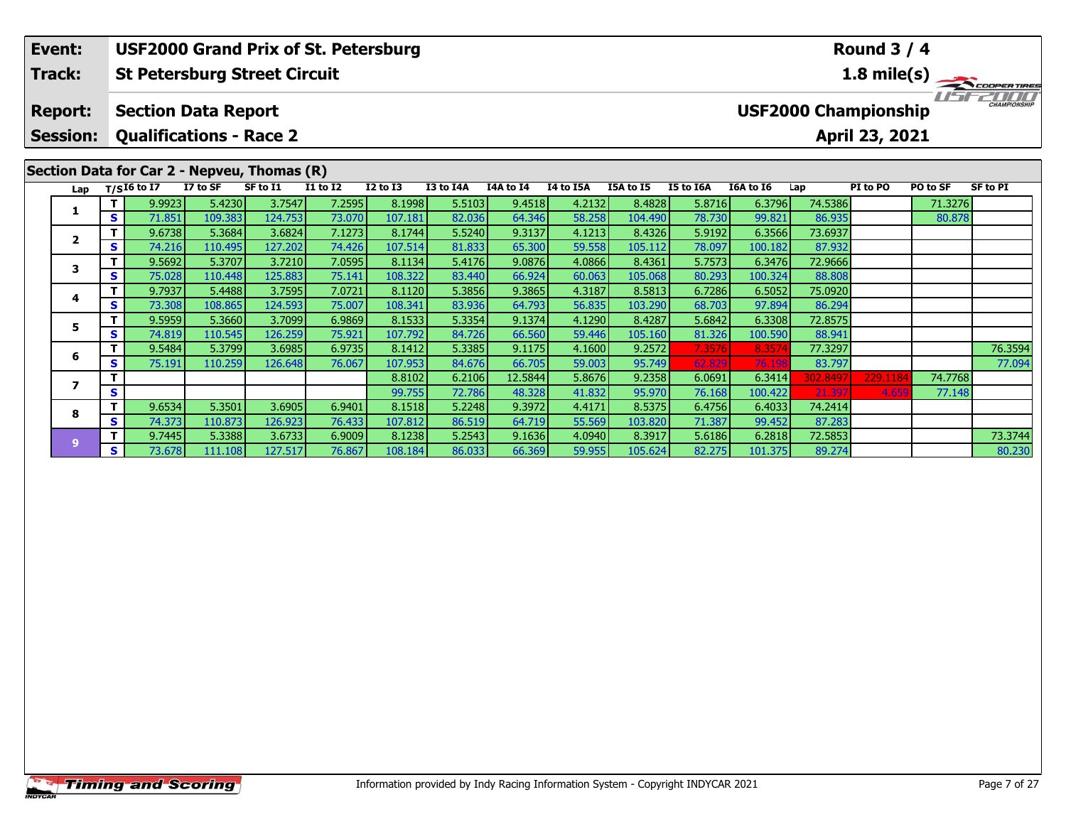| Event: | USF2000 Grand Prix of St. Petersburg | Round 3 / 4 |
|---|---|---|
| Track: | St Petersburg Street Circuit | 1.8 mile(s) |
| Report: | Section Data Report | USF2000 Championship |
| Session: | Qualifications - Race 2 | April 23, 2021 |

## Section Data for Car 2 - Nepveu, Thomas (R)

| Lap | T/S | I6 to I7 | I7 to SF | SF to I1 | I1 to I2 | I2 to I3 | I3 to I4A | I4A to I4 | I4 to I5A | I5A to I5 | I5 to I6A | I6A to I6 | Lap | PI to PO | PO to SF | SF to PI |
|---|---|---|---|---|---|---|---|---|---|---|---|---|---|---|---|---|
| 1 | T | 9.9923 | 5.4230 | 3.7547 | 7.2595 | 8.1998 | 5.5103 | 9.4518 | 4.2132 | 8.4828 | 5.8716 | 6.3796 | 74.5386 | | 71.3276 | |
| | S | 71.851 | 109.383 | 124.753 | 73.070 | 107.181 | 82.036 | 64.346 | 58.258 | 104.490 | 78.730 | 99.821 | 86.935 | | 80.878 | |
| 2 | T | 9.6738 | 5.3684 | 3.6824 | 7.1273 | 8.1744 | 5.5240 | 9.3137 | 4.1213 | 8.4326 | 5.9192 | 6.3566 | 73.6937 | | | |
| | S | 74.216 | 110.495 | 127.202 | 74.426 | 107.514 | 81.833 | 65.300 | 59.558 | 105.112 | 78.097 | 100.182 | 87.932 | | | |
| 3 | T | 9.5692 | 5.3707 | 3.7210 | 7.0595 | 8.1134 | 5.4176 | 9.0876 | 4.0866 | 8.4361 | 5.7573 | 6.3476 | 72.9666 | | | |
| | S | 75.028 | 110.448 | 125.883 | 75.141 | 108.322 | 83.440 | 66.924 | 60.063 | 105.068 | 80.293 | 100.324 | 88.808 | | | |
| 4 | T | 9.7937 | 5.4488 | 3.7595 | 7.0721 | 8.1120 | 5.3856 | 9.3865 | 4.3187 | 8.5813 | 6.7286 | 6.5052 | 75.0920 | | | |
| | S | 73.308 | 108.865 | 124.593 | 75.007 | 108.341 | 83.936 | 64.793 | 56.835 | 103.290 | 68.703 | 97.894 | 86.294 | | | |
| 5 | T | 9.5959 | 5.3660 | 3.7099 | 6.9869 | 8.1533 | 5.3354 | 9.1374 | 4.1290 | 8.4287 | 5.6842 | 6.3308 | 72.8575 | | | |
| | S | 74.819 | 110.545 | 126.259 | 75.921 | 107.792 | 84.726 | 66.560 | 59.446 | 105.160 | 81.326 | 100.590 | 88.941 | | | |
| 6 | T | 9.5484 | 5.3799 | 3.6985 | 6.9735 | 8.1412 | 5.3385 | 9.1175 | 4.1600 | 9.2572 | 7.3576 | 8.3574 | 77.3297 | | | 76.3594 |
| | S | 75.191 | 110.259 | 126.648 | 76.067 | 107.953 | 84.676 | 66.705 | 59.003 | 95.749 | 62.829 | 76.198 | 83.797 | | | 77.094 |
| 7 | T | | | | | 8.8102 | 6.2106 | 12.5844 | 5.8676 | 9.2358 | 6.0691 | 6.3414 | 302.8497 | 229.1184 | 74.7768 | |
| | S | | | | | 99.755 | 72.786 | 48.328 | 41.832 | 95.970 | 76.168 | 100.422 | 21.397 | 4.659 | 77.148 | |
| 8 | T | 9.6534 | 5.3501 | 3.6905 | 6.9401 | 8.1518 | 5.2248 | 9.3972 | 4.4171 | 8.5375 | 6.4756 | 6.4033 | 74.2414 | | | |
| | S | 74.373 | 110.873 | 126.923 | 76.433 | 107.812 | 86.519 | 64.719 | 55.569 | 103.820 | 71.387 | 99.452 | 87.283 | | | |
| 9 | T | 9.7445 | 5.3388 | 3.6733 | 6.9009 | 8.1238 | 5.2543 | 9.1636 | 4.0940 | 8.3917 | 5.6186 | 6.2818 | 72.5853 | | | 73.3744 |
| | S | 73.678 | 111.108 | 127.517 | 76.867 | 108.184 | 86.033 | 66.369 | 59.955 | 105.624 | 82.275 | 101.375 | 89.274 | | | 80.230 |

Information provided by Indy Racing Information System - Copyright INDYCAR 2021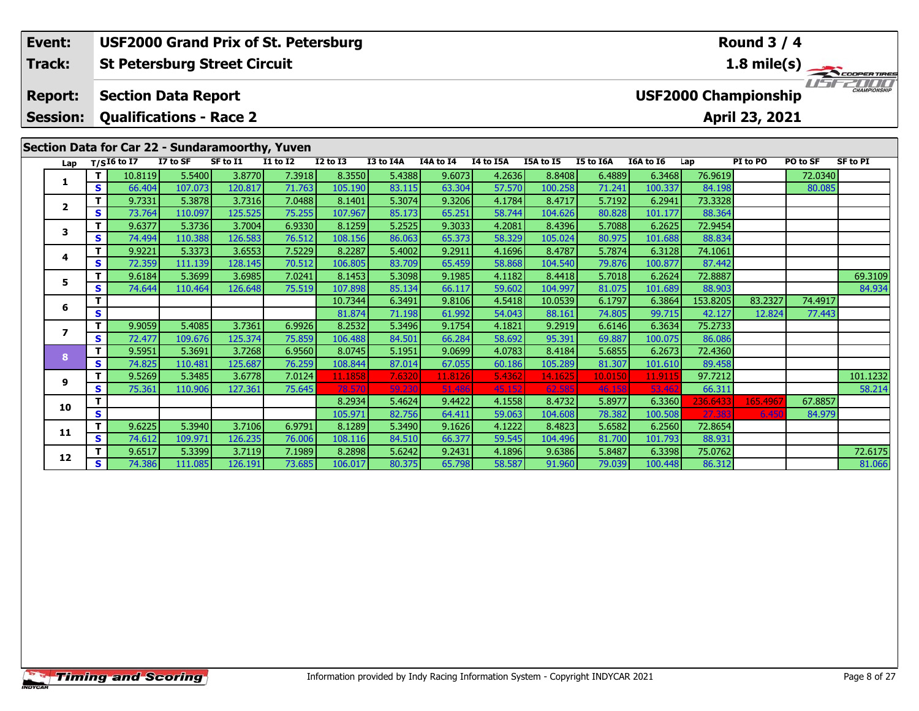| Event: | USF2000 Grand Prix of St. Petersburg | Round 3 / 4 |
|---|---|---|
| **Track:** | St Petersburg Street Circuit | 1.8 mile(s) |
| **Report:** | Section Data Report | USF2000 Championship |
| **Session:** | Qualifications - Race 2 | April 23, 2021 |

## Section Data for Car 22 - Sundaramoorthy, Yuven

| Lap | T/S | I6 to I7 | I7 to SF | SF to I1 | I1 to I2 | I2 to I3 | I3 to I4A | I4A to I4 | I4 to I5A | I5A to I5 | I5 to I6A | I6A to I6 | Lap | PI to PO | PO to SF | SF to PI |
|---|---|---|---|---|---|---|---|---|---|---|---|---|---|---|---|---|
| 1 | T | 10.8119 | 5.5400 | 3.8770 | 7.3918 | 8.3550 | 5.4388 | 9.6073 | 4.2636 | 8.8408 | 6.4889 | 6.3468 | 76.9619 | | 72.0340 | |
| | S | 66.404 | 107.073 | 120.817 | 71.763 | 105.190 | 83.115 | 63.304 | 57.570 | 100.258 | 71.241 | 100.337 | 84.198 | | 80.085 | |
| 2 | T | 9.7331 | 5.3878 | 3.7316 | 7.0488 | 8.1401 | 5.3074 | 9.3206 | 4.1784 | 8.4717 | 5.7192 | 6.2941 | 73.3328 | | | |
| | S | 73.764 | 110.097 | 125.525 | 75.255 | 107.967 | 85.173 | 65.251 | 58.744 | 104.626 | 80.828 | 101.177 | 88.364 | | | |
| 3 | T | 9.6377 | 5.3736 | 3.7004 | 6.9330 | 8.1259 | 5.2525 | 9.3033 | 4.2081 | 8.4396 | 5.7088 | 6.2625 | 72.9454 | | | |
| | S | 74.494 | 110.388 | 126.583 | 76.512 | 108.156 | 86.063 | 65.373 | 58.329 | 105.024 | 80.975 | 101.688 | 88.834 | | | |
| 4 | T | 9.9221 | 5.3373 | 3.6553 | 7.5229 | 8.2287 | 5.4002 | 9.2911 | 4.1696 | 8.4787 | 5.7874 | 6.3128 | 74.1061 | | | |
| | S | 72.359 | 111.139 | 128.145 | 70.512 | 106.805 | 83.709 | 65.459 | 58.868 | 104.540 | 79.876 | 100.877 | 87.442 | | | |
| 5 | T | 9.6184 | 5.3699 | 3.6985 | 7.0241 | 8.1453 | 5.3098 | 9.1985 | 4.1182 | 8.4418 | 5.7018 | 6.2624 | 72.8887 | | | 69.3109 |
| | S | 74.644 | 110.464 | 126.648 | 75.519 | 107.898 | 85.134 | 66.117 | 59.602 | 104.997 | 81.075 | 101.689 | 88.903 | | | 84.934 |
| 6 | T | | | | | 10.7344 | 6.3491 | 9.8106 | 4.5418 | 10.0539 | 6.1797 | 6.3864 | 153.8205 | 83.2327 | 74.4917 | |
| | S | | | | | 81.874 | 71.198 | 61.992 | 54.043 | 88.161 | 74.805 | 99.715 | 42.127 | 12.824 | 77.443 | |
| 7 | T | 9.9059 | 5.4085 | 3.7361 | 6.9926 | 8.2532 | 5.3496 | 9.1754 | 4.1821 | 9.2919 | 6.6146 | 6.3634 | 75.2733 | | | |
| | S | 72.477 | 109.676 | 125.374 | 75.859 | 106.488 | 84.501 | 66.284 | 58.692 | 95.391 | 69.887 | 100.075 | 86.086 | | | |
| 8 | T | 9.5951 | 5.3691 | 3.7268 | 6.9560 | 8.0745 | 5.1951 | 9.0699 | 4.0783 | 8.4184 | 5.6855 | 6.2673 | 72.4360 | | | |
| | S | 74.825 | 110.481 | 125.687 | 76.259 | 108.844 | 87.014 | 67.055 | 60.186 | 105.289 | 81.307 | 101.610 | 89.458 | | | |
| 9 | T | 9.5269 | 5.3485 | 3.6778 | 7.0124 | 11.1858 | 7.6320 | 11.8126 | 5.4362 | 14.1625 | 10.0150 | 11.9115 | 97.7212 | | | 101.1232 |
| | S | 75.361 | 110.906 | 127.361 | 75.645 | 78.570 | 59.230 | 51.486 | 45.152 | 62.585 | 46.158 | 53.462 | 66.311 | | | 58.214 |
| 10 | T | | | | | 8.2934 | 5.4624 | 9.4422 | 4.1558 | 8.4732 | 5.8977 | 6.3360 | 236.6433 | 165.4967 | 67.8857 | |
| | S | | | | | 105.971 | 82.756 | 64.411 | 59.063 | 104.608 | 78.382 | 100.508 | 27.383 | 6.450 | 84.979 | |
| 11 | T | 9.6225 | 5.3940 | 3.7106 | 6.9791 | 8.1289 | 5.3490 | 9.1626 | 4.1222 | 8.4823 | 5.6582 | 6.2560 | 72.8654 | | | |
| | S | 74.612 | 109.971 | 126.235 | 76.006 | 108.116 | 84.510 | 66.377 | 59.545 | 104.496 | 81.700 | 101.793 | 88.931 | | | |
| 12 | T | 9.6517 | 5.3399 | 3.7119 | 7.1989 | 8.2898 | 5.6242 | 9.2431 | 4.1896 | 9.6386 | 5.8487 | 6.3398 | 75.0762 | | | 72.6175 |
| | S | 74.386 | 111.085 | 126.191 | 73.685 | 106.017 | 80.375 | 65.798 | 58.587 | 91.960 | 79.039 | 100.448 | 86.312 | | | 81.066 |

Information provided by Indy Racing Information System - Copyright INDYCAR 2021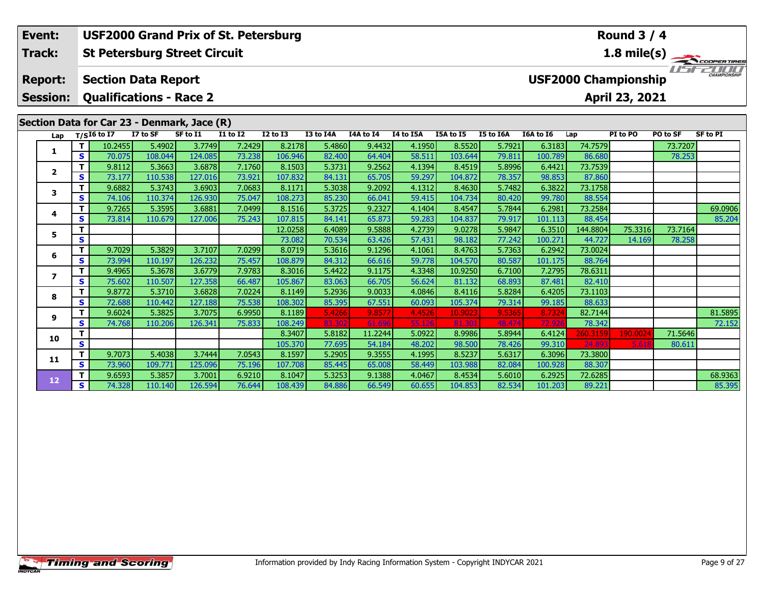| Event: | USF2000 Grand Prix of St. Petersburg | Round 3 / 4 |
|---|---|---|
| Track: | St Petersburg Street Circuit | 1.8 mile(s) |
| Report: | Section Data Report | USF2000 Championship |
| Session: | Qualifications - Race 2 | April 23, 2021 |

## Section Data for Car 23 - Denmark, Jace (R)

| Lap | T/S | I6 to I7 | I7 to SF | SF to I1 | I1 to I2 | I2 to I3 | I3 to I4A | I4A to I4 | I4 to I5A | I5A to I5 | I5 to I6A | I6A to I6 | Lap | PI to PO | PO to SF | SF to PI |
|---|---|---|---|---|---|---|---|---|---|---|---|---|---|---|---|---|
| 1 | T | 10.2455 | 5.4902 | 3.7749 | 7.2429 | 8.2178 | 5.4860 | 9.4432 | 4.1950 | 8.5520 | 5.7921 | 6.3183 | 74.7579 | | 73.7207 | |
| | S | 70.075 | 108.044 | 124.085 | 73.238 | 106.946 | 82.400 | 64.404 | 58.511 | 103.644 | 79.811 | 100.789 | 86.680 | | 78.253 | |
| 2 | T | 9.8112 | 5.3663 | 3.6878 | 7.1760 | 8.1503 | 5.3731 | 9.2562 | 4.1394 | 8.4519 | 5.8996 | 6.4421 | 73.7539 | | | |
| | S | 73.177 | 110.538 | 127.016 | 73.921 | 107.832 | 84.131 | 65.705 | 59.297 | 104.872 | 78.357 | 98.853 | 87.860 | | | |
| 3 | T | 9.6882 | 5.3743 | 3.6903 | 7.0683 | 8.1171 | 5.3038 | 9.2092 | 4.1312 | 8.4630 | 5.7482 | 6.3822 | 73.1758 | | | |
| | S | 74.106 | 110.374 | 126.930 | 75.047 | 108.273 | 85.230 | 66.041 | 59.415 | 104.734 | 80.420 | 99.780 | 88.554 | | | |
| 4 | T | 9.7265 | 5.3595 | 3.6881 | 7.0499 | 8.1516 | 5.3725 | 9.2327 | 4.1404 | 8.4547 | 5.7844 | 6.2981 | 73.2584 | | | 69.0906 |
| | S | 73.814 | 110.679 | 127.006 | 75.243 | 107.815 | 84.141 | 65.873 | 59.283 | 104.837 | 79.917 | 101.113 | 88.454 | | | 85.204 |
| 5 | T | | | | | 12.0258 | 6.4089 | 9.5888 | 4.2739 | 9.0278 | 5.9847 | 6.3510 | 144.8804 | 75.3316 | 73.7164 | |
| | S | | | | | 73.082 | 70.534 | 63.426 | 57.431 | 98.182 | 77.242 | 100.271 | 44.727 | 14.169 | 78.258 | |
| 6 | T | 9.7029 | 5.3829 | 3.7107 | 7.0299 | 8.0719 | 5.3616 | 9.1296 | 4.1061 | 8.4763 | 5.7363 | 6.2942 | 73.0024 | | | |
| | S | 73.994 | 110.197 | 126.232 | 75.457 | 108.879 | 84.312 | 66.616 | 59.778 | 104.570 | 80.587 | 101.175 | 88.764 | | | |
| 7 | T | 9.4965 | 5.3678 | 3.6779 | 7.9783 | 8.3016 | 5.4422 | 9.1175 | 4.3348 | 10.9250 | 6.7100 | 7.2795 | 78.6311 | | | |
| | S | 75.602 | 110.507 | 127.358 | 66.487 | 105.867 | 83.063 | 66.705 | 56.624 | 81.132 | 68.893 | 87.481 | 82.410 | | | |
| 8 | T | 9.8772 | 5.3710 | 3.6828 | 7.0224 | 8.1149 | 5.2936 | 9.0033 | 4.0846 | 8.4116 | 5.8284 | 6.4205 | 73.1103 | | | |
| | S | 72.688 | 110.442 | 127.188 | 75.538 | 108.302 | 85.395 | 67.551 | 60.093 | 105.374 | 79.314 | 99.185 | 88.633 | | | |
| 9 | T | 9.6024 | 5.3825 | 3.7075 | 6.9950 | 8.1189 | 5.4266 | 9.8577 | 4.4526 | 10.9023 | 9.5365 | 8.7324 | 82.7144 | | | 81.5895 |
| | S | 74.768 | 110.206 | 126.341 | 75.833 | 108.249 | 83.302 | 61.696 | 55.126 | 81.301 | 48.474 | 72.926 | 78.342 | | | 72.152 |
| 10 | T | | | | | 8.3407 | 5.8182 | 11.2244 | 5.0922 | 8.9986 | 5.8944 | 6.4124 | 260.3159 | 190.0024 | 71.5646 | |
| | S | | | | | 105.370 | 77.695 | 54.184 | 48.202 | 98.500 | 78.426 | 99.310 | 24.893 | 5.618 | 80.611 | |
| 11 | T | 9.7073 | 5.4038 | 3.7444 | 7.0543 | 8.1597 | 5.2905 | 9.3555 | 4.1995 | 8.5237 | 5.6317 | 6.3096 | 73.3800 | | | |
| | S | 73.960 | 109.771 | 125.096 | 75.196 | 107.708 | 85.445 | 65.008 | 58.449 | 103.988 | 82.084 | 100.928 | 88.307 | | | |
| 12 | T | 9.6593 | 5.3857 | 3.7001 | 6.9210 | 8.1047 | 5.3253 | 9.1388 | 4.0467 | 8.4534 | 5.6010 | 6.2925 | 72.6285 | | | 68.9363 |
| | S | 74.328 | 110.140 | 126.594 | 76.644 | 108.439 | 84.886 | 66.549 | 60.655 | 104.853 | 82.534 | 101.203 | 89.221 | | | 85.395 |

Information provided by Indy Racing Information System - Copyright INDYCAR 2021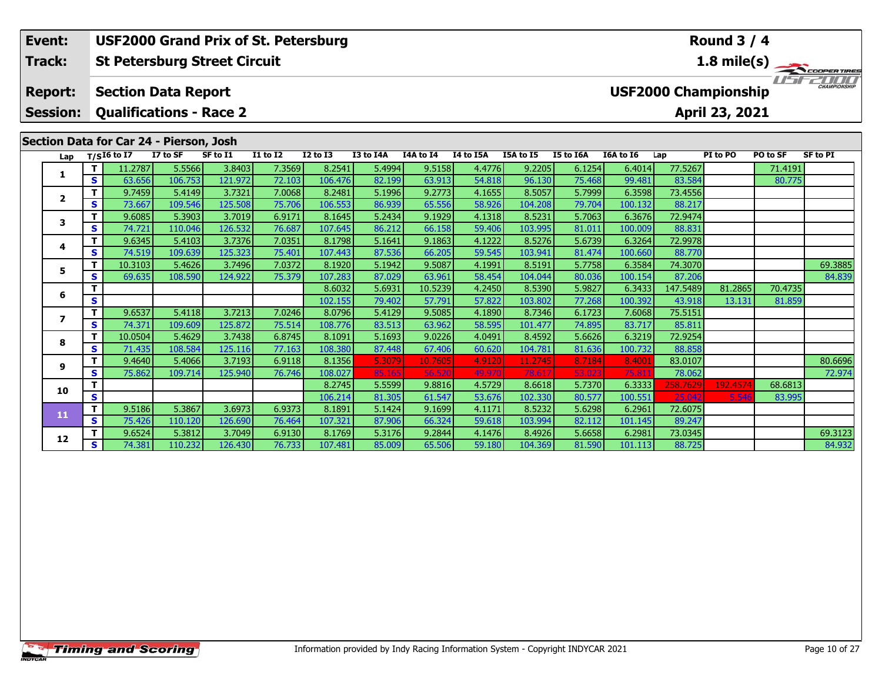| Event: | USF2000 Grand Prix of St. Petersburg | Round 3 / 4 |
|---|---|---|
| Track: | St Petersburg Street Circuit | 1.8 mile(s) |
| Report: | Section Data Report | USF2000 Championship |
| Session: | Qualifications - Race 2 | April 23, 2021 |

## Section Data for Car 24 - Pierson, Josh

| Lap | T/S | I6 to I7 | I7 to SF | SF to I1 | I1 to I2 | I2 to I3 | I3 to I4A | I4A to I4 | I4 to I5A | I5A to I5 | I5 to I6A | I6A to I6 | Lap | PI to PO | PO to SF | SF to PI |
|---|---|---|---|---|---|---|---|---|---|---|---|---|---|---|---|---|
| 1 | T | 11.2787 | 5.5566 | 3.8403 | 7.3569 | 8.2541 | 5.4994 | 9.5158 | 4.4776 | 9.2205 | 6.1254 | 6.4014 | 77.5267 | | 71.4191 | |
| | S | 63.656 | 106.753 | 121.972 | 72.103 | 106.476 | 82.199 | 63.913 | 54.818 | 96.130 | 75.468 | 99.481 | 83.584 | | 80.775 | |
| 2 | T | 9.7459 | 5.4149 | 3.7321 | 7.0068 | 8.2481 | 5.1996 | 9.2773 | 4.1655 | 8.5057 | 5.7999 | 6.3598 | 73.4556 | | | |
| | S | 73.667 | 109.546 | 125.508 | 75.706 | 106.553 | 86.939 | 65.556 | 58.926 | 104.208 | 79.704 | 100.132 | 88.217 | | | |
| 3 | T | 9.6085 | 5.3903 | 3.7019 | 6.9171 | 8.1645 | 5.2434 | 9.1929 | 4.1318 | 8.5231 | 5.7063 | 6.3676 | 72.9474 | | | |
| | S | 74.721 | 110.046 | 126.532 | 76.687 | 107.645 | 86.212 | 66.158 | 59.406 | 103.995 | 81.011 | 100.009 | 88.831 | | | |
| 4 | T | 9.6345 | 5.4103 | 3.7376 | 7.0351 | 8.1798 | 5.1641 | 9.1863 | 4.1222 | 8.5276 | 5.6739 | 6.3264 | 72.9978 | | | |
| | S | 74.519 | 109.639 | 125.323 | 75.401 | 107.443 | 87.536 | 66.205 | 59.545 | 103.941 | 81.474 | 100.660 | 88.770 | | | |
| 5 | T | 10.3103 | 5.4626 | 3.7496 | 7.0372 | 8.1920 | 5.1942 | 9.5087 | 4.1991 | 8.5191 | 5.7758 | 6.3584 | 74.3070 | | | 69.3885 |
| | S | 69.635 | 108.590 | 124.922 | 75.379 | 107.283 | 87.029 | 63.961 | 58.454 | 104.044 | 80.036 | 100.154 | 87.206 | | | 84.839 |
| 6 | T | | | | | 8.6032 | 5.6931 | 10.5239 | 4.2450 | 8.5390 | 5.9827 | 6.3433 | 147.5489 | 81.2865 | 70.4735 | |
| | S | | | | | 102.155 | 79.402 | 57.791 | 57.822 | 103.802 | 77.268 | 100.392 | 43.918 | 13.131 | 81.859 | |
| 7 | T | 9.6537 | 5.4118 | 3.7213 | 7.0246 | 8.0796 | 5.4129 | 9.5085 | 4.1890 | 8.7346 | 6.1723 | 7.6068 | 75.5151 | | | |
| | S | 74.371 | 109.609 | 125.872 | 75.514 | 108.776 | 83.513 | 63.962 | 58.595 | 101.477 | 74.895 | 83.717 | 85.811 | | | |
| 8 | T | 10.0504 | 5.4629 | 3.7438 | 6.8745 | 8.1091 | 5.1693 | 9.0226 | 4.0491 | 8.4592 | 5.6626 | 6.3219 | 72.9254 | | | |
| | S | 71.435 | 108.584 | 125.116 | 77.163 | 108.380 | 87.448 | 67.406 | 60.620 | 104.781 | 81.636 | 100.732 | 88.858 | | | |
| 9 | T | 9.4640 | 5.4066 | 3.7193 | 6.9118 | 8.1356 | 5.3079 | 10.7605 | 4.9120 | 11.2745 | 8.7184 | 8.4001 | 83.0107 | | | 80.6696 |
| | S | 75.862 | 109.714 | 125.940 | 76.746 | 108.027 | 85.165 | 56.520 | 49.970 | 78.617 | 53.023 | 75.811 | 78.062 | | | 72.974 |
| 10 | T | | | | | 8.2745 | 5.5599 | 9.8816 | 4.5729 | 8.6618 | 5.7370 | 6.3333 | 258.7629 | 192.4574 | 68.6813 | |
| | S | | | | | 106.214 | 81.305 | 61.547 | 53.676 | 102.330 | 80.577 | 100.551 | 25.042 | 5.546 | 83.995 | |
| 11 | T | 9.5186 | 5.3867 | 3.6973 | 6.9373 | 8.1891 | 5.1424 | 9.1699 | 4.1171 | 8.5232 | 5.6298 | 6.2961 | 72.6075 | | | |
| | S | 75.426 | 110.120 | 126.690 | 76.464 | 107.321 | 87.906 | 66.324 | 59.618 | 103.994 | 82.112 | 101.145 | 89.247 | | | |
| 12 | T | 9.6524 | 5.3812 | 3.7049 | 6.9130 | 8.1769 | 5.3176 | 9.2844 | 4.1476 | 8.4926 | 5.6658 | 6.2981 | 73.0345 | | | 69.3123 |
| | S | 74.381 | 110.232 | 126.430 | 76.733 | 107.481 | 85.009 | 65.506 | 59.180 | 104.369 | 81.590 | 101.113 | 88.725 | | | 84.932 |

Information provided by Indy Racing Information System - Copyright INDYCAR 2021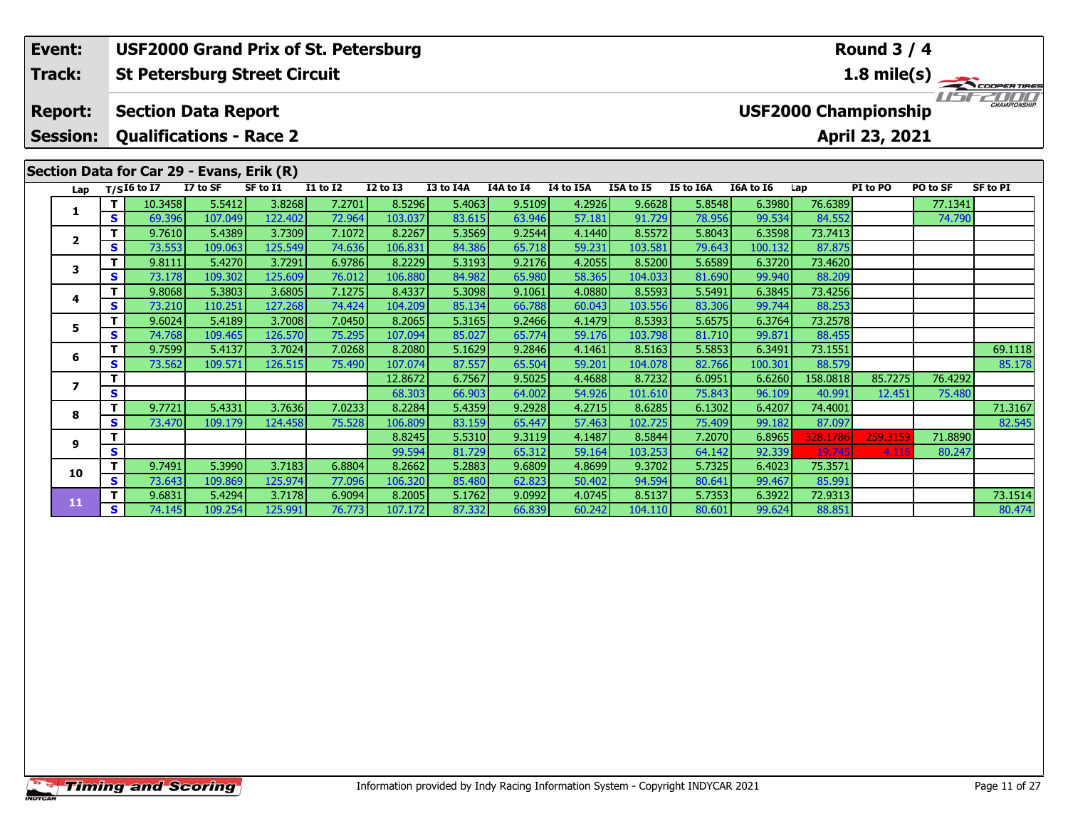| Event: | USF2000 Grand Prix of St. Petersburg | Round 3 / 4 |
|---|---|---|
| Track: | St Petersburg Street Circuit | 1.8 mile(s) |
| Report: | Section Data Report | USF2000 Championship |
| Session: | Qualifications - Race 2 | April 23, 2021 |

## Section Data for Car 29 - Evans, Erik (R)

| Lap | T/S | I6 to I7 | I7 to SF | SF to I1 | I1 to I2 | I2 to I3 | I3 to I4A | I4A to I4 | I4 to I5A | I5A to I5 | I5 to I6A | I6A to I6 | Lap | PI to PO | PO to SF | SF to PI |
|---|---|---|---|---|---|---|---|---|---|---|---|---|---|---|---|---|
| 1 | T | 10.3458 | 5.5412 | 3.8268 | 7.2701 | 8.5296 | 5.4063 | 9.5109 | 4.2926 | 9.6628 | 5.8548 | 6.3980 | 76.6389 | | 77.1341 | |
| | S | 69.396 | 107.049 | 122.402 | 72.964 | 103.037 | 83.615 | 63.946 | 57.181 | 91.729 | 78.956 | 99.534 | 84.552 | | 74.790 | |
| 2 | T | 9.7610 | 5.4389 | 3.7309 | 7.1072 | 8.2267 | 5.3569 | 9.2544 | 4.1440 | 8.5572 | 5.8043 | 6.3598 | 73.7413 | | | |
| | S | 73.553 | 109.063 | 125.549 | 74.636 | 106.831 | 84.386 | 65.718 | 59.231 | 103.581 | 79.643 | 100.132 | 87.875 | | | |
| 3 | T | 9.8111 | 5.4270 | 3.7291 | 6.9786 | 8.2229 | 5.3193 | 9.2176 | 4.2055 | 8.5200 | 5.6589 | 6.3720 | 73.4620 | | | |
| | S | 73.178 | 109.302 | 125.609 | 76.012 | 106.880 | 84.982 | 65.980 | 58.365 | 104.033 | 81.690 | 99.940 | 88.209 | | | |
| 4 | T | 9.8068 | 5.3803 | 3.6805 | 7.1275 | 8.4337 | 5.3098 | 9.1061 | 4.0880 | 8.5593 | 5.5491 | 6.3845 | 73.4256 | | | |
| | S | 73.210 | 110.251 | 127.268 | 74.424 | 104.209 | 85.134 | 66.788 | 60.043 | 103.556 | 83.306 | 99.744 | 88.253 | | | |
| 5 | T | 9.6024 | 5.4189 | 3.7008 | 7.0450 | 8.2065 | 5.3165 | 9.2466 | 4.1479 | 8.5393 | 5.6575 | 6.3764 | 73.2578 | | | |
| | S | 74.768 | 109.465 | 126.570 | 75.295 | 107.094 | 85.027 | 65.774 | 59.176 | 103.798 | 81.710 | 99.871 | 88.455 | | | |
| 6 | T | 9.7599 | 5.4137 | 3.7024 | 7.0268 | 8.2080 | 5.1629 | 9.2846 | 4.1461 | 8.5163 | 5.5853 | 6.3491 | 73.1551 | | | 69.1118 |
| | S | 73.562 | 109.571 | 126.515 | 75.490 | 107.074 | 87.557 | 65.504 | 59.201 | 104.078 | 82.766 | 100.301 | 88.579 | | | 85.178 |
| 7 | T | | | | | 12.8672 | 6.7567 | 9.5025 | 4.4688 | 8.7232 | 6.0951 | 6.6260 | 158.0818 | 85.7275 | 76.4292 | |
| | S | | | | | 68.303 | 66.903 | 64.002 | 54.926 | 101.610 | 75.843 | 96.109 | 40.991 | 12.451 | 75.480 | |
| 8 | T | 9.7721 | 5.4331 | 3.7636 | 7.0233 | 8.2284 | 5.4359 | 9.2928 | 4.2715 | 8.6285 | 6.1302 | 6.4207 | 74.4001 | | | 71.3167 |
| | S | 73.470 | 109.179 | 124.458 | 75.528 | 106.809 | 83.159 | 65.447 | 57.463 | 102.725 | 75.409 | 99.182 | 87.097 | | | 82.545 |
| 9 | T | | | | | 8.8245 | 5.5310 | 9.3119 | 4.1487 | 8.5844 | 7.2070 | 6.8965 | 328.1786 | 259.3159 | 71.8890 | |
| | S | | | | | 99.594 | 81.729 | 65.312 | 59.164 | 103.253 | 64.142 | 92.339 | 19.745 | 4.116 | 80.247 | |
| 10 | T | 9.7491 | 5.3990 | 3.7183 | 6.8804 | 8.2662 | 5.2883 | 9.6809 | 4.8699 | 9.3702 | 5.7325 | 6.4023 | 75.3571 | | | |
| | S | 73.643 | 109.869 | 125.974 | 77.096 | 106.320 | 85.480 | 62.823 | 50.402 | 94.594 | 80.641 | 99.467 | 85.991 | | | |
| 11 | T | 9.6831 | 5.4294 | 3.7178 | 6.9094 | 8.2005 | 5.1762 | 9.0992 | 4.0745 | 8.5137 | 5.7353 | 6.3922 | 72.9313 | | | 73.1514 |
| | S | 74.145 | 109.254 | 125.991 | 76.773 | 107.172 | 87.332 | 66.839 | 60.242 | 104.110 | 80.601 | 99.624 | 88.851 | | | 80.474 |

Information provided by Indy Racing Information System - Copyright INDYCAR 2021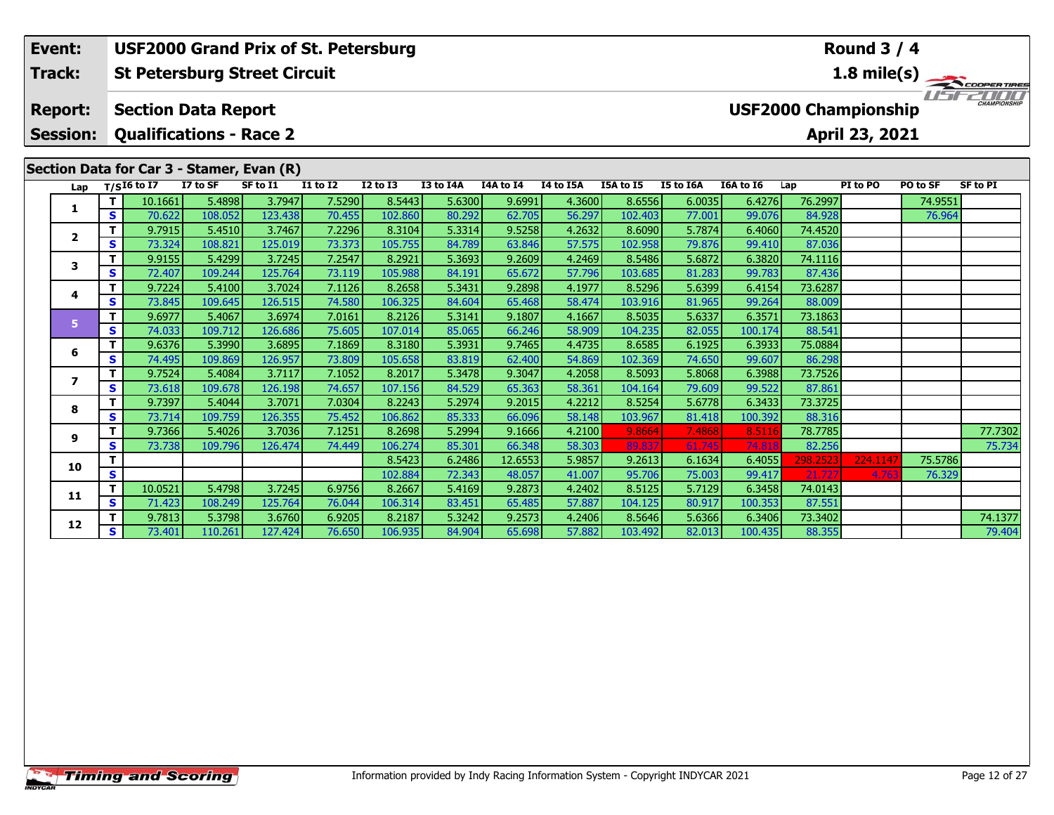| Event: | USF2000 Grand Prix of St. Petersburg | Round 3 / 4 |
|---|---|---|
| Track: | St Petersburg Street Circuit | 1.8 mile(s) |
| Report: | Section Data Report | USF2000 Championship |
| Session: | Qualifications - Race 2 | April 23, 2021 |

## Section Data for Car 3 - Stamer, Evan (R)

| Lap | T/S | I6 to I7 | I7 to SF | SF to I1 | I1 to I2 | I2 to I3 | I3 to I4A | I4A to I4 | I4 to I5A | I5A to I5 | I5 to I6A | I6A to I6 | Lap | PI to PO | PO to SF | SF to PI |
|---|---|---|---|---|---|---|---|---|---|---|---|---|---|---|---|---|
| 1 | T | 10.1661 | 5.4898 | 3.7947 | 7.5290 | 8.5443 | 5.6300 | 9.6991 | 4.3600 | 8.6556 | 6.0035 | 6.4276 | 76.2997 | | 74.9551 | |
| | S | 70.622 | 108.052 | 123.438 | 70.455 | 102.860 | 80.292 | 62.705 | 56.297 | 102.403 | 77.001 | 99.076 | 84.928 | | 76.964 | |
| 2 | T | 9.7915 | 5.4510 | 3.7467 | 7.2296 | 8.3104 | 5.3314 | 9.5258 | 4.2632 | 8.6090 | 5.7874 | 6.4060 | 74.4520 | | | |
| | S | 73.324 | 108.821 | 125.019 | 73.373 | 105.755 | 84.789 | 63.846 | 57.575 | 102.958 | 79.876 | 99.410 | 87.036 | | | |
| 3 | T | 9.9155 | 5.4299 | 3.7245 | 7.2547 | 8.2921 | 5.3693 | 9.2609 | 4.2469 | 8.5486 | 5.6872 | 6.3820 | 74.1116 | | | |
| | S | 72.407 | 109.244 | 125.764 | 73.119 | 105.988 | 84.191 | 65.672 | 57.796 | 103.685 | 81.283 | 99.783 | 87.436 | | | |
| 4 | T | 9.7224 | 5.4100 | 3.7024 | 7.1126 | 8.2658 | 5.3431 | 9.2898 | 4.1977 | 8.5296 | 5.6399 | 6.4154 | 73.6287 | | | |
| | S | 73.845 | 109.645 | 126.515 | 74.580 | 106.325 | 84.604 | 65.468 | 58.474 | 103.916 | 81.965 | 99.264 | 88.009 | | | |
| 5 | T | 9.6977 | 5.4067 | 3.6974 | 7.0161 | 8.2126 | 5.3141 | 9.1807 | 4.1667 | 8.5035 | 5.6337 | 6.3571 | 73.1863 | | | |
| | S | 74.033 | 109.712 | 126.686 | 75.605 | 107.014 | 85.065 | 66.246 | 58.909 | 104.235 | 82.055 | 100.174 | 88.541 | | | |
| 6 | T | 9.6376 | 5.3990 | 3.6895 | 7.1869 | 8.3180 | 5.3931 | 9.7465 | 4.4735 | 8.6585 | 6.1925 | 6.3933 | 75.0884 | | | |
| | S | 74.495 | 109.869 | 126.957 | 73.809 | 105.658 | 83.819 | 62.400 | 54.869 | 102.369 | 74.650 | 99.607 | 86.298 | | | |
| 7 | T | 9.7524 | 5.4084 | 3.7117 | 7.1052 | 8.2017 | 5.3478 | 9.3047 | 4.2058 | 8.5093 | 5.8068 | 6.3988 | 73.7526 | | | |
| | S | 73.618 | 109.678 | 126.198 | 74.657 | 107.156 | 84.529 | 65.363 | 58.361 | 104.164 | 79.609 | 99.522 | 87.861 | | | |
| 8 | T | 9.7397 | 5.4044 | 3.7071 | 7.0304 | 8.2243 | 5.2974 | 9.2015 | 4.2212 | 8.5254 | 5.6778 | 6.3433 | 73.3725 | | | |
| | S | 73.714 | 109.759 | 126.355 | 75.452 | 106.862 | 85.333 | 66.096 | 58.148 | 103.967 | 81.418 | 100.392 | 88.316 | | | |
| 9 | T | 9.7366 | 5.4026 | 3.7036 | 7.1251 | 8.2698 | 5.2994 | 9.1666 | 4.2100 | 9.8664 | 7.4868 | 8.5116 | 78.7785 | | | 77.7302 |
| | S | 73.738 | 109.796 | 126.474 | 74.449 | 106.274 | 85.301 | 66.348 | 58.303 | 89.837 | 61.745 | 74.818 | 82.256 | | | 75.734 |
| 10 | T | | | | | 8.5423 | 6.2486 | 12.6553 | 5.9857 | 9.2613 | 6.1634 | 6.4055 | 298.2523 | 224.1147 | 75.5786 | |
| | S | | | | | 102.884 | 72.343 | 48.057 | 41.007 | 95.706 | 75.003 | 99.417 | 21.727 | 4.763 | 76.329 | |
| 11 | T | 10.0521 | 5.4798 | 3.7245 | 6.9756 | 8.2667 | 5.4169 | 9.2873 | 4.2402 | 8.5125 | 5.7129 | 6.3458 | 74.0143 | | | |
| | S | 71.423 | 108.249 | 125.764 | 76.044 | 106.314 | 83.451 | 65.485 | 57.887 | 104.125 | 80.917 | 100.353 | 87.551 | | | |
| 12 | T | 9.7813 | 5.3798 | 3.6760 | 6.9205 | 8.2187 | 5.3242 | 9.2573 | 4.2406 | 8.5646 | 5.6366 | 6.3406 | 73.3402 | | | 74.1377 |
| | S | 73.401 | 110.261 | 127.424 | 76.650 | 106.935 | 84.904 | 65.698 | 57.882 | 103.492 | 82.013 | 100.435 | 88.355 | | | 79.404 |

Information provided by Indy Racing Information System - Copyright INDYCAR 2021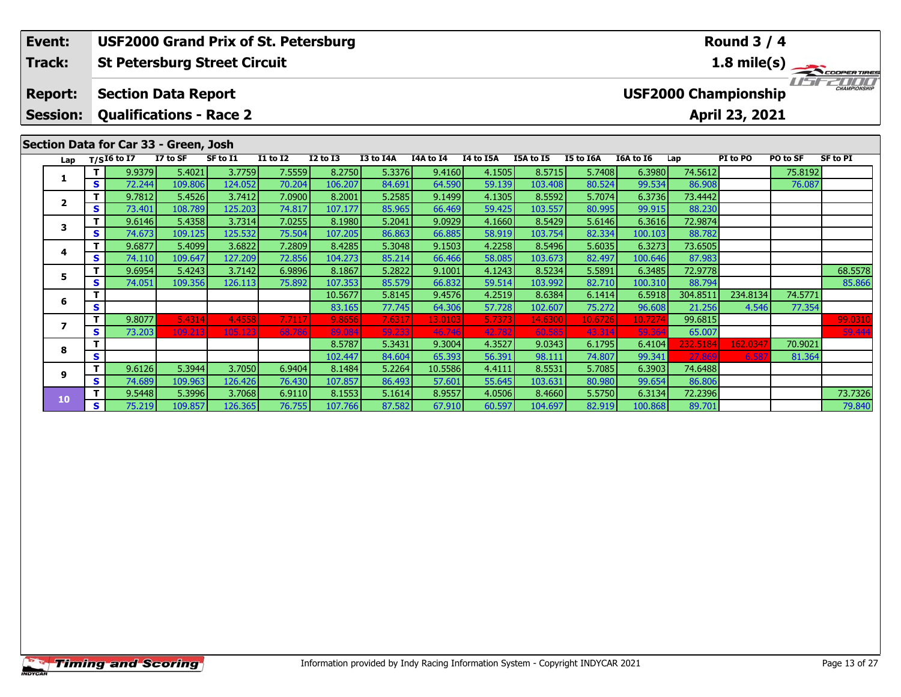| Event: | USF2000 Grand Prix of St. Petersburg | Round 3 / 4 |
|---|---|---|
| Track: | St Petersburg Street Circuit | 1.8 mile(s) |
| Report: | Section Data Report | USF2000 Championship |
| Session: | Qualifications - Race 2 | April 23, 2021 |

## Section Data for Car 33 - Green, Josh

| Lap | T/S | I6 to I7 | I7 to SF | SF to I1 | I1 to I2 | I2 to I3 | I3 to I4A | I4A to I4 | I4 to I5A | I5A to I5 | I5 to I6A | I6A to I6 | Lap | PI to PO | PO to SF | SF to PI |
|---|---|---|---|---|---|---|---|---|---|---|---|---|---|---|---|---|
| 1 | T | 9.9379 | 5.4021 | 3.7759 | 7.5559 | 8.2750 | 5.3376 | 9.4160 | 4.1505 | 8.5715 | 5.7408 | 6.3980 | 74.5612 | | 75.8192 | |
| | S | 72.244 | 109.806 | 124.052 | 70.204 | 106.207 | 84.691 | 64.590 | 59.139 | 103.408 | 80.524 | 99.534 | 86.908 | | 76.087 | |
| 2 | T | 9.7812 | 5.4526 | 3.7412 | 7.0900 | 8.2001 | 5.2585 | 9.1499 | 4.1305 | 8.5592 | 5.7074 | 6.3736 | 73.4442 | | | |
| | S | 73.401 | 108.789 | 125.203 | 74.817 | 107.177 | 85.965 | 66.469 | 59.425 | 103.557 | 80.995 | 99.915 | 88.230 | | | |
| 3 | T | 9.6146 | 5.4358 | 3.7314 | 7.0255 | 8.1980 | 5.2041 | 9.0929 | 4.1660 | 8.5429 | 5.6146 | 6.3616 | 72.9874 | | | |
| | S | 74.673 | 109.125 | 125.532 | 75.504 | 107.205 | 86.863 | 66.885 | 58.919 | 103.754 | 82.334 | 100.103 | 88.782 | | | |
| 4 | T | 9.6877 | 5.4099 | 3.6822 | 7.2809 | 8.4285 | 5.3048 | 9.1503 | 4.2258 | 8.5496 | 5.6035 | 6.3273 | 73.6505 | | | |
| | S | 74.110 | 109.647 | 127.209 | 72.856 | 104.273 | 85.214 | 66.466 | 58.085 | 103.673 | 82.497 | 100.646 | 87.983 | | | |
| 5 | T | 9.6954 | 5.4243 | 3.7142 | 6.9896 | 8.1867 | 5.2822 | 9.1001 | 4.1243 | 8.5234 | 5.5891 | 6.3485 | 72.9778 | | | 68.5578 |
| | S | 74.051 | 109.356 | 126.113 | 75.892 | 107.353 | 85.579 | 66.832 | 59.514 | 103.992 | 82.710 | 100.310 | 88.794 | | | 85.866 |
| 6 | T | | | | | 10.5677 | 5.8145 | 9.4576 | 4.2519 | 8.6384 | 6.1414 | 6.5918 | 304.8511 | 234.8134 | 74.5771 | |
| | S | | | | | 83.165 | 77.745 | 64.306 | 57.728 | 102.607 | 75.272 | 96.608 | 21.256 | 4.546 | 77.354 | |
| 7 | T | 9.8077 | 5.4314 | 4.4558 | 7.7117 | 9.8656 | 7.6317 | 13.0103 | 5.7373 | 14.6300 | 10.6726 | 10.7274 | 99.6815 | | | 99.0310 |
| | S | 73.203 | 109.213 | 105.123 | 68.786 | 89.084 | 59.233 | 46.746 | 42.782 | 60.585 | 43.314 | 59.364 | 65.007 | | | 59.444 |
| 8 | T | | | | | 8.5787 | 5.3431 | 9.3004 | 4.3527 | 9.0343 | 6.1795 | 6.4104 | 232.5184 | 162.0347 | 70.9021 | |
| | S | | | | | 102.447 | 84.604 | 65.393 | 56.391 | 98.111 | 74.807 | 99.341 | 27.869 | 6.587 | 81.364 | |
| 9 | T | 9.6126 | 5.3944 | 3.7050 | 6.9404 | 8.1484 | 5.2264 | 10.5586 | 4.4111 | 8.5531 | 5.7085 | 6.3903 | 74.6488 | | | |
| | S | 74.689 | 109.963 | 126.426 | 76.430 | 107.857 | 86.493 | 57.601 | 55.645 | 103.631 | 80.980 | 99.654 | 86.806 | | | |
| 10 | T | 9.5448 | 5.3996 | 3.7068 | 6.9110 | 8.1553 | 5.1614 | 8.9557 | 4.0506 | 8.4660 | 5.5750 | 6.3134 | 72.2396 | | | 73.7326 |
| | S | 75.219 | 109.857 | 126.365 | 76.755 | 107.766 | 87.582 | 67.910 | 60.597 | 104.697 | 82.919 | 100.868 | 89.701 | | | 79.840 |

Information provided by Indy Racing Information System - Copyright INDYCAR 2021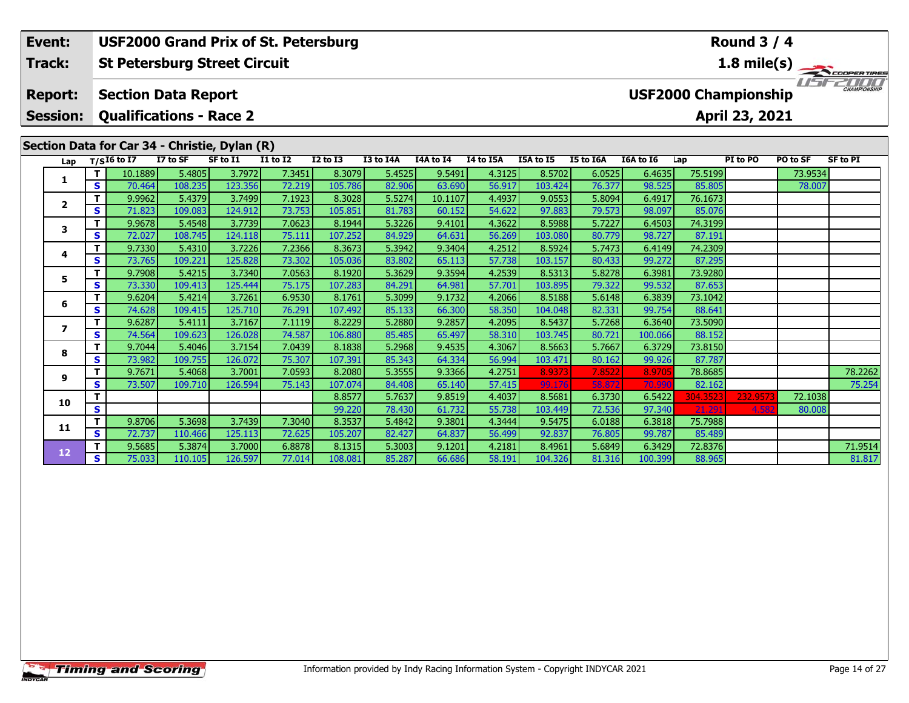| Event: | USF2000 Grand Prix of St. Petersburg | Round 3 / 4 |
|---|---|---|
| Track: | St Petersburg Street Circuit | 1.8 mile(s) |
| Report: | Section Data Report | USF2000 Championship |
| Session: | Qualifications - Race 2 | April 23, 2021 |

## Section Data for Car 34 - Christie, Dylan (R)

| Lap | T/S | I6 to I7 | I7 to SF | SF to I1 | I1 to I2 | I2 to I3 | I3 to I4A | I4A to I4 | I4 to I5A | I5A to I5 | I5 to I6A | I6A to I6 | Lap | PI to PO | PO to SF | SF to PI |
|---|---|---|---|---|---|---|---|---|---|---|---|---|---|---|---|---|
| 1 | T | 10.1889 | 5.4805 | 3.7972 | 7.3451 | 8.3079 | 5.4525 | 9.5491 | 4.3125 | 8.5702 | 6.0525 | 6.4635 | 75.5199 | | 73.9534 | |
| | S | 70.464 | 108.235 | 123.356 | 72.219 | 105.786 | 82.906 | 63.690 | 56.917 | 103.424 | 76.377 | 98.525 | 85.805 | | 78.007 | |
| 2 | T | 9.9962 | 5.4379 | 3.7499 | 7.1923 | 8.3028 | 5.5274 | 10.1107 | 4.4937 | 9.0553 | 5.8094 | 6.4917 | 76.1673 | | | |
| | S | 71.823 | 109.083 | 124.912 | 73.753 | 105.851 | 81.783 | 60.152 | 54.622 | 97.883 | 79.573 | 98.097 | 85.076 | | | |
| 3 | T | 9.9678 | 5.4548 | 3.7739 | 7.0623 | 8.1944 | 5.3226 | 9.4101 | 4.3622 | 8.5988 | 5.7227 | 6.4503 | 74.3199 | | | |
| | S | 72.027 | 108.745 | 124.118 | 75.111 | 107.252 | 84.929 | 64.631 | 56.269 | 103.080 | 80.779 | 98.727 | 87.191 | | | |
| 4 | T | 9.7330 | 5.4310 | 3.7226 | 7.2366 | 8.3673 | 5.3942 | 9.3404 | 4.2512 | 8.5924 | 5.7473 | 6.4149 | 74.2309 | | | |
| | S | 73.765 | 109.221 | 125.828 | 73.302 | 105.036 | 83.802 | 65.113 | 57.738 | 103.157 | 80.433 | 99.272 | 87.295 | | | |
| 5 | T | 9.7908 | 5.4215 | 3.7340 | 7.0563 | 8.1920 | 5.3629 | 9.3594 | 4.2539 | 8.5313 | 5.8278 | 6.3981 | 73.9280 | | | |
| | S | 73.330 | 109.413 | 125.444 | 75.175 | 107.283 | 84.291 | 64.981 | 57.701 | 103.895 | 79.322 | 99.532 | 87.653 | | | |
| 6 | T | 9.6204 | 5.4214 | 3.7261 | 6.9530 | 8.1761 | 5.3099 | 9.1732 | 4.2066 | 8.5188 | 5.6148 | 6.3839 | 73.1042 | | | |
| | S | 74.628 | 109.415 | 125.710 | 76.291 | 107.492 | 85.133 | 66.300 | 58.350 | 104.048 | 82.331 | 99.754 | 88.641 | | | |
| 7 | T | 9.6287 | 5.4111 | 3.7167 | 7.1119 | 8.2229 | 5.2880 | 9.2857 | 4.2095 | 8.5437 | 5.7268 | 6.3640 | 73.5090 | | | |
| | S | 74.564 | 109.623 | 126.028 | 74.587 | 106.880 | 85.485 | 65.497 | 58.310 | 103.745 | 80.721 | 100.066 | 88.152 | | | |
| 8 | T | 9.7044 | 5.4046 | 3.7154 | 7.0439 | 8.1838 | 5.2968 | 9.4535 | 4.3067 | 8.5663 | 5.7667 | 6.3729 | 73.8150 | | | |
| | S | 73.982 | 109.755 | 126.072 | 75.307 | 107.391 | 85.343 | 64.334 | 56.994 | 103.471 | 80.162 | 99.926 | 87.787 | | | |
| 9 | T | 9.7671 | 5.4068 | 3.7001 | 7.0593 | 8.2080 | 5.3555 | 9.3366 | 4.2751 | 8.9373 | 7.8522 | 8.9705 | 78.8685 | | | 78.2262 |
| | S | 73.507 | 109.710 | 126.594 | 75.143 | 107.074 | 84.408 | 65.140 | 57.415 | 99.176 | 58.872 | 70.990 | 82.162 | | | 75.254 |
| 10 | T | | | | | 8.8577 | 5.7637 | 9.8519 | 4.4037 | 8.5681 | 6.3730 | 6.5422 | 304.3523 | 232.9573 | 72.1038 | |
| | S | | | | | 99.220 | 78.430 | 61.732 | 55.738 | 103.449 | 72.536 | 97.340 | 21.291 | 4.582 | 80.008 | |
| 11 | T | 9.8706 | 5.3698 | 3.7439 | 7.3040 | 8.3537 | 5.4842 | 9.3801 | 4.3444 | 9.5475 | 6.0188 | 6.3818 | 75.7988 | | | |
| | S | 72.737 | 110.466 | 125.113 | 72.625 | 105.207 | 82.427 | 64.837 | 56.499 | 92.837 | 76.805 | 99.787 | 85.489 | | | |
| 12 | T | 9.5685 | 5.3874 | 3.7000 | 6.8878 | 8.1315 | 5.3003 | 9.1201 | 4.2181 | 8.4961 | 5.6849 | 6.3429 | 72.8376 | | | 71.9514 |
| | S | 75.033 | 110.105 | 126.597 | 77.014 | 108.081 | 85.287 | 66.686 | 58.191 | 104.326 | 81.316 | 100.399 | 88.965 | | | 81.817 |

Information provided by Indy Racing Information System - Copyright INDYCAR 2021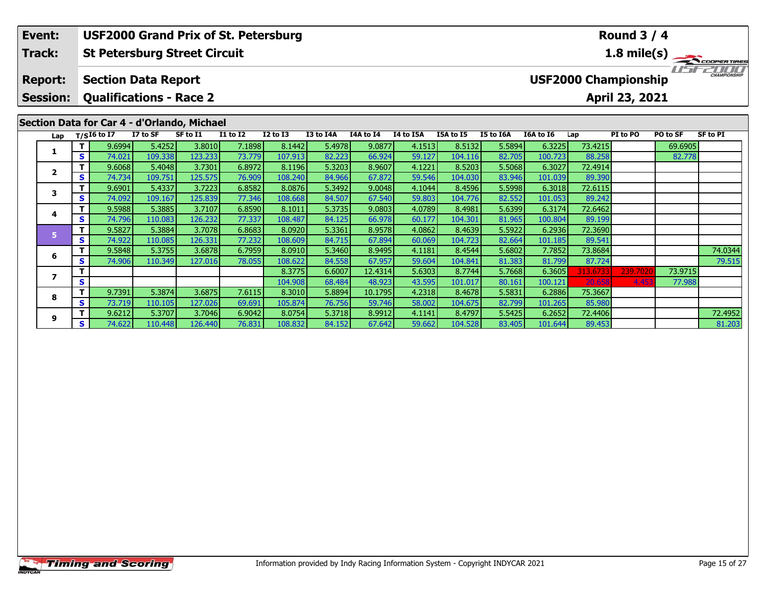| Event: | USF2000 Grand Prix of St. Petersburg | Round 3 / 4 |
|---|---|---|
| Track: | St Petersburg Street Circuit | 1.8 mile(s) |
| Report: | Section Data Report | USF2000 Championship |
| Session: | Qualifications - Race 2 | April 23, 2021 |

## Section Data for Car 4 - d'Orlando, Michael

| Lap | T/S | I6 to I7 | I7 to SF | SF to I1 | I1 to I2 | I2 to I3 | I3 to I4A | I4A to I4 | I4 to I5A | I5A to I5 | I5 to I6A | I6A to I6 | Lap | PI to PO | PO to SF | SF to PI |
|---|---|---|---|---|---|---|---|---|---|---|---|---|---|---|---|---|
| 1 | T | 9.6994 | 5.4252 | 3.8010 | 7.1898 | 8.1442 | 5.4978 | 9.0877 | 4.1513 | 8.5132 | 5.5894 | 6.3225 | 73.4215 | | 69.6905 | |
| | S | 74.021 | 109.338 | 123.233 | 73.779 | 107.913 | 82.223 | 66.924 | 59.127 | 104.116 | 82.705 | 100.723 | 88.258 | | 82.778 | |
| 2 | T | 9.6068 | 5.4048 | 3.7301 | 6.8972 | 8.1196 | 5.3203 | 8.9607 | 4.1221 | 8.5203 | 5.5068 | 6.3027 | 72.4914 | | | |
| | S | 74.734 | 109.751 | 125.575 | 76.909 | 108.240 | 84.966 | 67.872 | 59.546 | 104.030 | 83.946 | 101.039 | 89.390 | | | |
| 3 | T | 9.6901 | 5.4337 | 3.7223 | 6.8582 | 8.0876 | 5.3492 | 9.0048 | 4.1044 | 8.4596 | 5.5998 | 6.3018 | 72.6115 | | | |
| | S | 74.092 | 109.167 | 125.839 | 77.346 | 108.668 | 84.507 | 67.540 | 59.803 | 104.776 | 82.552 | 101.053 | 89.242 | | | |
| 4 | T | 9.5988 | 5.3885 | 3.7107 | 6.8590 | 8.1011 | 5.3735 | 9.0803 | 4.0789 | 8.4981 | 5.6399 | 6.3174 | 72.6462 | | | |
| | S | 74.796 | 110.083 | 126.232 | 77.337 | 108.487 | 84.125 | 66.978 | 60.177 | 104.301 | 81.965 | 100.804 | 89.199 | | | |
| 5 | T | 9.5827 | 5.3884 | 3.7078 | 6.8683 | 8.0920 | 5.3361 | 8.9578 | 4.0862 | 8.4639 | 5.5922 | 6.2936 | 72.3690 | | | |
| | S | 74.922 | 110.085 | 126.331 | 77.232 | 108.609 | 84.715 | 67.894 | 60.069 | 104.723 | 82.664 | 101.185 | 89.541 | | | |
| 6 | T | 9.5848 | 5.3755 | 3.6878 | 6.7959 | 8.0910 | 5.3460 | 8.9495 | 4.1181 | 8.4544 | 5.6802 | 7.7852 | 73.8684 | | | 74.0344 |
| | S | 74.906 | 110.349 | 127.016 | 78.055 | 108.622 | 84.558 | 67.957 | 59.604 | 104.841 | 81.383 | 81.799 | 87.724 | | | 79.515 |
| 7 | T | | | | | 8.3775 | 6.6007 | 12.4314 | 5.6303 | 8.7744 | 5.7668 | 6.3605 | 313.6733 | 239.7020 | 73.9715 | |
| | S | | | | | 104.908 | 68.484 | 48.923 | 43.595 | 101.017 | 80.161 | 100.121 | 20.658 | 4.453 | 77.988 | |
| 8 | T | 9.7391 | 5.3874 | 3.6875 | 7.6115 | 8.3010 | 5.8894 | 10.1795 | 4.2318 | 8.4678 | 5.5831 | 6.2886 | 75.3667 | | | |
| | S | 73.719 | 110.105 | 127.026 | 69.691 | 105.874 | 76.756 | 59.746 | 58.002 | 104.675 | 82.799 | 101.265 | 85.980 | | | |
| 9 | T | 9.6212 | 5.3707 | 3.7046 | 6.9042 | 8.0754 | 5.3718 | 8.9912 | 4.1141 | 8.4797 | 5.5425 | 6.2652 | 72.4406 | | | 72.4952 |
| | S | 74.622 | 110.448 | 126.440 | 76.831 | 108.832 | 84.152 | 67.642 | 59.662 | 104.528 | 83.405 | 101.644 | 89.453 | | | 81.203 |

Information provided by Indy Racing Information System - Copyright INDYCAR 2021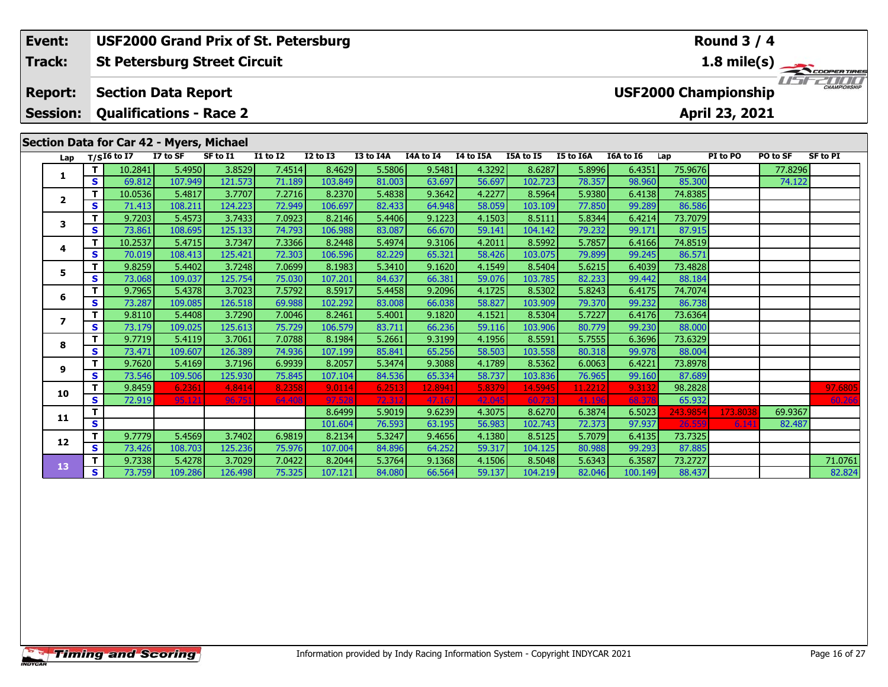| Event: | USF2000 Grand Prix of St. Petersburg | Round 3 / 4 |
|---|---|---|
| Track: | St Petersburg Street Circuit | 1.8 mile(s) |
| Report: | Section Data Report | USF2000 Championship |
| Session: | Qualifications - Race 2 | April 23, 2021 |

## Section Data for Car 42 - Myers, Michael

| Lap | T/S | I6 to I7 | I7 to SF | SF to I1 | I1 to I2 | I2 to I3 | I3 to I4A | I4A to I4 | I4 to I5A | I5A to I5 | I5 to I6A | I6A to I6 | Lap | PI to PO | PO to SF | SF to PI |
|---|---|---|---|---|---|---|---|---|---|---|---|---|---|---|---|---|
| 1 | T | 10.2841 | 5.4950 | 3.8529 | 7.4514 | 8.4629 | 5.5806 | 9.5481 | 4.3292 | 8.6287 | 5.8996 | 6.4351 | 75.9676 | | 77.8296 | |
| | S | 69.812 | 107.949 | 121.573 | 71.189 | 103.849 | 81.003 | 63.697 | 56.697 | 102.723 | 78.357 | 98.960 | 85.300 | | 74.122 | |
| 2 | T | 10.0536 | 5.4817 | 3.7707 | 7.2716 | 8.2370 | 5.4838 | 9.3642 | 4.2277 | 8.5964 | 5.9380 | 6.4138 | 74.8385 | | | |
| | S | 71.413 | 108.211 | 124.223 | 72.949 | 106.697 | 82.433 | 64.948 | 58.059 | 103.109 | 77.850 | 99.289 | 86.586 | | | |
| 3 | T | 9.7203 | 5.4573 | 3.7433 | 7.0923 | 8.2146 | 5.4406 | 9.1223 | 4.1503 | 8.5111 | 5.8344 | 6.4214 | 73.7079 | | | |
| | S | 73.861 | 108.695 | 125.133 | 74.793 | 106.988 | 83.087 | 66.670 | 59.141 | 104.142 | 79.232 | 99.171 | 87.915 | | | |
| 4 | T | 10.2537 | 5.4715 | 3.7347 | 7.3366 | 8.2448 | 5.4974 | 9.3106 | 4.2011 | 8.5992 | 5.7857 | 6.4166 | 74.8519 | | | |
| | S | 70.019 | 108.413 | 125.421 | 72.303 | 106.596 | 82.229 | 65.321 | 58.426 | 103.075 | 79.899 | 99.245 | 86.571 | | | |
| 5 | T | 9.8259 | 5.4402 | 3.7248 | 7.0699 | 8.1983 | 5.3410 | 9.1620 | 4.1549 | 8.5404 | 5.6215 | 6.4039 | 73.4828 | | | |
| | S | 73.068 | 109.037 | 125.754 | 75.030 | 107.201 | 84.637 | 66.381 | 59.076 | 103.785 | 82.233 | 99.442 | 88.184 | | | |
| 6 | T | 9.7965 | 5.4378 | 3.7023 | 7.5792 | 8.5917 | 5.4458 | 9.2096 | 4.1725 | 8.5302 | 5.8243 | 6.4175 | 74.7074 | | | |
| | S | 73.287 | 109.085 | 126.518 | 69.988 | 102.292 | 83.008 | 66.038 | 58.827 | 103.909 | 79.370 | 99.232 | 86.738 | | | |
| 7 | T | 9.8110 | 5.4408 | 3.7290 | 7.0046 | 8.2461 | 5.4001 | 9.1820 | 4.1521 | 8.5304 | 5.7227 | 6.4176 | 73.6364 | | | |
| | S | 73.179 | 109.025 | 125.613 | 75.729 | 106.579 | 83.711 | 66.236 | 59.116 | 103.906 | 80.779 | 99.230 | 88.000 | | | |
| 8 | T | 9.7719 | 5.4119 | 3.7061 | 7.0788 | 8.1984 | 5.2661 | 9.3199 | 4.1956 | 8.5591 | 5.7555 | 6.3696 | 73.6329 | | | |
| | S | 73.471 | 109.607 | 126.389 | 74.936 | 107.199 | 85.841 | 65.256 | 58.503 | 103.558 | 80.318 | 99.978 | 88.004 | | | |
| 9 | T | 9.7620 | 5.4169 | 3.7196 | 6.9939 | 8.2057 | 5.3474 | 9.3088 | 4.1789 | 8.5362 | 6.0063 | 6.4221 | 73.8978 | | | |
| | S | 73.546 | 109.506 | 125.930 | 75.845 | 107.104 | 84.536 | 65.334 | 58.737 | 103.836 | 76.965 | 99.160 | 87.689 | | | |
| 10 | T | 9.8459 | 6.2361 | 4.8414 | 8.2358 | 9.0114 | 6.2513 | 12.8941 | 5.8379 | 14.5945 | 11.2212 | 9.3132 | 98.2828 | | | 97.6805 |
| | S | 72.919 | 95.121 | 96.751 | 64.408 | 97.528 | 72.312 | 47.167 | 42.045 | 60.733 | 41.196 | 68.378 | 65.932 | | | 60.266 |
| 11 | T | | | | | 8.6499 | 5.9019 | 9.6239 | 4.3075 | 8.6270 | 6.3874 | 6.5023 | 243.9854 | 173.8038 | 69.9367 | |
| | S | | | | | 101.604 | 76.593 | 63.195 | 56.983 | 102.743 | 72.373 | 97.937 | 26.559 | 6.141 | 82.487 | |
| 12 | T | 9.7779 | 5.4569 | 3.7402 | 6.9819 | 8.2134 | 5.3247 | 9.4656 | 4.1380 | 8.5125 | 5.7079 | 6.4135 | 73.7325 | | | |
| | S | 73.426 | 108.703 | 125.236 | 75.976 | 107.004 | 84.896 | 64.252 | 59.317 | 104.125 | 80.988 | 99.293 | 87.885 | | | |
| 13 | T | 9.7338 | 5.4278 | 3.7029 | 7.0422 | 8.2044 | 5.3764 | 9.1368 | 4.1506 | 8.5048 | 5.6343 | 6.3587 | 73.2727 | | | 71.0761 |
| | S | 73.759 | 109.286 | 126.498 | 75.325 | 107.121 | 84.080 | 66.564 | 59.137 | 104.219 | 82.046 | 100.149 | 88.437 | | | 82.824 |

Information provided by Indy Racing Information System - Copyright INDYCAR 2021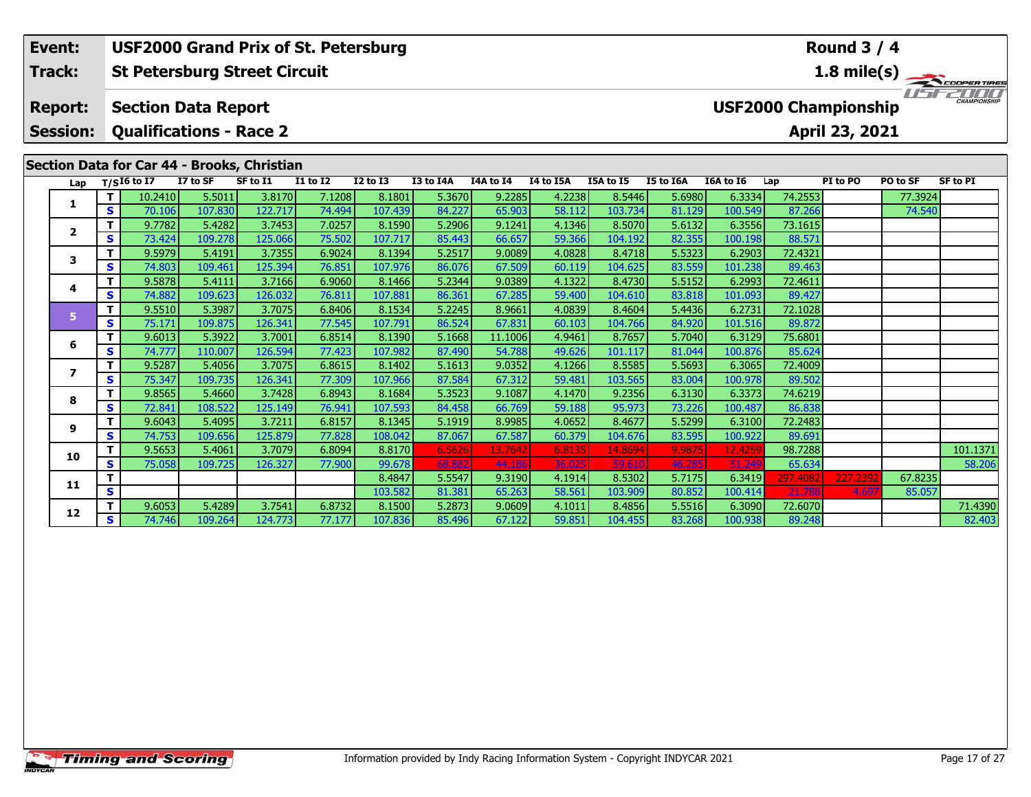| Event: | USF2000 Grand Prix of St. Petersburg | Round 3 / 4 |
|---|---|---|
| Track: | St Petersburg Street Circuit | 1.8 mile(s) |
| Report: | Section Data Report | USF2000 Championship |
| Session: | Qualifications - Race 2 | April 23, 2021 |

## Section Data for Car 44 - Brooks, Christian

| Lap | T/S | I6 to I7 | I7 to SF | SF to I1 | I1 to I2 | I2 to I3 | I3 to I4A | I4A to I4 | I4 to I5A | I5A to I5 | I5 to I6A | I6A to I6 | Lap | PI to PO | PO to SF | SF to PI |
|---|---|---|---|---|---|---|---|---|---|---|---|---|---|---|---|---|
| 1 | T | 10.2410 | 5.5011 | 3.8170 | 7.1208 | 8.1801 | 5.3670 | 9.2285 | 4.2238 | 8.5446 | 5.6980 | 6.3334 | 74.2553 | | 77.3924 | |
| | S | 70.106 | 107.830 | 122.717 | 74.494 | 107.439 | 84.227 | 65.903 | 58.112 | 103.734 | 81.129 | 100.549 | 87.266 | | 74.540 | |
| 2 | T | 9.7782 | 5.4282 | 3.7453 | 7.0257 | 8.1590 | 5.2906 | 9.1241 | 4.1346 | 8.5070 | 5.6132 | 6.3556 | 73.1615 | | | |
| | S | 73.424 | 109.278 | 125.066 | 75.502 | 107.717 | 85.443 | 66.657 | 59.366 | 104.192 | 82.355 | 100.198 | 88.571 | | | |
| 3 | T | 9.5979 | 5.4191 | 3.7355 | 6.9024 | 8.1394 | 5.2517 | 9.0089 | 4.0828 | 8.4718 | 5.5323 | 6.2903 | 72.4321 | | | |
| | S | 74.803 | 109.461 | 125.394 | 76.851 | 107.976 | 86.076 | 67.509 | 60.119 | 104.625 | 83.559 | 101.238 | 89.463 | | | |
| 4 | T | 9.5878 | 5.4111 | 3.7166 | 6.9060 | 8.1466 | 5.2344 | 9.0389 | 4.1322 | 8.4730 | 5.5152 | 6.2993 | 72.4611 | | | |
| | S | 74.882 | 109.623 | 126.032 | 76.811 | 107.881 | 86.361 | 67.285 | 59.400 | 104.610 | 83.818 | 101.093 | 89.427 | | | |
| 5 | T | 9.5510 | 5.3987 | 3.7075 | 6.8406 | 8.1534 | 5.2245 | 8.9661 | 4.0839 | 8.4604 | 5.4436 | 6.2731 | 72.1028 | | | |
| | S | 75.171 | 109.875 | 126.341 | 77.545 | 107.791 | 86.524 | 67.831 | 60.103 | 104.766 | 84.920 | 101.516 | 89.872 | | | |
| 6 | T | 9.6013 | 5.3922 | 3.7001 | 6.8514 | 8.1390 | 5.1668 | 11.1006 | 4.9461 | 8.7657 | 5.7040 | 6.3129 | 75.6801 | | | |
| | S | 74.777 | 110.007 | 126.594 | 77.423 | 107.982 | 87.490 | 54.788 | 49.626 | 101.117 | 81.044 | 100.876 | 85.624 | | | |
| 7 | T | 9.5287 | 5.4056 | 3.7075 | 6.8615 | 8.1402 | 5.1613 | 9.0352 | 4.1266 | 8.5585 | 5.5693 | 6.3065 | 72.4009 | | | |
| | S | 75.347 | 109.735 | 126.341 | 77.309 | 107.966 | 87.584 | 67.312 | 59.481 | 103.565 | 83.004 | 100.978 | 89.502 | | | |
| 8 | T | 9.8565 | 5.4660 | 3.7428 | 6.8943 | 8.1684 | 5.3523 | 9.1087 | 4.1470 | 9.2356 | 6.3130 | 6.3373 | 74.6219 | | | |
| | S | 72.841 | 108.522 | 125.149 | 76.941 | 107.593 | 84.458 | 66.769 | 59.188 | 95.973 | 73.226 | 100.487 | 86.838 | | | |
| 9 | T | 9.6043 | 5.4095 | 3.7211 | 6.8157 | 8.1345 | 5.1919 | 8.9985 | 4.0652 | 8.4677 | 5.5299 | 6.3100 | 72.2483 | | | |
| | S | 74.753 | 109.656 | 125.879 | 77.828 | 108.042 | 87.067 | 67.587 | 60.379 | 104.676 | 83.595 | 100.922 | 89.691 | | | |
| 10 | T | 9.5653 | 5.4061 | 3.7079 | 6.8094 | 8.8170 | 6.5626 | 13.7642 | 6.8135 | 14.8694 | 9.9875 | 12.4259 | 98.7288 | | | 101.1371 |
| | S | 75.058 | 109.725 | 126.327 | 77.900 | 99.678 | 68.882 | 44.186 | 36.025 | 59.610 | 46.285 | 51.249 | 65.634 | | | 58.206 |
| 11 | T | | | | | 8.4847 | 5.5547 | 9.3190 | 4.1914 | 8.5302 | 5.7175 | 6.3419 | 297.4082 | 227.2392 | 67.8235 | |
| | S | | | | | 103.582 | 81.381 | 65.263 | 58.561 | 103.909 | 80.852 | 100.414 | 21.788 | 4.697 | 85.057 | |
| 12 | T | 9.6053 | 5.4289 | 3.7541 | 6.8732 | 8.1500 | 5.2873 | 9.0609 | 4.1011 | 8.4856 | 5.5516 | 6.3090 | 72.6070 | | | 71.4390 |
| | S | 74.746 | 109.264 | 124.773 | 77.177 | 107.836 | 85.496 | 67.122 | 59.851 | 104.455 | 83.268 | 100.938 | 89.248 | | | 82.403 |

Information provided by Indy Racing Information System - Copyright INDYCAR 2021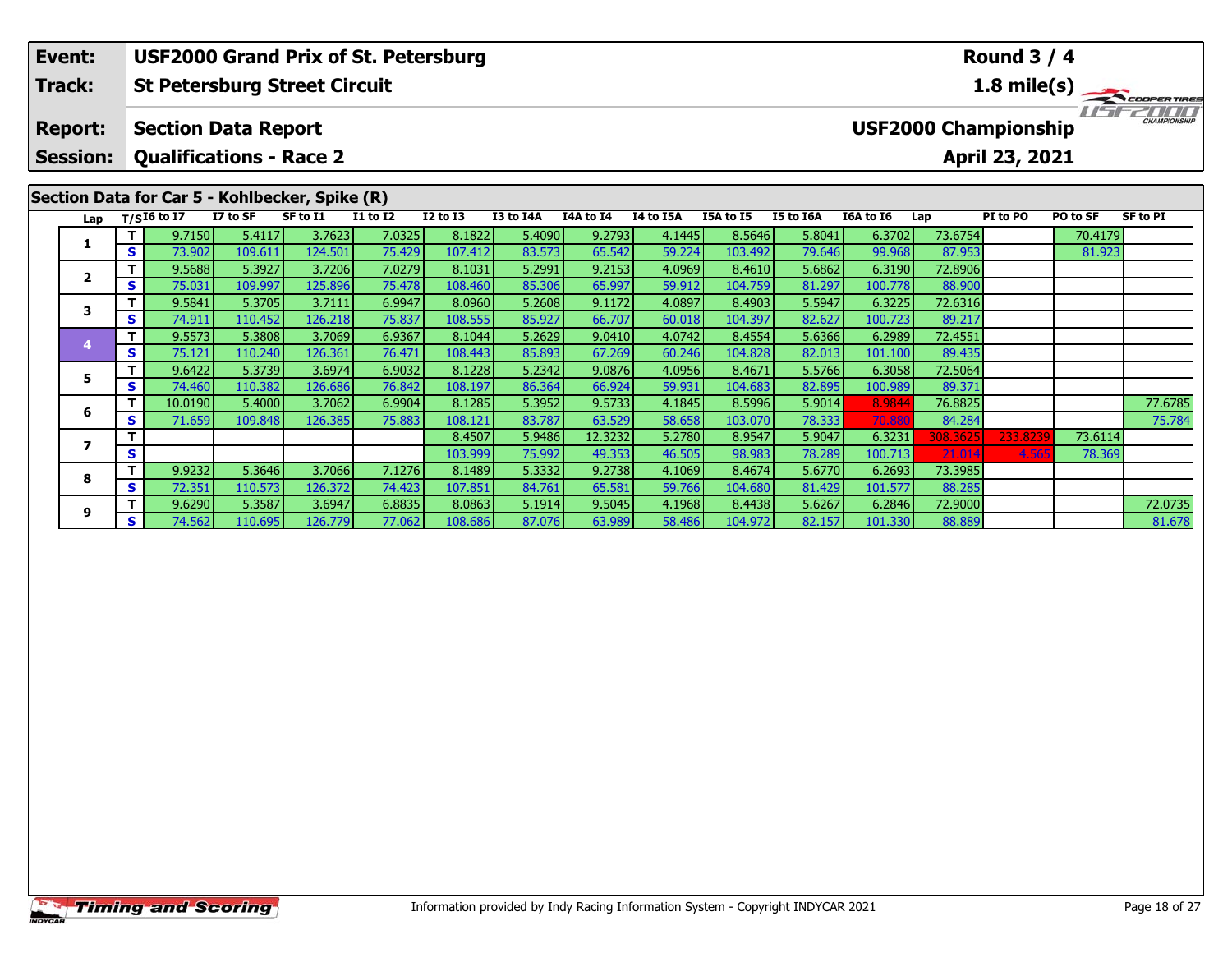| Event: | USF2000 Grand Prix of St. Petersburg | Round 3 / 4 |
|---|---|---|
| Track: | St Petersburg Street Circuit | 1.8 mile(s) |
| Report: | Section Data Report | USF2000 Championship |
| Session: | Qualifications - Race 2 | April 23, 2021 |

## Section Data for Car 5 - Kohlbecker, Spike (R)

| Lap | T/S | I6 to I7 | I7 to SF | SF to I1 | I1 to I2 | I2 to I3 | I3 to I4A | I4A to I4 | I4 to I5A | I5A to I5 | I5 to I6A | I6A to I6 | Lap | PI to PO | PO to SF | SF to PI |
|---|---|---|---|---|---|---|---|---|---|---|---|---|---|---|---|---|
| 1 | T | 9.7150 | 5.4117 | 3.7623 | 7.0325 | 8.1822 | 5.4090 | 9.2793 | 4.1445 | 8.5646 | 5.8041 | 6.3702 | 73.6754 | | 70.4179 | |
| | S | 73.902 | 109.611 | 124.501 | 75.429 | 107.412 | 83.573 | 65.542 | 59.224 | 103.492 | 79.646 | 99.968 | 87.953 | | 81.923 | |
| 2 | T | 9.5688 | 5.3927 | 3.7206 | 7.0279 | 8.1031 | 5.2991 | 9.2153 | 4.0969 | 8.4610 | 5.6862 | 6.3190 | 72.8906 | | | |
| | S | 75.031 | 109.997 | 125.896 | 75.478 | 108.460 | 85.306 | 65.997 | 59.912 | 104.759 | 81.297 | 100.778 | 88.900 | | | |
| 3 | T | 9.5841 | 5.3705 | 3.7111 | 6.9947 | 8.0960 | 5.2608 | 9.1172 | 4.0897 | 8.4903 | 5.5947 | 6.3225 | 72.6316 | | | |
| | S | 74.911 | 110.452 | 126.218 | 75.837 | 108.555 | 85.927 | 66.707 | 60.018 | 104.397 | 82.627 | 100.723 | 89.217 | | | |
| 4 | T | 9.5573 | 5.3808 | 3.7069 | 6.9367 | 8.1044 | 5.2629 | 9.0410 | 4.0742 | 8.4554 | 5.6366 | 6.2989 | 72.4551 | | | |
| | S | 75.121 | 110.240 | 126.361 | 76.471 | 108.443 | 85.893 | 67.269 | 60.246 | 104.828 | 82.013 | 101.100 | 89.435 | | | |
| 5 | T | 9.6422 | 5.3739 | 3.6974 | 6.9032 | 8.1228 | 5.2342 | 9.0876 | 4.0956 | 8.4671 | 5.5766 | 6.3058 | 72.5064 | | | |
| | S | 74.460 | 110.382 | 126.686 | 76.842 | 108.197 | 86.364 | 66.924 | 59.931 | 104.683 | 82.895 | 100.989 | 89.371 | | | |
| 6 | T | 10.0190 | 5.4000 | 3.7062 | 6.9904 | 8.1285 | 5.3952 | 9.5733 | 4.1845 | 8.5996 | 5.9014 | 8.9844 | 76.8825 | | | 77.6785 |
| | S | 71.659 | 109.848 | 126.385 | 75.883 | 108.121 | 83.787 | 63.529 | 58.658 | 103.070 | 78.333 | 70.880 | 84.284 | | | 75.784 |
| 7 | T | | | | | 8.4507 | 5.9486 | 12.3232 | 5.2780 | 8.9547 | 5.9047 | 6.3231 | 308.3625 | 233.8239 | 73.6114 | |
| | S | | | | | 103.999 | 75.992 | 49.353 | 46.505 | 98.983 | 78.289 | 100.713 | 21.014 | 4.565 | 78.369 | |
| 8 | T | 9.9232 | 5.3646 | 3.7066 | 7.1276 | 8.1489 | 5.3332 | 9.2738 | 4.1069 | 8.4674 | 5.6770 | 6.2693 | 73.3985 | | | |
| | S | 72.351 | 110.573 | 126.372 | 74.423 | 107.851 | 84.761 | 65.581 | 59.766 | 104.680 | 81.429 | 101.577 | 88.285 | | | |
| 9 | T | 9.6290 | 5.3587 | 3.6947 | 6.8835 | 8.0863 | 5.1914 | 9.5045 | 4.1968 | 8.4438 | 5.6267 | 6.2846 | 72.9000 | | | 72.0735 |
| | S | 74.562 | 110.695 | 126.779 | 77.062 | 108.686 | 87.076 | 63.989 | 58.486 | 104.972 | 82.157 | 101.330 | 88.889 | | | 81.678 |

Information provided by Indy Racing Information System - Copyright INDYCAR 2021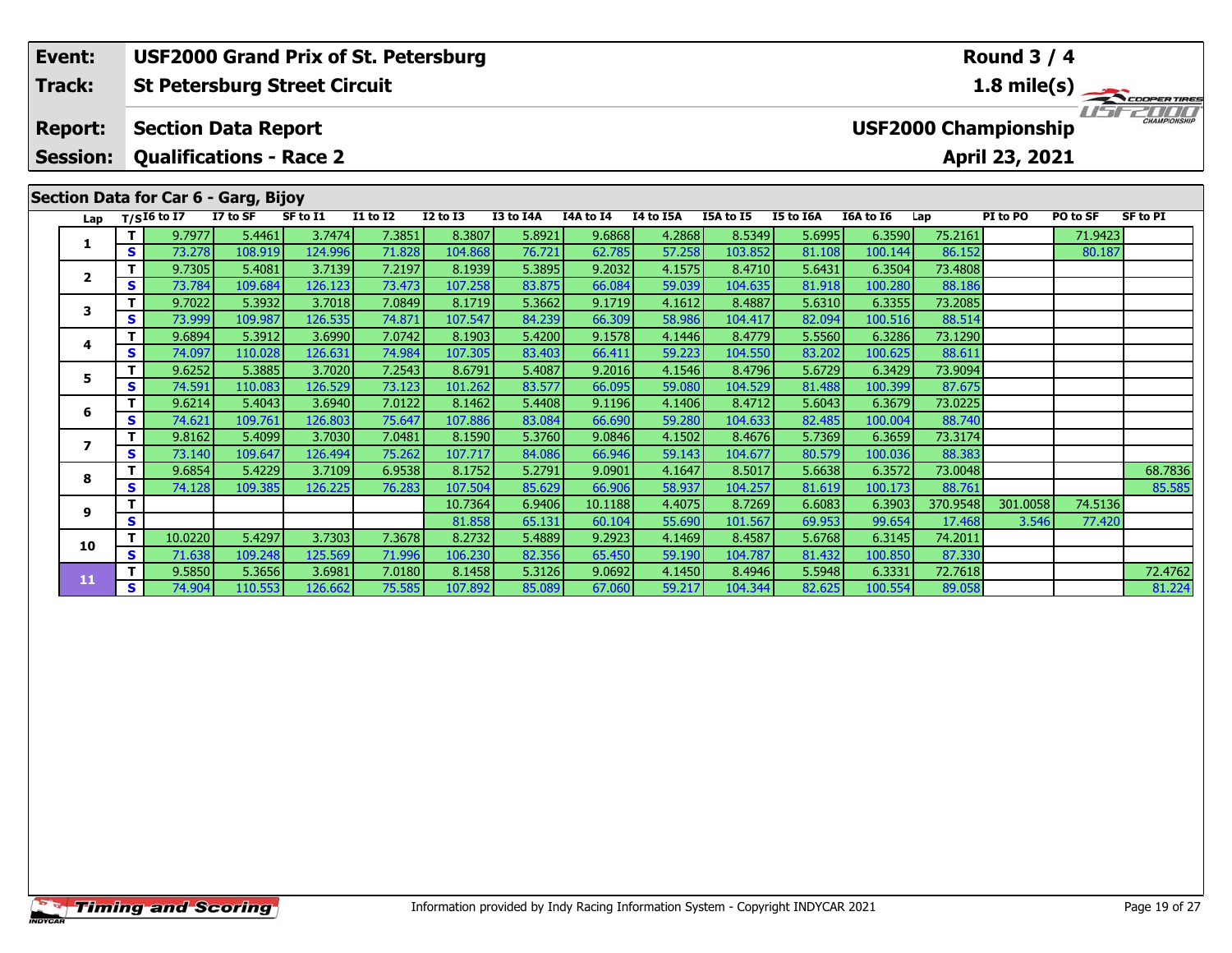| | | |
|---|---|---|
| **Event:** | **USF2000 Grand Prix of St. Petersburg** | **Round 3 / 4** |
| **Track:** | **St Petersburg Street Circuit** | **1.8 mile(s)** |
| **Report:** | **Section Data Report** | **USF2000 Championship** |
| **Session:** | **Qualifications - Race 2** | **April 23, 2021** |

## Section Data for Car 6 - Garg, Bijoy

| Lap | T/S | I6 to I7 | I7 to SF | SF to I1 | I1 to I2 | I2 to I3 | I3 to I4A | I4A to I4 | I4 to I5A | I5A to I5 | I5 to I6A | I6A to I6 | Lap | PI to PO | PO to SF | SF to PI |
|---|---|---|---|---|---|---|---|---|---|---|---|---|---|---|---|---|
| 1 | T | 9.7977 | 5.4461 | 3.7474 | 7.3851 | 8.3807 | 5.8921 | 9.6868 | 4.2868 | 8.5349 | 5.6995 | 6.3590 | 75.2161 | | 71.9423 | |
| | S | 73.278 | 108.919 | 124.996 | 71.828 | 104.868 | 76.721 | 62.785 | 57.258 | 103.852 | 81.108 | 100.144 | 86.152 | | 80.187 | |
| 2 | T | 9.7305 | 5.4081 | 3.7139 | 7.2197 | 8.1939 | 5.3895 | 9.2032 | 4.1575 | 8.4710 | 5.6431 | 6.3504 | 73.4808 | | | |
| | S | 73.784 | 109.684 | 126.123 | 73.473 | 107.258 | 83.875 | 66.084 | 59.039 | 104.635 | 81.918 | 100.280 | 88.186 | | | |
| 3 | T | 9.7022 | 5.3932 | 3.7018 | 7.0849 | 8.1719 | 5.3662 | 9.1719 | 4.1612 | 8.4887 | 5.6310 | 6.3355 | 73.2085 | | | |
| | S | 73.999 | 109.987 | 126.535 | 74.871 | 107.547 | 84.239 | 66.309 | 58.986 | 104.417 | 82.094 | 100.516 | 88.514 | | | |
| 4 | T | 9.6894 | 5.3912 | 3.6990 | 7.0742 | 8.1903 | 5.4200 | 9.1578 | 4.1446 | 8.4779 | 5.5560 | 6.3286 | 73.1290 | | | |
| | S | 74.097 | 110.028 | 126.631 | 74.984 | 107.305 | 83.403 | 66.411 | 59.223 | 104.550 | 83.202 | 100.625 | 88.611 | | | |
| 5 | T | 9.6252 | 5.3885 | 3.7020 | 7.2543 | 8.6791 | 5.4087 | 9.2016 | 4.1546 | 8.4796 | 5.6729 | 6.3429 | 73.9094 | | | |
| | S | 74.591 | 110.083 | 126.529 | 73.123 | 101.262 | 83.577 | 66.095 | 59.080 | 104.529 | 81.488 | 100.399 | 87.675 | | | |
| 6 | T | 9.6214 | 5.4043 | 3.6940 | 7.0122 | 8.1462 | 5.4408 | 9.1196 | 4.1406 | 8.4712 | 5.6043 | 6.3679 | 73.0225 | | | |
| | S | 74.621 | 109.761 | 126.803 | 75.647 | 107.886 | 83.084 | 66.690 | 59.280 | 104.633 | 82.485 | 100.004 | 88.740 | | | |
| 7 | T | 9.8162 | 5.4099 | 3.7030 | 7.0481 | 8.1590 | 5.3760 | 9.0846 | 4.1502 | 8.4676 | 5.7369 | 6.3659 | 73.3174 | | | |
| | S | 73.140 | 109.647 | 126.494 | 75.262 | 107.717 | 84.086 | 66.946 | 59.143 | 104.677 | 80.579 | 100.036 | 88.383 | | | |
| 8 | T | 9.6854 | 5.4229 | 3.7109 | 6.9538 | 8.1752 | 5.2791 | 9.0901 | 4.1647 | 8.5017 | 5.6638 | 6.3572 | 73.0048 | | | 68.7836 |
| | S | 74.128 | 109.385 | 126.225 | 76.283 | 107.504 | 85.629 | 66.906 | 58.937 | 104.257 | 81.619 | 100.173 | 88.761 | | | 85.585 |
| 9 | T | | | | | 10.7364 | 6.9406 | 10.1188 | 4.4075 | 8.7269 | 6.6083 | 6.3903 | 370.9548 | 301.0058 | 74.5136 | |
| | S | | | | | 81.858 | 65.131 | 60.104 | 55.690 | 101.567 | 69.953 | 99.654 | 17.468 | 3.546 | 77.420 | |
| 10 | T | 10.0220 | 5.4297 | 3.7303 | 7.3678 | 8.2732 | 5.4889 | 9.2923 | 4.1469 | 8.4587 | 5.6768 | 6.3145 | 74.2011 | | | |
| | S | 71.638 | 109.248 | 125.569 | 71.996 | 106.230 | 82.356 | 65.450 | 59.190 | 104.787 | 81.432 | 100.850 | 87.330 | | | |
| 11 | T | 9.5850 | 5.3656 | 3.6981 | 7.0180 | 8.1458 | 5.3126 | 9.0692 | 4.1450 | 8.4946 | 5.5948 | 6.3331 | 72.7618 | | | 72.4762 |
| | S | 74.904 | 110.553 | 126.662 | 75.585 | 107.892 | 85.089 | 67.060 | 59.217 | 104.344 | 82.625 | 100.554 | 89.058 | | | 81.224 |

Information provided by Indy Racing Information System - Copyright INDYCAR 2021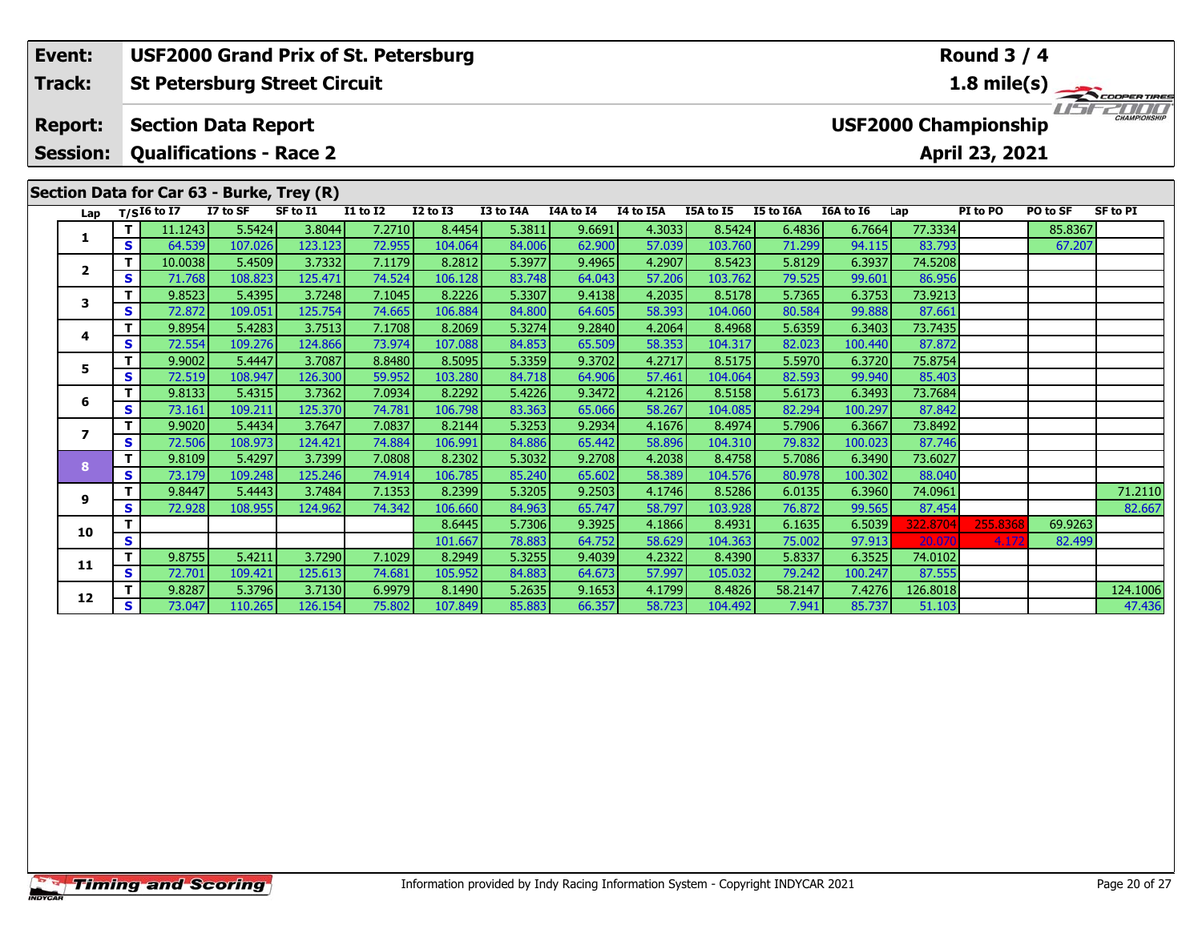| Event: | USF2000 Grand Prix of St. Petersburg | Round 3 / 4 |
|---|---|---|
| Track: | St Petersburg Street Circuit | 1.8 mile(s) |
| Report: | Section Data Report | USF2000 Championship |
| Session: | Qualifications - Race 2 | April 23, 2021 |

## Section Data for Car 63 - Burke, Trey (R)

| Lap | T/S | I6 to I7 | I7 to SF | SF to I1 | I1 to I2 | I2 to I3 | I3 to I4A | I4A to I4 | I4 to I5A | I5A to I5 | I5 to I6A | I6A to I6 | Lap | PI to PO | PO to SF | SF to PI |
|---|---|---|---|---|---|---|---|---|---|---|---|---|---|---|---|---|
| 1 | T | 11.1243 | 5.5424 | 3.8044 | 7.2710 | 8.4454 | 5.3811 | 9.6691 | 4.3033 | 8.5424 | 6.4836 | 6.7664 | 77.3334 | | 85.8367 | |
| | S | 64.539 | 107.026 | 123.123 | 72.955 | 104.064 | 84.006 | 62.900 | 57.039 | 103.760 | 71.299 | 94.115 | 83.793 | | 67.207 | |
| 2 | T | 10.0038 | 5.4509 | 3.7332 | 7.1179 | 8.2812 | 5.3977 | 9.4965 | 4.2907 | 8.5423 | 5.8129 | 6.3937 | 74.5208 | | | |
| | S | 71.768 | 108.823 | 125.471 | 74.524 | 106.128 | 83.748 | 64.043 | 57.206 | 103.762 | 79.525 | 99.601 | 86.956 | | | |
| 3 | T | 9.8523 | 5.4395 | 3.7248 | 7.1045 | 8.2226 | 5.3307 | 9.4138 | 4.2035 | 8.5178 | 5.7365 | 6.3753 | 73.9213 | | | |
| | S | 72.872 | 109.051 | 125.754 | 74.665 | 106.884 | 84.800 | 64.605 | 58.393 | 104.060 | 80.584 | 99.888 | 87.661 | | | |
| 4 | T | 9.8954 | 5.4283 | 3.7513 | 7.1708 | 8.2069 | 5.3274 | 9.2840 | 4.2064 | 8.4968 | 5.6359 | 6.3403 | 73.7435 | | | |
| | S | 72.554 | 109.276 | 124.866 | 73.974 | 107.088 | 84.853 | 65.509 | 58.353 | 104.317 | 82.023 | 100.440 | 87.872 | | | |
| 5 | T | 9.9002 | 5.4447 | 3.7087 | 8.8480 | 8.5095 | 5.3359 | 9.3702 | 4.2717 | 8.5175 | 5.5970 | 6.3720 | 75.8754 | | | |
| | S | 72.519 | 108.947 | 126.300 | 59.952 | 103.280 | 84.718 | 64.906 | 57.461 | 104.064 | 82.593 | 99.940 | 85.403 | | | |
| 6 | T | 9.8133 | 5.4315 | 3.7362 | 7.0934 | 8.2292 | 5.4226 | 9.3472 | 4.2126 | 8.5158 | 5.6173 | 6.3493 | 73.7684 | | | |
| | S | 73.161 | 109.211 | 125.370 | 74.781 | 106.798 | 83.363 | 65.066 | 58.267 | 104.085 | 82.294 | 100.297 | 87.842 | | | |
| 7 | T | 9.9020 | 5.4434 | 3.7647 | 7.0837 | 8.2144 | 5.3253 | 9.2934 | 4.1676 | 8.4974 | 5.7906 | 6.3667 | 73.8492 | | | |
| | S | 72.506 | 108.973 | 124.421 | 74.884 | 106.991 | 84.886 | 65.442 | 58.896 | 104.310 | 79.832 | 100.023 | 87.746 | | | |
| 8 | T | 9.8109 | 5.4297 | 3.7399 | 7.0808 | 8.2302 | 5.3032 | 9.2708 | 4.2038 | 8.4758 | 5.7086 | 6.3490 | 73.6027 | | | |
| | S | 73.179 | 109.248 | 125.246 | 74.914 | 106.785 | 85.240 | 65.602 | 58.389 | 104.576 | 80.978 | 100.302 | 88.040 | | | |
| 9 | T | 9.8447 | 5.4443 | 3.7484 | 7.1353 | 8.2399 | 5.3205 | 9.2503 | 4.1746 | 8.5286 | 6.0135 | 6.3960 | 74.0961 | | | 71.2110 |
| | S | 72.928 | 108.955 | 124.962 | 74.342 | 106.660 | 84.963 | 65.747 | 58.797 | 103.928 | 76.872 | 99.565 | 87.454 | | | 82.667 |
| 10 | T | | | | | 8.6445 | 5.7306 | 9.3925 | 4.1866 | 8.4931 | 6.1635 | 6.5039 | 322.8704 | 255.8368 | 69.9263 | |
| | S | | | | | 101.667 | 78.883 | 64.752 | 58.629 | 104.363 | 75.002 | 97.913 | 20.070 | 4.172 | 82.499 | |
| 11 | T | 9.8755 | 5.4211 | 3.7290 | 7.1029 | 8.2949 | 5.3255 | 9.4039 | 4.2322 | 8.4390 | 5.8337 | 6.3525 | 74.0102 | | | |
| | S | 72.701 | 109.421 | 125.613 | 74.681 | 105.952 | 84.883 | 64.673 | 57.997 | 105.032 | 79.242 | 100.247 | 87.555 | | | |
| 12 | T | 9.8287 | 5.3796 | 3.7130 | 6.9979 | 8.1490 | 5.2635 | 9.1653 | 4.1799 | 8.4826 | 58.2147 | 7.4276 | 126.8018 | | | 124.1006 |
| | S | 73.047 | 110.265 | 126.154 | 75.802 | 107.849 | 85.883 | 66.357 | 58.723 | 104.492 | 7.941 | 85.737 | 51.103 | | | 47.436 |

Information provided by Indy Racing Information System - Copyright INDYCAR 2021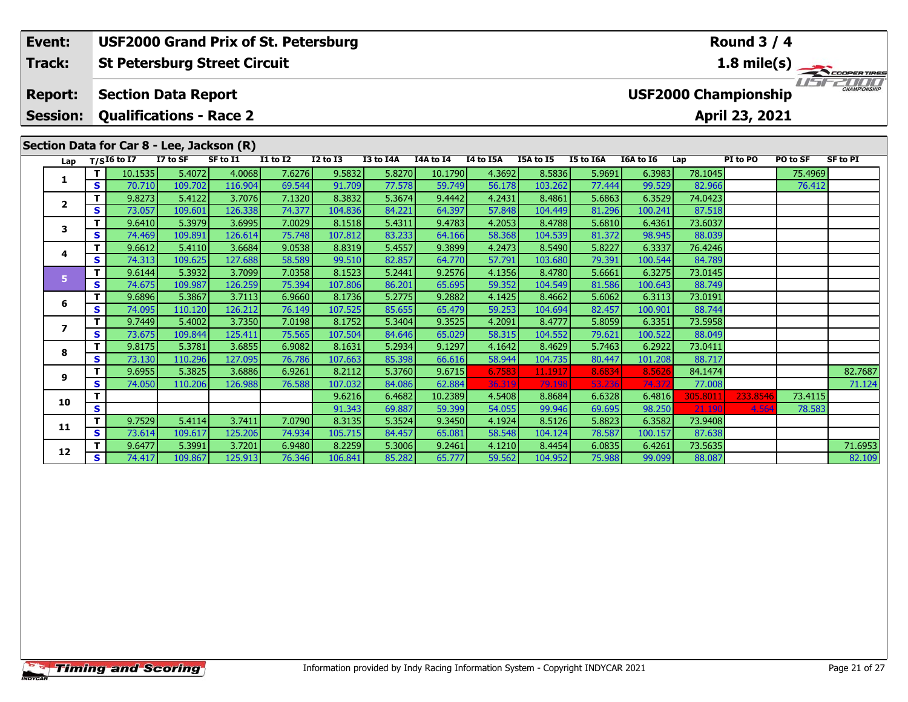| Event: | USF2000 Grand Prix of St. Petersburg | Round 3 / 4 |
|---|---|---|
| Track: | St Petersburg Street Circuit | 1.8 mile(s) |
| Report: | Section Data Report | USF2000 Championship |
| Session: | Qualifications - Race 2 | April 23, 2021 |

## Section Data for Car 8 - Lee, Jackson (R)

| Lap | T/S | I6 to I7 | I7 to SF | SF to I1 | I1 to I2 | I2 to I3 | I3 to I4A | I4A to I4 | I4 to I5A | I5A to I5 | I5 to I6A | I6A to I6 | Lap | PI to PO | PO to SF | SF to PI |
|---|---|---|---|---|---|---|---|---|---|---|---|---|---|---|---|---|
| 1 | T | 10.1535 | 5.4072 | 4.0068 | 7.6276 | 9.5832 | 5.8270 | 10.1790 | 4.3692 | 8.5836 | 5.9691 | 6.3983 | 78.1045 | | 75.4969 | |
| | S | 70.710 | 109.702 | 116.904 | 69.544 | 91.709 | 77.578 | 59.749 | 56.178 | 103.262 | 77.444 | 99.529 | 82.966 | | 76.412 | |
| 2 | T | 9.8273 | 5.4122 | 3.7076 | 7.1320 | 8.3832 | 5.3674 | 9.4442 | 4.2431 | 8.4861 | 5.6863 | 6.3529 | 74.0423 | | | |
| | S | 73.057 | 109.601 | 126.338 | 74.377 | 104.836 | 84.221 | 64.397 | 57.848 | 104.449 | 81.296 | 100.241 | 87.518 | | | |
| 3 | T | 9.6410 | 5.3979 | 3.6995 | 7.0029 | 8.1518 | 5.4311 | 9.4783 | 4.2053 | 8.4788 | 5.6810 | 6.4361 | 73.6037 | | | |
| | S | 74.469 | 109.891 | 126.614 | 75.748 | 107.812 | 83.233 | 64.166 | 58.368 | 104.539 | 81.372 | 98.945 | 88.039 | | | |
| 4 | T | 9.6612 | 5.4110 | 3.6684 | 9.0538 | 8.8319 | 5.4557 | 9.3899 | 4.2473 | 8.5490 | 5.8227 | 6.3337 | 76.4246 | | | |
| | S | 74.313 | 109.625 | 127.688 | 58.589 | 99.510 | 82.857 | 64.770 | 57.791 | 103.680 | 79.391 | 100.544 | 84.789 | | | |
| 5 | T | 9.6144 | 5.3932 | 3.7099 | 7.0358 | 8.1523 | 5.2441 | 9.2576 | 4.1356 | 8.4780 | 5.6661 | 6.3275 | 73.0145 | | | |
| | S | 74.675 | 109.987 | 126.259 | 75.394 | 107.806 | 86.201 | 65.695 | 59.352 | 104.549 | 81.586 | 100.643 | 88.749 | | | |
| 6 | T | 9.6896 | 5.3867 | 3.7113 | 6.9660 | 8.1736 | 5.2775 | 9.2882 | 4.1425 | 8.4662 | 5.6062 | 6.3113 | 73.0191 | | | |
| | S | 74.095 | 110.120 | 126.212 | 76.149 | 107.525 | 85.655 | 65.479 | 59.253 | 104.694 | 82.457 | 100.901 | 88.744 | | | |
| 7 | T | 9.7449 | 5.4002 | 3.7350 | 7.0198 | 8.1752 | 5.3404 | 9.3525 | 4.2091 | 8.4777 | 5.8059 | 6.3351 | 73.5958 | | | |
| | S | 73.675 | 109.844 | 125.411 | 75.565 | 107.504 | 84.646 | 65.029 | 58.315 | 104.552 | 79.621 | 100.522 | 88.049 | | | |
| 8 | T | 9.8175 | 5.3781 | 3.6855 | 6.9082 | 8.1631 | 5.2934 | 9.1297 | 4.1642 | 8.4629 | 5.7463 | 6.2922 | 73.0411 | | | |
| | S | 73.130 | 110.296 | 127.095 | 76.786 | 107.663 | 85.398 | 66.616 | 58.944 | 104.735 | 80.447 | 101.208 | 88.717 | | | |
| 9 | T | 9.6955 | 5.3825 | 3.6886 | 6.9261 | 8.2112 | 5.3760 | 9.6715 | 6.7583 | 11.1917 | 8.6834 | 8.5626 | 84.1474 | | | 82.7687 |
| | S | 74.050 | 110.206 | 126.988 | 76.588 | 107.032 | 84.086 | 62.884 | 36.319 | 79.198 | 53.236 | 74.372 | 77.008 | | | 71.124 |
| 10 | T | | | | | 9.6216 | 6.4682 | 10.2389 | 4.5408 | 8.8684 | 6.6328 | 6.4816 | 305.8011 | 233.8546 | 73.4115 | |
| | S | | | | | 91.343 | 69.887 | 59.399 | 54.055 | 99.946 | 69.695 | 98.250 | 21.190 | 4.564 | 78.583 | |
| 11 | T | 9.7529 | 5.4114 | 3.7411 | 7.0790 | 8.3135 | 5.3524 | 9.3450 | 4.1924 | 8.5126 | 5.8823 | 6.3582 | 73.9408 | | | |
| | S | 73.614 | 109.617 | 125.206 | 74.934 | 105.715 | 84.457 | 65.081 | 58.548 | 104.124 | 78.587 | 100.157 | 87.638 | | | |
| 12 | T | 9.6477 | 5.3991 | 3.7201 | 6.9480 | 8.2259 | 5.3006 | 9.2461 | 4.1210 | 8.4454 | 6.0835 | 6.4261 | 73.5635 | | | 71.6953 |
| | S | 74.417 | 109.867 | 125.913 | 76.346 | 106.841 | 85.282 | 65.777 | 59.562 | 104.952 | 75.988 | 99.099 | 88.087 | | | 82.109 |

Information provided by Indy Racing Information System - Copyright INDYCAR 2021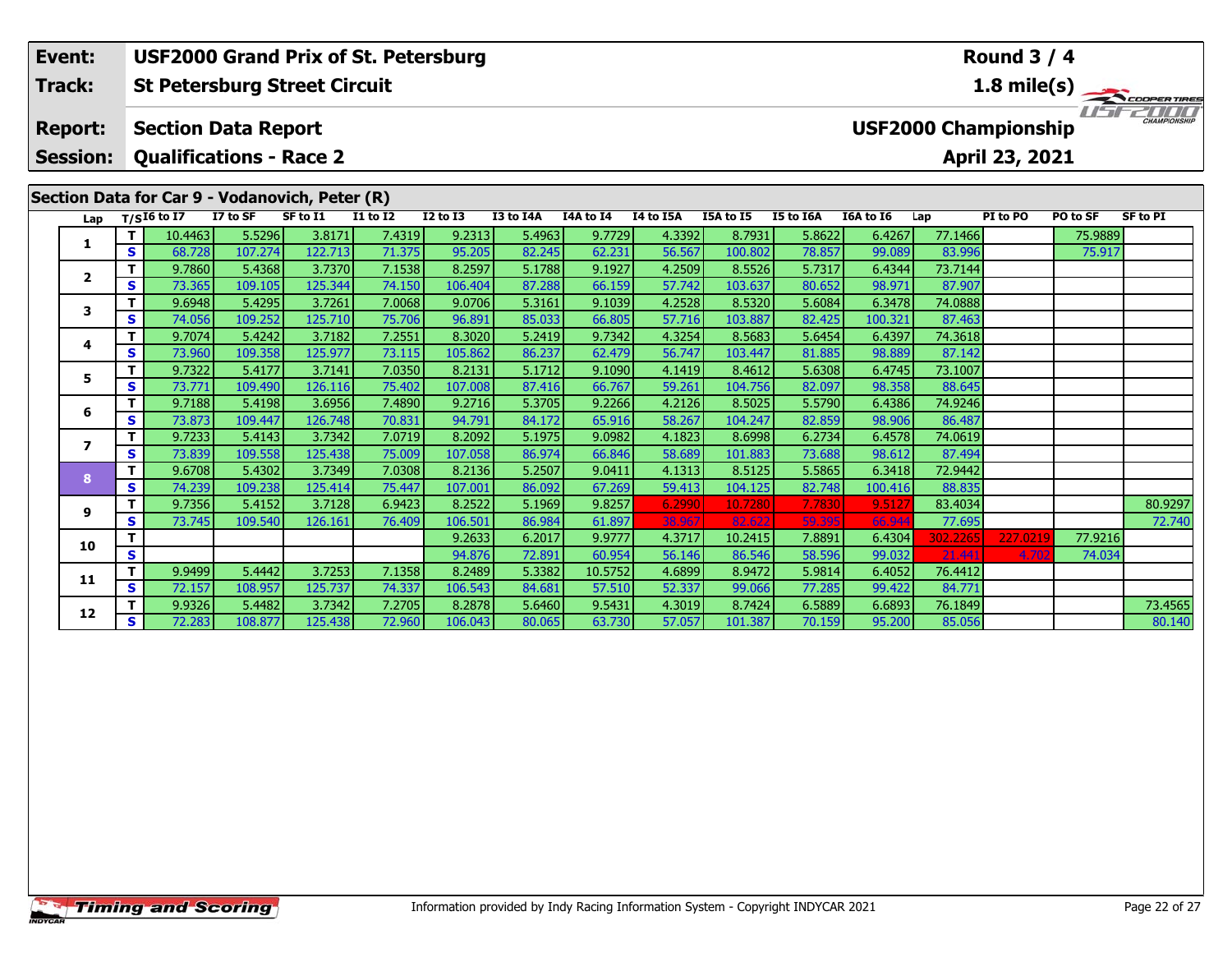| Event: | USF2000 Grand Prix of St. Petersburg | Round 3 / 4 |
|---|---|---|
| Track: | St Petersburg Street Circuit | 1.8 mile(s) |
| Report: | Section Data Report | USF2000 Championship |
| Session: | Qualifications - Race 2 | April 23, 2021 |

## Section Data for Car 9 - Vodanovich, Peter (R)

| Lap | T/S | I6 to I7 | I7 to SF | SF to I1 | I1 to I2 | I2 to I3 | I3 to I4A | I4A to I4 | I4 to I5A | I5A to I5 | I5 to I6A | I6A to I6 | Lap | PI to PO | PO to SF | SF to PI |
|---|---|---|---|---|---|---|---|---|---|---|---|---|---|---|---|---|
| 1 | T | 10.4463 | 5.5296 | 3.8171 | 7.4319 | 9.2313 | 5.4963 | 9.7729 | 4.3392 | 8.7931 | 5.8622 | 6.4267 | 77.1466 | | 75.9889 | |
| | S | 68.728 | 107.274 | 122.713 | 71.375 | 95.205 | 82.245 | 62.231 | 56.567 | 100.802 | 78.857 | 99.089 | 83.996 | | 75.917 | |
| 2 | T | 9.7860 | 5.4368 | 3.7370 | 7.1538 | 8.2597 | 5.1788 | 9.1927 | 4.2509 | 8.5526 | 5.7317 | 6.4344 | 73.7144 | | | |
| | S | 73.365 | 109.105 | 125.344 | 74.150 | 106.404 | 87.288 | 66.159 | 57.742 | 103.637 | 80.652 | 98.971 | 87.907 | | | |
| 3 | T | 9.6948 | 5.4295 | 3.7261 | 7.0068 | 9.0706 | 5.3161 | 9.1039 | 4.2528 | 8.5320 | 5.6084 | 6.3478 | 74.0888 | | | |
| | S | 74.056 | 109.252 | 125.710 | 75.706 | 96.891 | 85.033 | 66.805 | 57.716 | 103.887 | 82.425 | 100.321 | 87.463 | | | |
| 4 | T | 9.7074 | 5.4242 | 3.7182 | 7.2551 | 8.3020 | 5.2419 | 9.7342 | 4.3254 | 8.5683 | 5.6454 | 6.4397 | 74.3618 | | | |
| | S | 73.960 | 109.358 | 125.977 | 73.115 | 105.862 | 86.237 | 62.479 | 56.747 | 103.447 | 81.885 | 98.889 | 87.142 | | | |
| 5 | T | 9.7322 | 5.4177 | 3.7141 | 7.0350 | 8.2131 | 5.1712 | 9.1090 | 4.1419 | 8.4612 | 5.6308 | 6.4745 | 73.1007 | | | |
| | S | 73.771 | 109.490 | 126.116 | 75.402 | 107.008 | 87.416 | 66.767 | 59.261 | 104.756 | 82.097 | 98.358 | 88.645 | | | |
| 6 | T | 9.7188 | 5.4198 | 3.6956 | 7.4890 | 9.2716 | 5.3705 | 9.2266 | 4.2126 | 8.5025 | 5.5790 | 6.4386 | 74.9246 | | | |
| | S | 73.873 | 109.447 | 126.748 | 70.831 | 94.791 | 84.172 | 65.916 | 58.267 | 104.247 | 82.859 | 98.906 | 86.487 | | | |
| 7 | T | 9.7233 | 5.4143 | 3.7342 | 7.0719 | 8.2092 | 5.1975 | 9.0982 | 4.1823 | 8.6998 | 6.2734 | 6.4578 | 74.0619 | | | |
| | S | 73.839 | 109.558 | 125.438 | 75.009 | 107.058 | 86.974 | 66.846 | 58.689 | 101.883 | 73.688 | 98.612 | 87.494 | | | |
| 8 | T | 9.6708 | 5.4302 | 3.7349 | 7.0308 | 8.2136 | 5.2507 | 9.0411 | 4.1313 | 8.5125 | 5.5865 | 6.3418 | 72.9442 | | | |
| | S | 74.239 | 109.238 | 125.414 | 75.447 | 107.001 | 86.092 | 67.269 | 59.413 | 104.125 | 82.748 | 100.416 | 88.835 | | | |
| 9 | T | 9.7356 | 5.4152 | 3.7128 | 6.9423 | 8.2522 | 5.1969 | 9.8257 | 6.2990 | 10.7280 | 7.7830 | 9.5127 | 83.4034 | | | 80.9297 |
| | S | 73.745 | 109.540 | 126.161 | 76.409 | 106.501 | 86.984 | 61.897 | 38.967 | 82.622 | 59.395 | 66.944 | 77.695 | | | 72.740 |
| 10 | T | | | | | 9.2633 | 6.2017 | 9.9777 | 4.3717 | 10.2415 | 7.8891 | 6.4304 | 302.2265 | 227.0219 | 77.9216 | |
| | S | | | | | 94.876 | 72.891 | 60.954 | 56.146 | 86.546 | 58.596 | 99.032 | 21.441 | 4.702 | 74.034 | |
| 11 | T | 9.9499 | 5.4442 | 3.7253 | 7.1358 | 8.2489 | 5.3382 | 10.5752 | 4.6899 | 8.9472 | 5.9814 | 6.4052 | 76.4412 | | | |
| | S | 72.157 | 108.957 | 125.737 | 74.337 | 106.543 | 84.681 | 57.510 | 52.337 | 99.066 | 77.285 | 99.422 | 84.771 | | | |
| 12 | T | 9.9326 | 5.4482 | 3.7342 | 7.2705 | 8.2878 | 5.6460 | 9.5431 | 4.3019 | 8.7424 | 6.5889 | 6.6893 | 76.1849 | | | 73.4565 |
| | S | 72.283 | 108.877 | 125.438 | 72.960 | 106.043 | 80.065 | 63.730 | 57.057 | 101.387 | 70.159 | 95.200 | 85.056 | | | 80.140 |

Information provided by Indy Racing Information System - Copyright INDYCAR 2021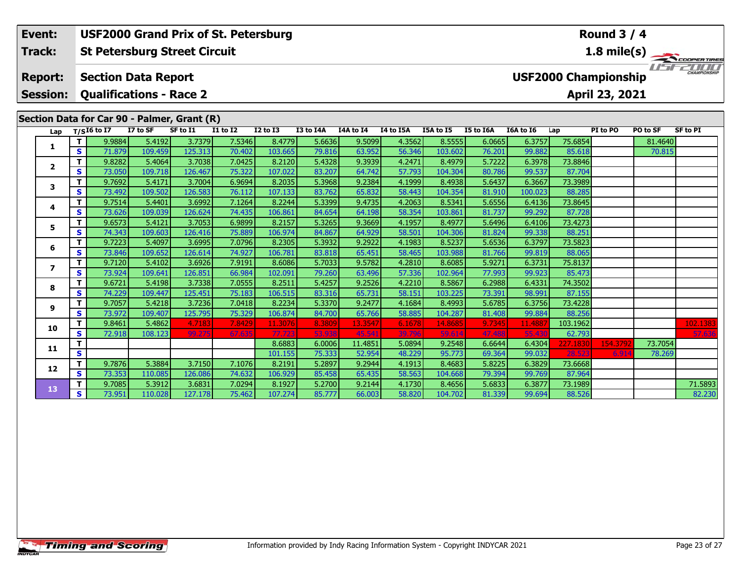| Event: | USF2000 Grand Prix of St. Petersburg | Round 3 / 4 |
|---|---|---|
| Track: | St Petersburg Street Circuit | 1.8 mile(s) |
| Report: | Section Data Report | USF2000 Championship |
| Session: | Qualifications - Race 2 | April 23, 2021 |

## Section Data for Car 90 - Palmer, Grant (R)

| Lap | T/S | I6 to I7 | I7 to SF | SF to I1 | I1 to I2 | I2 to I3 | I3 to I4A | I4A to I4 | I4 to I5A | I5A to I5 | I5 to I6A | I6A to I6 | Lap | PI to PO | PO to SF | SF to PI |
|---|---|---|---|---|---|---|---|---|---|---|---|---|---|---|---|---|
| 1 | T | 9.9884 | 5.4192 | 3.7379 | 7.5346 | 8.4779 | 5.6636 | 9.5099 | 4.3562 | 8.5555 | 6.0665 | 6.3757 | 75.6854 | | 81.4640 | |
| | S | 71.879 | 109.459 | 125.313 | 70.402 | 103.665 | 79.816 | 63.952 | 56.346 | 103.602 | 76.201 | 99.882 | 85.618 | | 70.815 | |
| 2 | T | 9.8282 | 5.4064 | 3.7038 | 7.0425 | 8.2120 | 5.4328 | 9.3939 | 4.2471 | 8.4979 | 5.7222 | 6.3978 | 73.8846 | | | |
| | S | 73.050 | 109.718 | 126.467 | 75.322 | 107.022 | 83.207 | 64.742 | 57.793 | 104.304 | 80.786 | 99.537 | 87.704 | | | |
| 3 | T | 9.7692 | 5.4171 | 3.7004 | 6.9694 | 8.2035 | 5.3968 | 9.2384 | 4.1999 | 8.4938 | 5.6437 | 6.3667 | 73.3989 | | | |
| | S | 73.492 | 109.502 | 126.583 | 76.112 | 107.133 | 83.762 | 65.832 | 58.443 | 104.354 | 81.910 | 100.023 | 88.285 | | | |
| 4 | T | 9.7514 | 5.4401 | 3.6992 | 7.1264 | 8.2244 | 5.3399 | 9.4735 | 4.2063 | 8.5341 | 5.6556 | 6.4136 | 73.8645 | | | |
| | S | 73.626 | 109.039 | 126.624 | 74.435 | 106.861 | 84.654 | 64.198 | 58.354 | 103.861 | 81.737 | 99.292 | 87.728 | | | |
| 5 | T | 9.6573 | 5.4121 | 3.7053 | 6.9899 | 8.2157 | 5.3265 | 9.3669 | 4.1957 | 8.4977 | 5.6496 | 6.4106 | 73.4273 | | | |
| | S | 74.343 | 109.603 | 126.416 | 75.889 | 106.974 | 84.867 | 64.929 | 58.501 | 104.306 | 81.824 | 99.338 | 88.251 | | | |
| 6 | T | 9.7223 | 5.4097 | 3.6995 | 7.0796 | 8.2305 | 5.3932 | 9.2922 | 4.1983 | 8.5237 | 5.6536 | 6.3797 | 73.5823 | | | |
| | S | 73.846 | 109.652 | 126.614 | 74.927 | 106.781 | 83.818 | 65.451 | 58.465 | 103.988 | 81.766 | 99.819 | 88.065 | | | |
| 7 | T | 9.7120 | 5.4102 | 3.6926 | 7.9191 | 8.6086 | 5.7033 | 9.5782 | 4.2810 | 8.6085 | 5.9271 | 6.3731 | 75.8137 | | | |
| | S | 73.924 | 109.641 | 126.851 | 66.984 | 102.091 | 79.260 | 63.496 | 57.336 | 102.964 | 77.993 | 99.923 | 85.473 | | | |
| 8 | T | 9.6721 | 5.4198 | 3.7338 | 7.0555 | 8.2511 | 5.4257 | 9.2526 | 4.2210 | 8.5867 | 6.2988 | 6.4331 | 74.3502 | | | |
| | S | 74.229 | 109.447 | 125.451 | 75.183 | 106.515 | 83.316 | 65.731 | 58.151 | 103.225 | 73.391 | 98.991 | 87.155 | | | |
| 9 | T | 9.7057 | 5.4218 | 3.7236 | 7.0418 | 8.2234 | 5.3370 | 9.2477 | 4.1684 | 8.4993 | 5.6785 | 6.3756 | 73.4228 | | | |
| | S | 73.972 | 109.407 | 125.795 | 75.329 | 106.874 | 84.700 | 65.766 | 58.885 | 104.287 | 81.408 | 99.884 | 88.256 | | | |
| 10 | T | 9.8461 | 5.4862 | 4.7183 | 7.8429 | 11.3076 | 8.3809 | 13.3547 | 6.1678 | 14.8685 | 9.7345 | 11.4887 | 103.1962 | | | 102.1383 |
| | S | 72.918 | 108.123 | 99.275 | 67.635 | 77.723 | 53.938 | 45.541 | 39.796 | 59.614 | 47.488 | 55.430 | 62.793 | | | 57.636 |
| 11 | T | | | | | 8.6883 | 6.0006 | 11.4851 | 5.0894 | 9.2548 | 6.6644 | 6.4304 | 227.1830 | 154.3792 | 73.7054 | |
| | S | | | | | 101.155 | 75.333 | 52.954 | 48.229 | 95.773 | 69.364 | 99.032 | 28.523 | 6.914 | 78.269 | |
| 12 | T | 9.7876 | 5.3884 | 3.7150 | 7.1076 | 8.2191 | 5.2897 | 9.2944 | 4.1913 | 8.4683 | 5.8225 | 6.3829 | 73.6668 | | | |
| | S | 73.353 | 110.085 | 126.086 | 74.632 | 106.929 | 85.458 | 65.435 | 58.563 | 104.668 | 79.394 | 99.769 | 87.964 | | | |
| 13 | T | 9.7085 | 5.3912 | 3.6831 | 7.0294 | 8.1927 | 5.2700 | 9.2144 | 4.1730 | 8.4656 | 5.6833 | 6.3877 | 73.1989 | | | 71.5893 |
| | S | 73.951 | 110.028 | 127.178 | 75.462 | 107.274 | 85.777 | 66.003 | 58.820 | 104.702 | 81.339 | 99.694 | 88.526 | | | 82.230 |

Information provided by Indy Racing Information System - Copyright INDYCAR 2021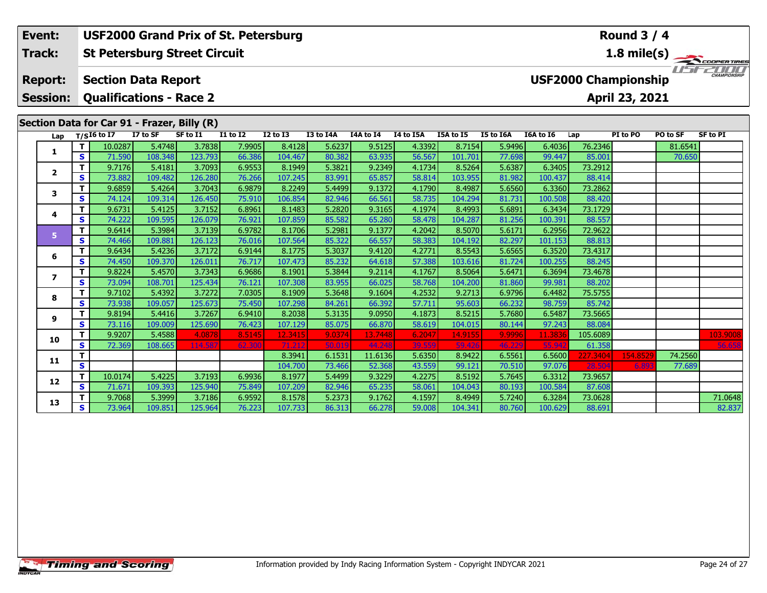| | | |
|---|---|---|
| **Event:** | **USF2000 Grand Prix of St. Petersburg** | **Round 3 / 4** |
| **Track:** | **St Petersburg Street Circuit** | **1.8 mile(s)** |
| **Report:** | **Section Data Report** | **USF2000 Championship** |
| **Session:** | **Qualifications - Race 2** | **April 23, 2021** |

## Section Data for Car 91 - Frazer, Billy (R)

| Lap | T/S | I6 to I7 | I7 to SF | SF to I1 | I1 to I2 | I2 to I3 | I3 to I4A | I4A to I4 | I4 to I5A | I5A to I5 | I5 to I6A | I6A to I6 | Lap | PI to PO | PO to SF | SF to PI |
|---|---|---|---|---|---|---|---|---|---|---|---|---|---|---|---|---|
| 1 | T | 10.0287 | 5.4748 | 3.7838 | 7.9905 | 8.4128 | 5.6237 | 9.5125 | 4.3392 | 8.7154 | 5.9496 | 6.4036 | 76.2346 | | 81.6541 | |
| | S | 71.590 | 108.348 | 123.793 | 66.386 | 104.467 | 80.382 | 63.935 | 56.567 | 101.701 | 77.698 | 99.447 | 85.001 | | 70.650 | |
| 2 | T | 9.7176 | 5.4181 | 3.7093 | 6.9553 | 8.1949 | 5.3821 | 9.2349 | 4.1734 | 8.5264 | 5.6387 | 6.3405 | 73.2912 | | | |
| | S | 73.882 | 109.482 | 126.280 | 76.266 | 107.245 | 83.991 | 65.857 | 58.814 | 103.955 | 81.982 | 100.437 | 88.414 | | | |
| 3 | T | 9.6859 | 5.4264 | 3.7043 | 6.9879 | 8.2249 | 5.4499 | 9.1372 | 4.1790 | 8.4987 | 5.6560 | 6.3360 | 73.2862 | | | |
| | S | 74.124 | 109.314 | 126.450 | 75.910 | 106.854 | 82.946 | 66.561 | 58.735 | 104.294 | 81.731 | 100.508 | 88.420 | | | |
| 4 | T | 9.6731 | 5.4125 | 3.7152 | 6.8961 | 8.1483 | 5.2820 | 9.3165 | 4.1974 | 8.4993 | 5.6891 | 6.3434 | 73.1729 | | | |
| | S | 74.222 | 109.595 | 126.079 | 76.921 | 107.859 | 85.582 | 65.280 | 58.478 | 104.287 | 81.256 | 100.391 | 88.557 | | | |
| 5 | T | 9.6414 | 5.3984 | 3.7139 | 6.9782 | 8.1706 | 5.2981 | 9.1377 | 4.2042 | 8.5070 | 5.6171 | 6.2956 | 72.9622 | | | |
| | S | 74.466 | 109.881 | 126.123 | 76.016 | 107.564 | 85.322 | 66.557 | 58.383 | 104.192 | 82.297 | 101.153 | 88.813 | | | |
| 6 | T | 9.6434 | 5.4236 | 3.7172 | 6.9144 | 8.1775 | 5.3037 | 9.4120 | 4.2771 | 8.5543 | 5.6565 | 6.3520 | 73.4317 | | | |
| | S | 74.450 | 109.370 | 126.011 | 76.717 | 107.473 | 85.232 | 64.618 | 57.388 | 103.616 | 81.724 | 100.255 | 88.245 | | | |
| 7 | T | 9.8224 | 5.4570 | 3.7343 | 6.9686 | 8.1901 | 5.3844 | 9.2114 | 4.1767 | 8.5064 | 5.6471 | 6.3694 | 73.4678 | | | |
| | S | 73.094 | 108.701 | 125.434 | 76.121 | 107.308 | 83.955 | 66.025 | 58.768 | 104.200 | 81.860 | 99.981 | 88.202 | | | |
| 8 | T | 9.7102 | 5.4392 | 3.7272 | 7.0305 | 8.1909 | 5.3648 | 9.1604 | 4.2532 | 9.2713 | 6.9796 | 6.4482 | 75.5755 | | | |
| | S | 73.938 | 109.057 | 125.673 | 75.450 | 107.298 | 84.261 | 66.392 | 57.711 | 95.603 | 66.232 | 98.759 | 85.742 | | | |
| 9 | T | 9.8194 | 5.4416 | 3.7267 | 6.9410 | 8.2038 | 5.3135 | 9.0950 | 4.1873 | 8.5215 | 5.7680 | 6.5487 | 73.5665 | | | |
| | S | 73.116 | 109.009 | 125.690 | 76.423 | 107.129 | 85.075 | 66.870 | 58.619 | 104.015 | 80.144 | 97.243 | 88.084 | | | |
| 10 | T | 9.9207 | 5.4588 | 4.0878 | 8.5145 | 12.3415 | 9.0374 | 13.7448 | 6.2047 | 14.9155 | 9.9996 | 11.3836 | 105.6089 | | | 103.9008 |
| | S | 72.369 | 108.665 | 114.587 | 62.300 | 71.212 | 50.019 | 44.248 | 39.559 | 59.426 | 46.229 | 55.942 | 61.358 | | | 56.658 |
| 11 | T | | | | | 8.3941 | 6.1531 | 11.6136 | 5.6350 | 8.9422 | 6.5561 | 6.5600 | 227.3404 | 154.8529 | 74.2560 | |
| | S | | | | | 104.700 | 73.466 | 52.368 | 43.559 | 99.121 | 70.510 | 97.076 | 28.504 | 6.893 | 77.689 | |
| 12 | T | 10.0174 | 5.4225 | 3.7193 | 6.9936 | 8.1977 | 5.4499 | 9.3229 | 4.2275 | 8.5192 | 5.7645 | 6.3312 | 73.9657 | | | |
| | S | 71.671 | 109.393 | 125.940 | 75.849 | 107.209 | 82.946 | 65.235 | 58.061 | 104.043 | 80.193 | 100.584 | 87.608 | | | |
| 13 | T | 9.7068 | 5.3999 | 3.7186 | 6.9592 | 8.1578 | 5.2373 | 9.1762 | 4.1597 | 8.4949 | 5.7240 | 6.3284 | 73.0628 | | | 71.0648 |
| | S | 73.964 | 109.851 | 125.964 | 76.223 | 107.733 | 86.313 | 66.278 | 59.008 | 104.341 | 80.760 | 100.629 | 88.691 | | | 82.837 |

Information provided by Indy Racing Information System - Copyright INDYCAR 2021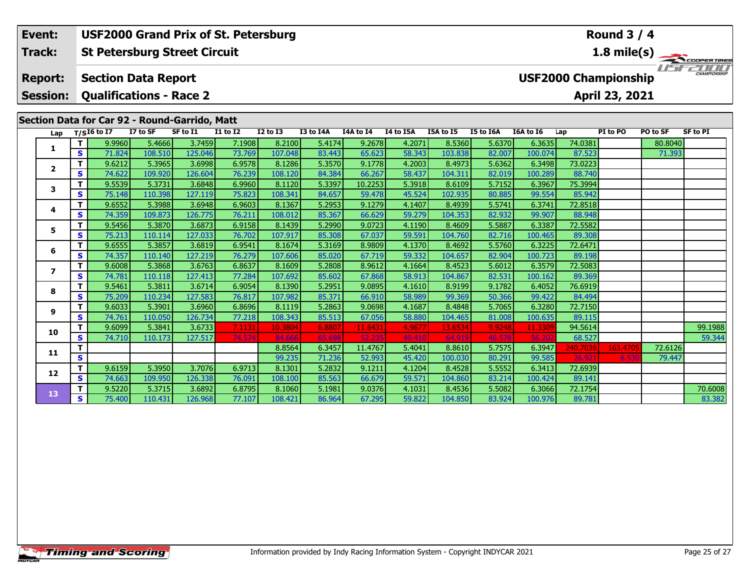| Event: | USF2000 Grand Prix of St. Petersburg | Round 3 / 4 |
|---|---|---|
| Track: | St Petersburg Street Circuit | 1.8 mile(s) |
| Report: | Section Data Report | USF2000 Championship |
| Session: | Qualifications - Race 2 | April 23, 2021 |

## Section Data for Car 92 - Round-Garrido, Matt

| Lap | T/S | I6 to I7 | I7 to SF | SF to I1 | I1 to I2 | I2 to I3 | I3 to I4A | I4A to I4 | I4 to I5A | I5A to I5 | I5 to I6A | I6A to I6 | Lap | PI to PO | PO to SF | SF to PI |
|---|---|---|---|---|---|---|---|---|---|---|---|---|---|---|---|---|
| 1 | T | 9.9960 | 5.4666 | 3.7459 | 7.1908 | 8.2100 | 5.4174 | 9.2678 | 4.2071 | 8.5360 | 5.6370 | 6.3635 | 74.0381 | | 80.8040 | |
| | S | 71.824 | 108.510 | 125.046 | 73.769 | 107.048 | 83.443 | 65.623 | 58.343 | 103.838 | 82.007 | 100.074 | 87.523 | | 71.393 | |
| 2 | T | 9.6212 | 5.3965 | 3.6998 | 6.9578 | 8.1286 | 5.3570 | 9.1778 | 4.2003 | 8.4973 | 5.6362 | 6.3498 | 73.0223 | | | |
| | S | 74.622 | 109.920 | 126.604 | 76.239 | 108.120 | 84.384 | 66.267 | 58.437 | 104.311 | 82.019 | 100.289 | 88.740 | | | |
| 3 | T | 9.5539 | 5.3731 | 3.6848 | 6.9960 | 8.1120 | 5.3397 | 10.2253 | 5.3918 | 8.6109 | 5.7152 | 6.3967 | 75.3994 | | | |
| | S | 75.148 | 110.398 | 127.119 | 75.823 | 108.341 | 84.657 | 59.478 | 45.524 | 102.935 | 80.885 | 99.554 | 85.942 | | | |
| 4 | T | 9.6552 | 5.3988 | 3.6948 | 6.9603 | 8.1367 | 5.2953 | 9.1279 | 4.1407 | 8.4939 | 5.5741 | 6.3741 | 72.8518 | | | |
| | S | 74.359 | 109.873 | 126.775 | 76.211 | 108.012 | 85.367 | 66.629 | 59.279 | 104.353 | 82.932 | 99.907 | 88.948 | | | |
| 5 | T | 9.5456 | 5.3870 | 3.6873 | 6.9158 | 8.1439 | 5.2990 | 9.0723 | 4.1190 | 8.4609 | 5.5887 | 6.3387 | 72.5582 | | | |
| | S | 75.213 | 110.114 | 127.033 | 76.702 | 107.917 | 85.308 | 67.037 | 59.591 | 104.760 | 82.716 | 100.465 | 89.308 | | | |
| 6 | T | 9.6555 | 5.3857 | 3.6819 | 6.9541 | 8.1674 | 5.3169 | 8.9809 | 4.1370 | 8.4692 | 5.5760 | 6.3225 | 72.6471 | | | |
| | S | 74.357 | 110.140 | 127.219 | 76.279 | 107.606 | 85.020 | 67.719 | 59.332 | 104.657 | 82.904 | 100.723 | 89.198 | | | |
| 7 | T | 9.6008 | 5.3868 | 3.6763 | 6.8637 | 8.1609 | 5.2808 | 8.9612 | 4.1664 | 8.4523 | 5.6012 | 6.3579 | 72.5083 | | | |
| | S | 74.781 | 110.118 | 127.413 | 77.284 | 107.692 | 85.602 | 67.868 | 58.913 | 104.867 | 82.531 | 100.162 | 89.369 | | | |
| 8 | T | 9.5461 | 5.3811 | 3.6714 | 6.9054 | 8.1390 | 5.2951 | 9.0895 | 4.1610 | 8.9199 | 9.1782 | 6.4052 | 76.6919 | | | |
| | S | 75.209 | 110.234 | 127.583 | 76.817 | 107.982 | 85.371 | 66.910 | 58.989 | 99.369 | 50.366 | 99.422 | 84.494 | | | |
| 9 | T | 9.6033 | 5.3901 | 3.6960 | 6.8696 | 8.1119 | 5.2863 | 9.0698 | 4.1687 | 8.4848 | 5.7065 | 6.3280 | 72.7150 | | | |
| | S | 74.761 | 110.050 | 126.734 | 77.218 | 108.343 | 85.513 | 67.056 | 58.880 | 104.465 | 81.008 | 100.635 | 89.115 | | | |
| 10 | T | 9.6099 | 5.3841 | 3.6733 | 7.1131 | 10.3804 | 6.8807 | 11.6431 | 4.9677 | 13.6534 | 9.9248 | 11.3309 | 94.5614 | | | 99.1988 |
| | S | 74.710 | 110.173 | 127.517 | 74.574 | 84.666 | 65.698 | 52.235 | 49.410 | 64.919 | 46.578 | 56.202 | 68.527 | | | 59.344 |
| 11 | T | | | | | 8.8564 | 6.3457 | 11.4767 | 5.4041 | 8.8610 | 5.7575 | 6.3947 | 240.7036 | 163.4705 | 72.6126 | |
| | S | | | | | 99.235 | 71.236 | 52.993 | 45.420 | 100.030 | 80.291 | 99.585 | 26.921 | 6.530 | 79.447 | |
| 12 | T | 9.6159 | 5.3950 | 3.7076 | 6.9713 | 8.1301 | 5.2832 | 9.1211 | 4.1204 | 8.4528 | 5.5552 | 6.3413 | 72.6939 | | | |
| | S | 74.663 | 109.950 | 126.338 | 76.091 | 108.100 | 85.563 | 66.679 | 59.571 | 104.860 | 83.214 | 100.424 | 89.141 | | | |
| 13 | T | 9.5220 | 5.3715 | 3.6892 | 6.8795 | 8.1060 | 5.1981 | 9.0376 | 4.1031 | 8.4536 | 5.5082 | 6.3066 | 72.1754 | | | 70.6008 |
| | S | 75.400 | 110.431 | 126.968 | 77.107 | 108.421 | 86.964 | 67.295 | 59.822 | 104.850 | 83.924 | 100.976 | 89.781 | | | 83.382 |

Information provided by Indy Racing Information System - Copyright INDYCAR 2021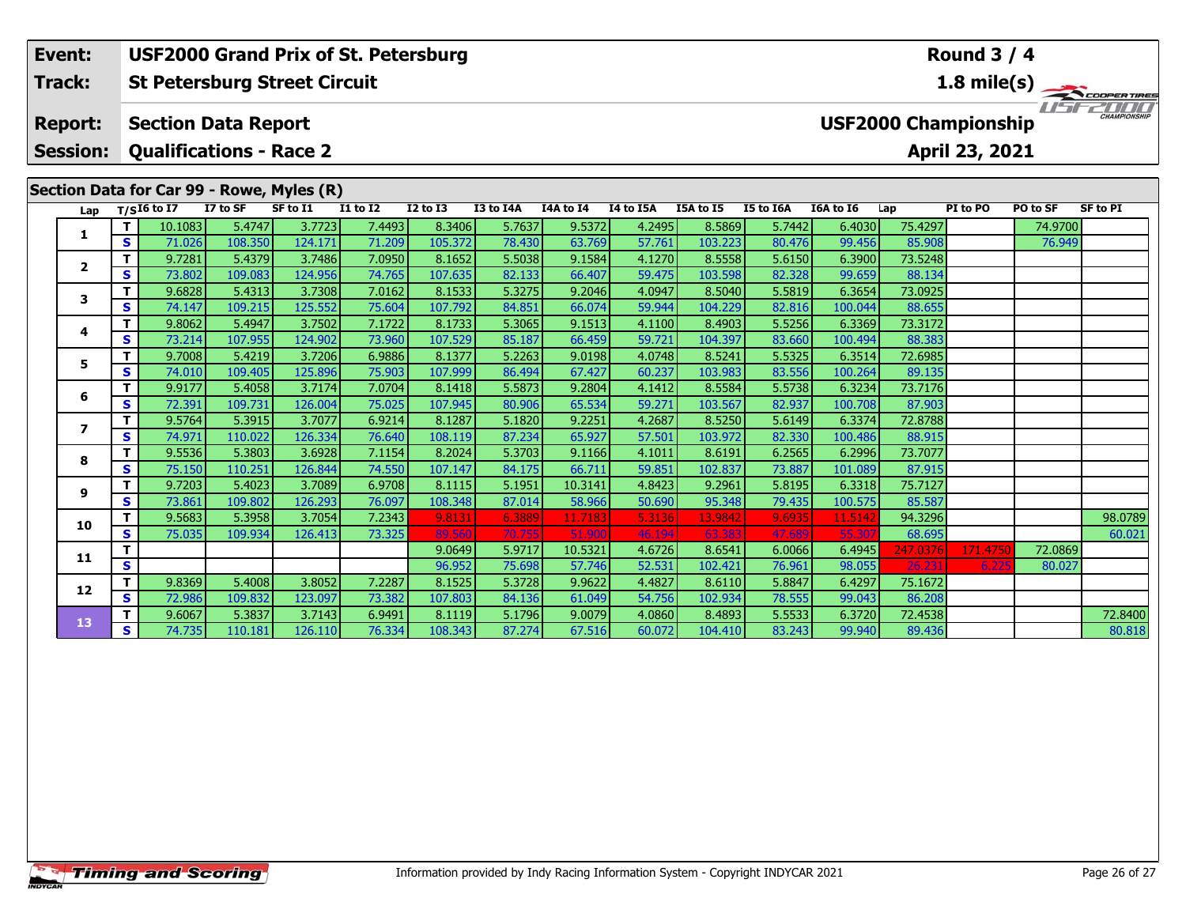| Event: | USF2000 Grand Prix of St. Petersburg | Round 3 / 4 |
|---|---|---|
| Track: | St Petersburg Street Circuit | 1.8 mile(s) |
| Report: | Section Data Report | USF2000 Championship |
| Session: | Qualifications - Race 2 | April 23, 2021 |

## Section Data for Car 99 - Rowe, Myles (R)

| Lap | T/S | I6 to I7 | I7 to SF | SF to I1 | I1 to I2 | I2 to I3 | I3 to I4A | I4A to I4 | I4 to I5A | I5A to I5 | I5 to I6A | I6A to I6 | Lap | PI to PO | PO to SF | SF to PI |
|---|---|---|---|---|---|---|---|---|---|---|---|---|---|---|---|---|
| 1 | T | 10.1083 | 5.4747 | 3.7723 | 7.4493 | 8.3406 | 5.7637 | 9.5372 | 4.2495 | 8.5869 | 5.7442 | 6.4030 | 75.4297 | | 74.9700 | |
| | S | 71.026 | 108.350 | 124.171 | 71.209 | 105.372 | 78.430 | 63.769 | 57.761 | 103.223 | 80.476 | 99.456 | 85.908 | | 76.949 | |
| 2 | T | 9.7281 | 5.4379 | 3.7486 | 7.0950 | 8.1652 | 5.5038 | 9.1584 | 4.1270 | 8.5558 | 5.6150 | 6.3900 | 73.5248 | | | |
| | S | 73.802 | 109.083 | 124.956 | 74.765 | 107.635 | 82.133 | 66.407 | 59.475 | 103.598 | 82.328 | 99.659 | 88.134 | | | |
| 3 | T | 9.6828 | 5.4313 | 3.7308 | 7.0162 | 8.1533 | 5.3275 | 9.2046 | 4.0947 | 8.5040 | 5.5819 | 6.3654 | 73.0925 | | | |
| | S | 74.147 | 109.215 | 125.552 | 75.604 | 107.792 | 84.851 | 66.074 | 59.944 | 104.229 | 82.816 | 100.044 | 88.655 | | | |
| 4 | T | 9.8062 | 5.4947 | 3.7502 | 7.1722 | 8.1733 | 5.3065 | 9.1513 | 4.1100 | 8.4903 | 5.5256 | 6.3369 | 73.3172 | | | |
| | S | 73.214 | 107.955 | 124.902 | 73.960 | 107.529 | 85.187 | 66.459 | 59.721 | 104.397 | 83.660 | 100.494 | 88.383 | | | |
| 5 | T | 9.7008 | 5.4219 | 3.7206 | 6.9886 | 8.1377 | 5.2263 | 9.0198 | 4.0748 | 8.5241 | 5.5325 | 6.3514 | 72.6985 | | | |
| | S | 74.010 | 109.405 | 125.896 | 75.903 | 107.999 | 86.494 | 67.427 | 60.237 | 103.983 | 83.556 | 100.264 | 89.135 | | | |
| 6 | T | 9.9177 | 5.4058 | 3.7174 | 7.0704 | 8.1418 | 5.5873 | 9.2804 | 4.1412 | 8.5584 | 5.5738 | 6.3234 | 73.7176 | | | |
| | S | 72.391 | 109.731 | 126.004 | 75.025 | 107.945 | 80.906 | 65.534 | 59.271 | 103.567 | 82.937 | 100.708 | 87.903 | | | |
| 7 | T | 9.5764 | 5.3915 | 3.7077 | 6.9214 | 8.1287 | 5.1820 | 9.2251 | 4.2687 | 8.5250 | 5.6149 | 6.3374 | 72.8788 | | | |
| | S | 74.971 | 110.022 | 126.334 | 76.640 | 108.119 | 87.234 | 65.927 | 57.501 | 103.972 | 82.330 | 100.486 | 88.915 | | | |
| 8 | T | 9.5536 | 5.3803 | 3.6928 | 7.1154 | 8.2024 | 5.3703 | 9.1166 | 4.1011 | 8.6191 | 6.2565 | 6.2996 | 73.7077 | | | |
| | S | 75.150 | 110.251 | 126.844 | 74.550 | 107.147 | 84.175 | 66.711 | 59.851 | 102.837 | 73.887 | 101.089 | 87.915 | | | |
| 9 | T | 9.7203 | 5.4023 | 3.7089 | 6.9708 | 8.1115 | 5.1951 | 10.3141 | 4.8423 | 9.2961 | 5.8195 | 6.3318 | 75.7127 | | | |
| | S | 73.861 | 109.802 | 126.293 | 76.097 | 108.348 | 87.014 | 58.966 | 50.690 | 95.348 | 79.435 | 100.575 | 85.587 | | | |
| 10 | T | 9.5683 | 5.3958 | 3.7054 | 7.2343 | 9.8131 | 6.3889 | 11.7183 | 5.3136 | 13.9842 | 9.6935 | 11.5142 | 94.3296 | | | 98.0789 |
| | S | 75.035 | 109.934 | 126.413 | 73.325 | 89.560 | 70.755 | 51.900 | 46.194 | 63.383 | 47.689 | 55.307 | 68.695 | | | 60.021 |
| 11 | T | | | | | 9.0649 | 5.9717 | 10.5321 | 4.6726 | 8.6541 | 6.0066 | 6.4945 | 247.0376 | 171.4750 | 72.0869 | |
| | S | | | | | 96.952 | 75.698 | 57.746 | 52.531 | 102.421 | 76.961 | 98.055 | 26.231 | 6.225 | 80.027 | |
| 12 | T | 9.8369 | 5.4008 | 3.8052 | 7.2287 | 8.1525 | 5.3728 | 9.9622 | 4.4827 | 8.6110 | 5.8847 | 6.4297 | 75.1672 | | | |
| | S | 72.986 | 109.832 | 123.097 | 73.382 | 107.803 | 84.136 | 61.049 | 54.756 | 102.934 | 78.555 | 99.043 | 86.208 | | | |
| 13 | T | 9.6067 | 5.3837 | 3.7143 | 6.9491 | 8.1119 | 5.1796 | 9.0079 | 4.0860 | 8.4893 | 5.5533 | 6.3720 | 72.4538 | | | 72.8400 |
| | S | 74.735 | 110.181 | 126.110 | 76.334 | 108.343 | 87.274 | 67.516 | 60.072 | 104.410 | 83.243 | 99.940 | 89.436 | | | 80.818 |

Information provided by Indy Racing Information System - Copyright INDYCAR 2021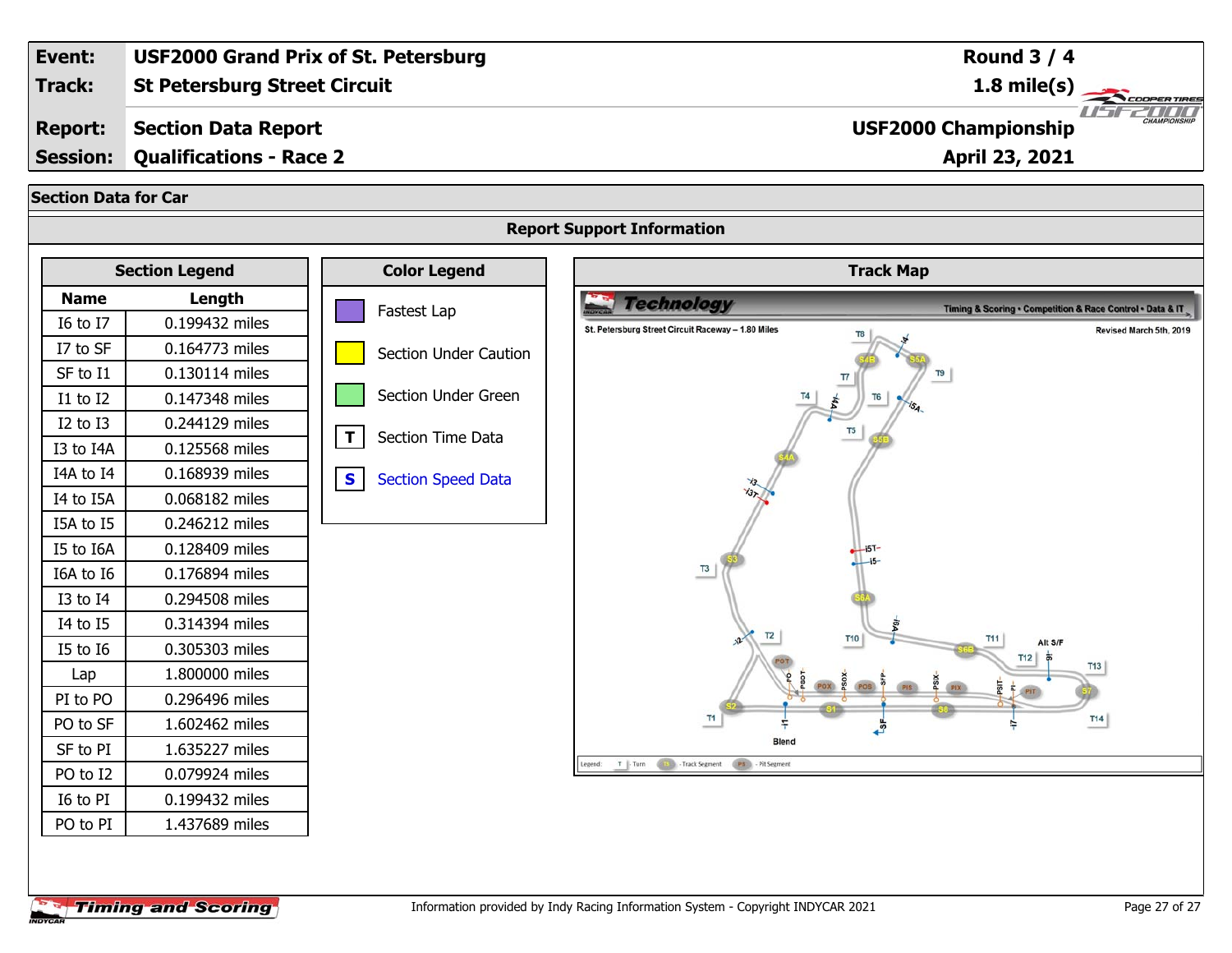| | | | |
|---|---|---|---|
| **Event:** | **USF2000 Grand Prix of St. Petersburg** | **Round 3 / 4** | |
| **Track:** | **St Petersburg Street Circuit** | **1.8 mile(s)** | |
| **Report:** | **Section Data Report** | **USF2000 Championship** | |
| **Session:** | **Qualifications - Race 2** | **April 23, 2021** | |

## Section Data for Car

### Report Support Information

#### Section Legend

| Name | Length |
|---|---|
| I6 to I7 | 0.199432 miles |
| I7 to SF | 0.164773 miles |
| SF to I1 | 0.130114 miles |
| I1 to I2 | 0.147348 miles |
| I2 to I3 | 0.244129 miles |
| I3 to I4A | 0.125568 miles |
| I4A to I4 | 0.168939 miles |
| I4 to I5A | 0.068182 miles |
| I5A to I5 | 0.246212 miles |
| I5 to I6A | 0.128409 miles |
| I6A to I6 | 0.176894 miles |
| I3 to I4 | 0.294508 miles |
| I4 to I5 | 0.314394 miles |
| I5 to I6 | 0.305303 miles |
| Lap | 1.800000 miles |
| PI to PO | 0.296496 miles |
| PO to SF | 1.602462 miles |
| SF to PI | 1.635227 miles |
| PO to I2 | 0.079924 miles |
| I6 to PI | 0.199432 miles |
| PO to PI | 1.437689 miles |

#### Color Legend

- Fastest Lap
- Section Under Caution
- Section Under Green
- T — Section Time Data
- S — Section Speed Data

#### Track Map

Technology

Timing & Scoring • Competition & Race Control • Data & IT

St. Petersburg Street Circuit Raceway – 1.80 Miles

Revised March 5th, 2019

T1 T2 T3 T4 T5 T6 T7 T8 T9 T10 T11 T12 T13 T14

S1 S2 S3 S4A S4B S5A S5B S6A S6B S7 S8

I1 I2 I3 I3T I4 I4A I5 I5T I5A I6 I6A I7 SF SFP PO PI PSOT PSOX PSIX PSIT

POT POX POS PIS PIX PIT

Alt S/F

Blend

Legend: T - Turn, T1 - Track Segment, PS - Pit Segment

Information provided by Indy Racing Information System - Copyright INDYCAR 2021